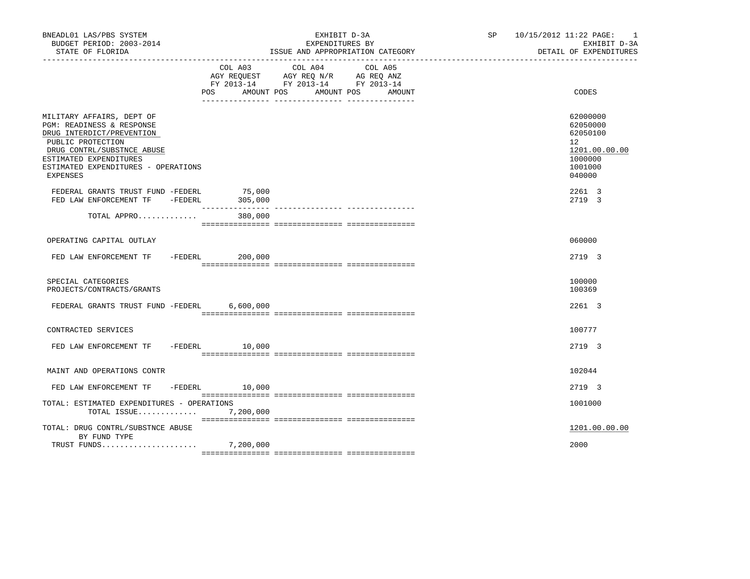BNEADL01 LAS/PBS SYSTEM
BUDGET PERIOD: 2003-2014
STATE OF FLORIDA

EXHIBIT D-3A
EXPENDITURES BY
ISSUE AND APPROPRIATION CATEGORY

SP 10/15/2012 11:22
EXHIBIT D-3A
DETAIL OF EXPENDITURES

| | COL A03 AGY REQUEST FY 2013-14 POS | AMOUNT | COL A04 AGY REQ N/R FY 2013-14 POS | AMOUNT | COL A05 AG REQ ANZ FY 2013-14 POS | AMOUNT | CODES |
|---|---|---|---|---|---|---|---|
| MILITARY AFFAIRS, DEPT OF | | | | | | | 62000000 |
| PGM: READINESS & RESPONSE | | | | | | | 62050000 |
| DRUG INTERDICT/PREVENTION | | | | | | | 62050100 |
| PUBLIC PROTECTION | | | | | | | 12 |
| DRUG CONTRL/SUBSTNCE ABUSE | | | | | | | 1201.00.00.00 |
| ESTIMATED EXPENDITURES | | | | | | | 1000000 |
| ESTIMATED EXPENDITURES - OPERATIONS | | | | | | | 1001000 |
| EXPENSES | | | | | | | 040000 |
| FEDERAL GRANTS TRUST FUND -FEDERL | | 75,000 | | | | | 2261 3 |
| FED LAW ENFORCEMENT TF -FEDERL | | 305,000 | | | | | 2719 3 |
| TOTAL APPRO............ | | 380,000 | | | | | |
| OPERATING CAPITAL OUTLAY | | | | | | | 060000 |
| FED LAW ENFORCEMENT TF -FEDERL | | 200,000 | | | | | 2719 3 |
| SPECIAL CATEGORIES | | | | | | | 100000 |
| PROJECTS/CONTRACTS/GRANTS | | | | | | | 100369 |
| FEDERAL GRANTS TRUST FUND -FEDERL | | 6,600,000 | | | | | 2261 3 |
| CONTRACTED SERVICES | | | | | | | 100777 |
| FED LAW ENFORCEMENT TF -FEDERL | | 10,000 | | | | | 2719 3 |
| MAINT AND OPERATIONS CONTR | | | | | | | 102044 |
| FED LAW ENFORCEMENT TF -FEDERL | | 10,000 | | | | | 2719 3 |
| TOTAL: ESTIMATED EXPENDITURES - OPERATIONS | | | | | | | 1001000 |
| TOTAL ISSUE............ | | 7,200,000 | | | | | |
| TOTAL: DRUG CONTRL/SUBSTNCE ABUSE | | | | | | | 1201.00.00.00 |
| BY FUND TYPE | | | | | | | |
| TRUST FUNDS.................... | | 7,200,000 | | | | | 2000 |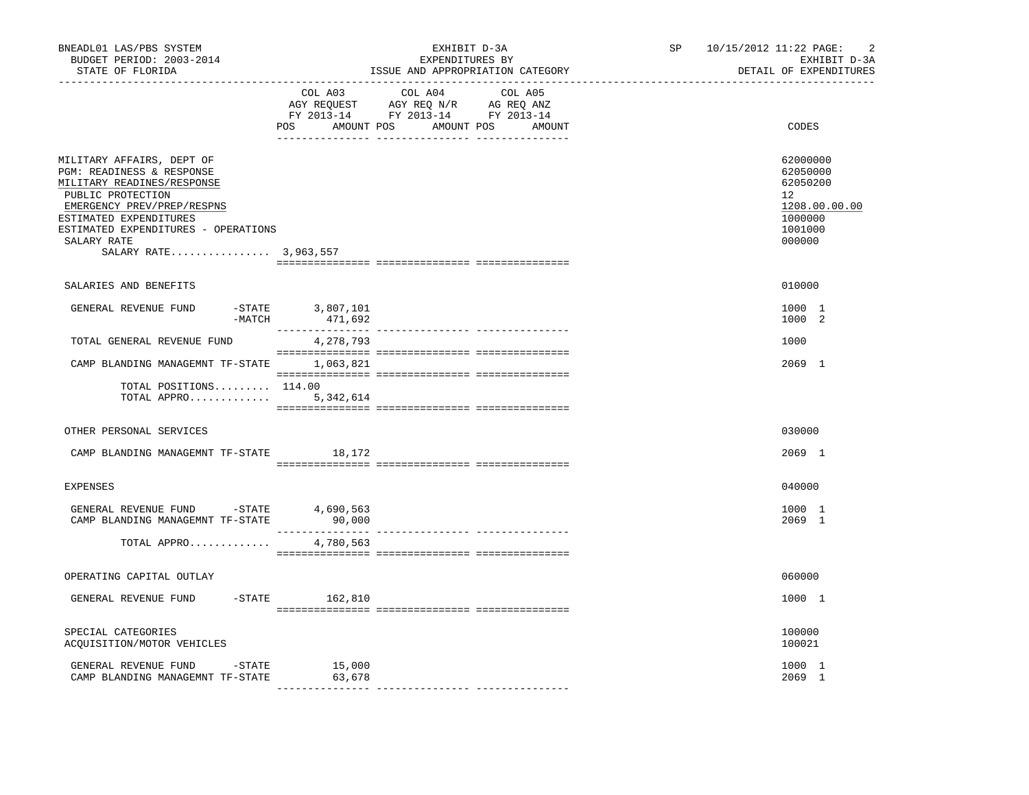BNEADL01 LAS/PBS SYSTEM
BUDGET PERIOD: 2003-2014
STATE OF FLORIDA

EXHIBIT D-3A
EXPENDITURES BY
ISSUE AND APPROPRIATION CATEGORY

SP 10/15/2012 11:22
EXHIBIT D-3A
DETAIL OF EXPENDITURES

| | COL A03 AGY REQUEST FY 2013-14 POS AMOUNT | COL A04 AGY REQ N/R FY 2013-14 POS AMOUNT | COL A05 AG REQ ANZ FY 2013-14 POS AMOUNT | CODES |
|---|---|---|---|---|
| MILITARY AFFAIRS, DEPT OF | | | | 62000000 |
| PGM: READINESS & RESPONSE | | | | 62050000 |
| MILITARY READINES/RESPONSE | | | | 62050200 |
| PUBLIC PROTECTION | | | | 12 |
| EMERGENCY PREV/PREP/RESPNS | | | | 1208.00.00.00 |
| ESTIMATED EXPENDITURES | | | | 1000000 |
| ESTIMATED EXPENDITURES - OPERATIONS | | | | 1001000 |
| SALARY RATE | | | | 000000 |
| SALARY RATE................ 3,963,557 | | | | |
| SALARIES AND BENEFITS | | | | 010000 |
| GENERAL REVENUE FUND -STATE | 3,807,101 | | | 1000 1 |
| -MATCH | 471,692 | | | 1000 2 |
| TOTAL GENERAL REVENUE FUND | 4,278,793 | | | 1000 |
| CAMP BLANDING MANAGEMNT TF-STATE | 1,063,821 | | | 2069 1 |
| TOTAL POSITIONS......... | 114.00 | | | |
| TOTAL APPRO............. | 5,342,614 | | | |
| OTHER PERSONAL SERVICES | | | | 030000 |
| CAMP BLANDING MANAGEMNT TF-STATE | 18,172 | | | 2069 1 |
| EXPENSES | | | | 040000 |
| GENERAL REVENUE FUND -STATE | 4,690,563 | | | 1000 1 |
| CAMP BLANDING MANAGEMNT TF-STATE | 90,000 | | | 2069 1 |
| TOTAL APPRO............. | 4,780,563 | | | |
| OPERATING CAPITAL OUTLAY | | | | 060000 |
| GENERAL REVENUE FUND -STATE | 162,810 | | | 1000 1 |
| SPECIAL CATEGORIES | | | | 100000 |
| ACQUISITION/MOTOR VEHICLES | | | | 100021 |
| GENERAL REVENUE FUND -STATE | 15,000 | | | 1000 1 |
| CAMP BLANDING MANAGEMNT TF-STATE | 63,678 | | | 2069 1 |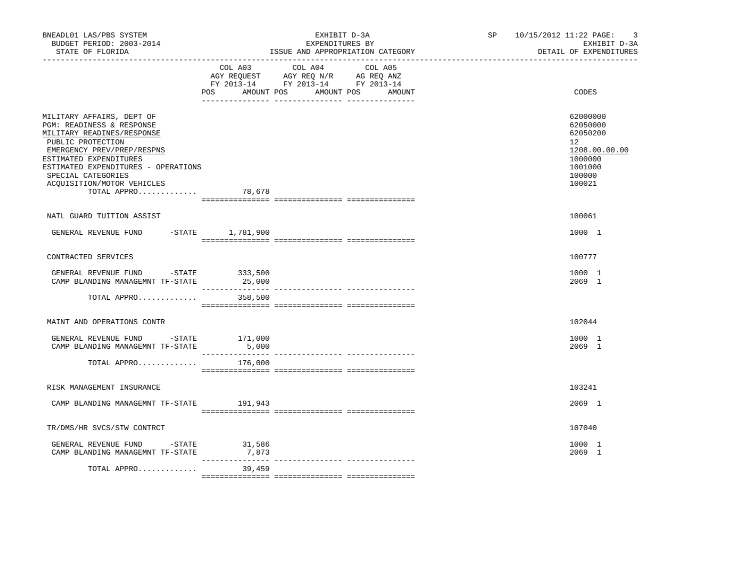BNEADL01 LAS/PBS SYSTEM | EXHIBIT D-3A | SP 10/15/2012 11:22

BUDGET PERIOD: 2003-2014 | EXPENDITURES BY | EXHIBIT D-3A

STATE OF FLORIDA | ISSUE AND APPROPRIATION CATEGORY | DETAIL OF EXPENDITURES

| | COL A03 AGY REQUEST FY 2013-14 POS AMOUNT | COL A04 AGY REQ N/R FY 2013-14 POS AMOUNT | COL A05 AG REQ ANZ FY 2013-14 POS AMOUNT | CODES |
|---|---|---|---|---|
| MILITARY AFFAIRS, DEPT OF | | | | 62000000 |
| PGM: READINESS & RESPONSE | | | | 62050000 |
| MILITARY READINES/RESPONSE | | | | 62050200 |
| PUBLIC PROTECTION | | | | 12 |
| EMERGENCY PREV/PREP/RESPNS | | | | 1208.00.00.00 |
| ESTIMATED EXPENDITURES | | | | 1000000 |
| ESTIMATED EXPENDITURES - OPERATIONS | | | | 1001000 |
| SPECIAL CATEGORIES | | | | 100000 |
| ACQUISITION/MOTOR VEHICLES | | | | 100021 |
| TOTAL APPRO............. | 78,678 | | | |
| NATL GUARD TUITION ASSIST | | | | 100061 |
| GENERAL REVENUE FUND -STATE | 1,781,900 | | | 1000 1 |
| CONTRACTED SERVICES | | | | 100777 |
| GENERAL REVENUE FUND -STATE | 333,500 | | | 1000 1 |
| CAMP BLANDING MANAGEMNT TF-STATE | 25,000 | | | 2069 1 |
| TOTAL APPRO............. | 358,500 | | | |
| MAINT AND OPERATIONS CONTR | | | | 102044 |
| GENERAL REVENUE FUND -STATE | 171,000 | | | 1000 1 |
| CAMP BLANDING MANAGEMNT TF-STATE | 5,000 | | | 2069 1 |
| TOTAL APPRO............. | 176,000 | | | |
| RISK MANAGEMENT INSURANCE | | | | 103241 |
| CAMP BLANDING MANAGEMNT TF-STATE | 191,943 | | | 2069 1 |
| TR/DMS/HR SVCS/STW CONTRCT | | | | 107040 |
| GENERAL REVENUE FUND -STATE | 31,586 | | | 1000 1 |
| CAMP BLANDING MANAGEMNT TF-STATE | 7,873 | | | 2069 1 |
| TOTAL APPRO............. | 39,459 | | | |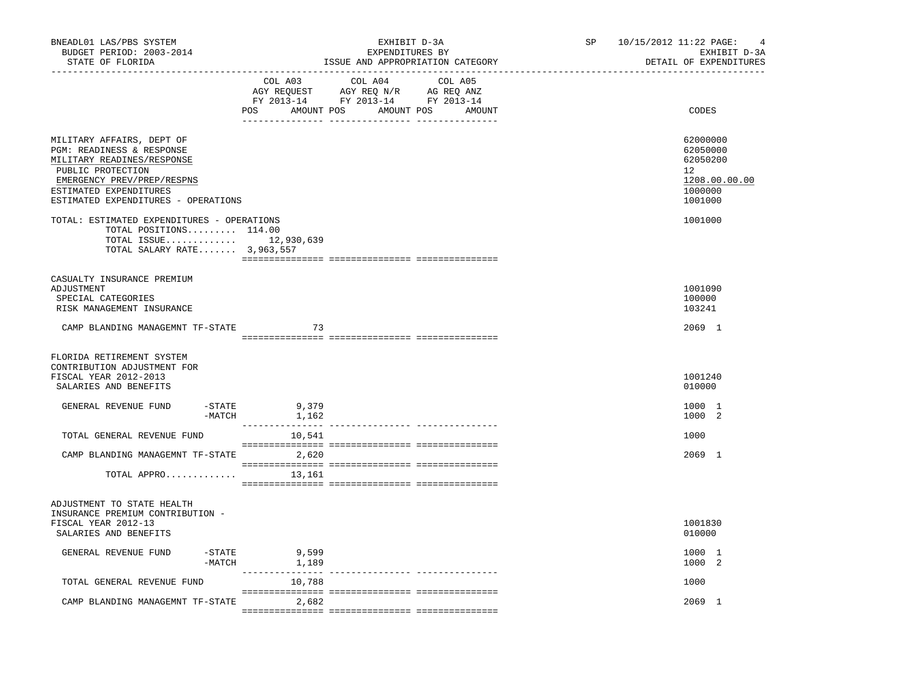BNEADL01 LAS/PBS SYSTEM | EXHIBIT D-3A | SP 10/15/2012 11:22 PAGE: 4
BUDGET PERIOD: 2003-2014 | EXPENDITURES BY | EXHIBIT D-3A
STATE OF FLORIDA | ISSUE AND APPROPRIATION CATEGORY | DETAIL OF EXPENDITURES

| | COL A03 AGY REQUEST FY 2013-14 POS AMOUNT | COL A04 AGY REQ N/R FY 2013-14 POS AMOUNT | COL A05 AG REQ ANZ FY 2013-14 POS AMOUNT | CODES |
|---|---|---|---|---|
| MILITARY AFFAIRS, DEPT OF | | | | 62000000 |
| PGM: READINESS & RESPONSE | | | | 62050000 |
| MILITARY READINES/RESPONSE | | | | 62050200 |
| PUBLIC PROTECTION | | | | 12 |
| EMERGENCY PREV/PREP/RESPNS | | | | 1208.00.00.00 |
| ESTIMATED EXPENDITURES | | | | 1000000 |
| ESTIMATED EXPENDITURES - OPERATIONS | | | | 1001000 |
| TOTAL: ESTIMATED EXPENDITURES - OPERATIONS | | | | 1001000 |
| TOTAL POSITIONS......... | 114.00 | | | |
| TOTAL ISSUE............. | 12,930,639 | | | |
| TOTAL SALARY RATE....... | 3,963,557 | | | |
| CASUALTY INSURANCE PREMIUM ADJUSTMENT | | | | 1001090 |
| SPECIAL CATEGORIES | | | | 100000 |
| RISK MANAGEMENT INSURANCE | | | | 103241 |
| CAMP BLANDING MANAGEMNT TF-STATE | 73 | | | 2069 1 |
| FLORIDA RETIREMENT SYSTEM CONTRIBUTION ADJUSTMENT FOR FISCAL YEAR 2012-2013 | | | | 1001240 |
| SALARIES AND BENEFITS | | | | 010000 |
| GENERAL REVENUE FUND -STATE | 9,379 | | | 1000 1 |
| GENERAL REVENUE FUND -MATCH | 1,162 | | | 1000 2 |
| TOTAL GENERAL REVENUE FUND | 10,541 | | | 1000 |
| CAMP BLANDING MANAGEMNT TF-STATE | 2,620 | | | 2069 1 |
| TOTAL APPRO............ | 13,161 | | | |
| ADJUSTMENT TO STATE HEALTH INSURANCE PREMIUM CONTRIBUTION - FISCAL YEAR 2012-13 | | | | 1001830 |
| SALARIES AND BENEFITS | | | | 010000 |
| GENERAL REVENUE FUND -STATE | 9,599 | | | 1000 1 |
| GENERAL REVENUE FUND -MATCH | 1,189 | | | 1000 2 |
| TOTAL GENERAL REVENUE FUND | 10,788 | | | 1000 |
| CAMP BLANDING MANAGEMNT TF-STATE | 2,682 | | | 2069 1 |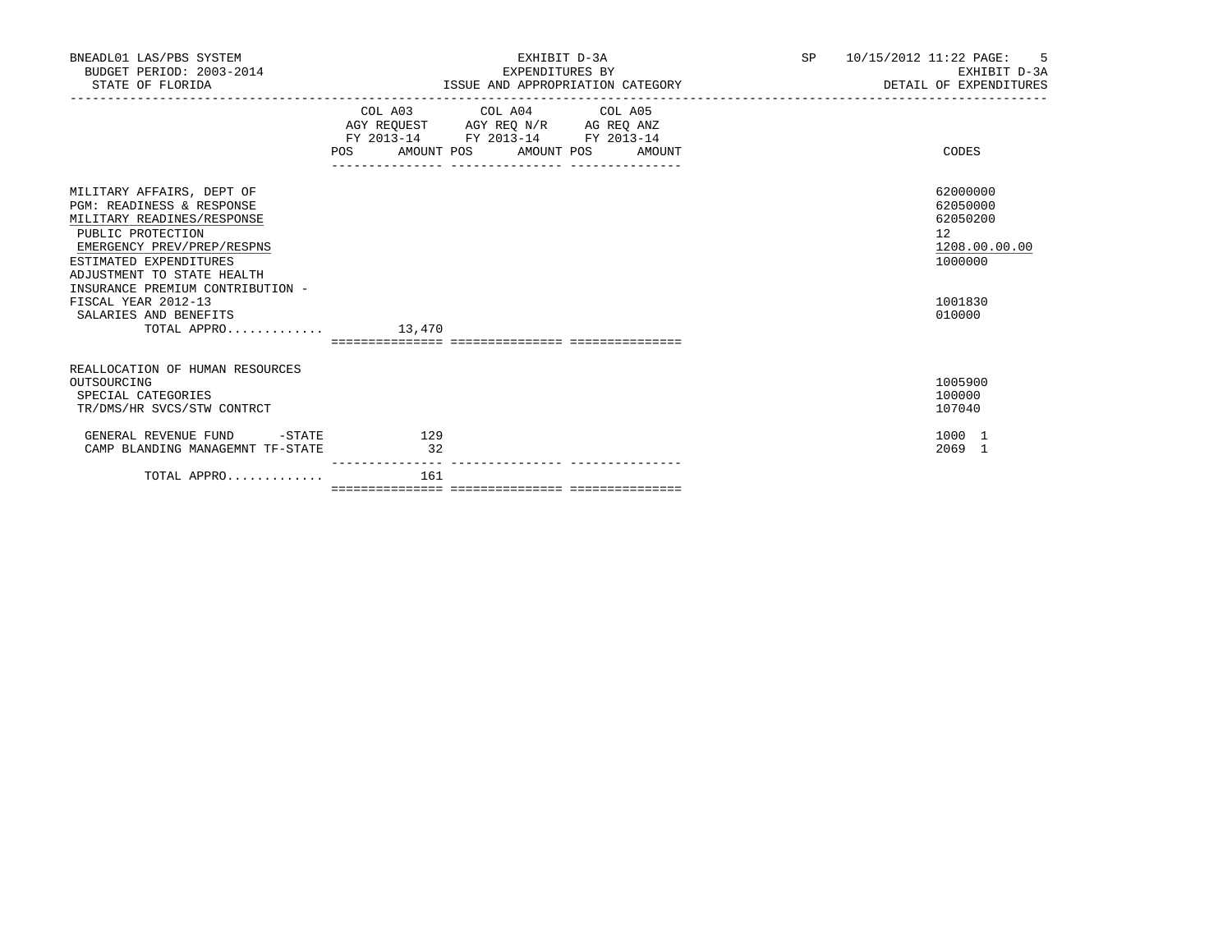| | COL A03 AGY REQUEST FY 2013-14 POS AMOUNT | COL A04 AGY REQ N/R FY 2013-14 POS AMOUNT | COL A05 AG REQ ANZ FY 2013-14 POS AMOUNT | CODES |
|---|---|---|---|---|
| MILITARY AFFAIRS, DEPT OF | | | | 62000000 |
| PGM: READINESS & RESPONSE | | | | 62050000 |
| MILITARY READINES/RESPONSE | | | | 62050200 |
| PUBLIC PROTECTION | | | | 12 |
| EMERGENCY PREV/PREP/RESPNS | | | | 1208.00.00.00 |
| ESTIMATED EXPENDITURES | | | | 1000000 |
| ADJUSTMENT TO STATE HEALTH INSURANCE PREMIUM CONTRIBUTION - FISCAL YEAR 2012-13 | | | | 1001830 |
| SALARIES AND BENEFITS | | | | 010000 |
| TOTAL APPRO............. | 13,470 | | | |
| REALLOCATION OF HUMAN RESOURCES OUTSOURCING | | | | 1005900 |
| SPECIAL CATEGORIES | | | | 100000 |
| TR/DMS/HR SVCS/STW CONTRCT | | | | 107040 |
| GENERAL REVENUE FUND -STATE | 129 | | | 1000 1 |
| CAMP BLANDING MANAGEMNT TF-STATE | 32 | | | 2069 1 |
| TOTAL APPRO............. | 161 | | | |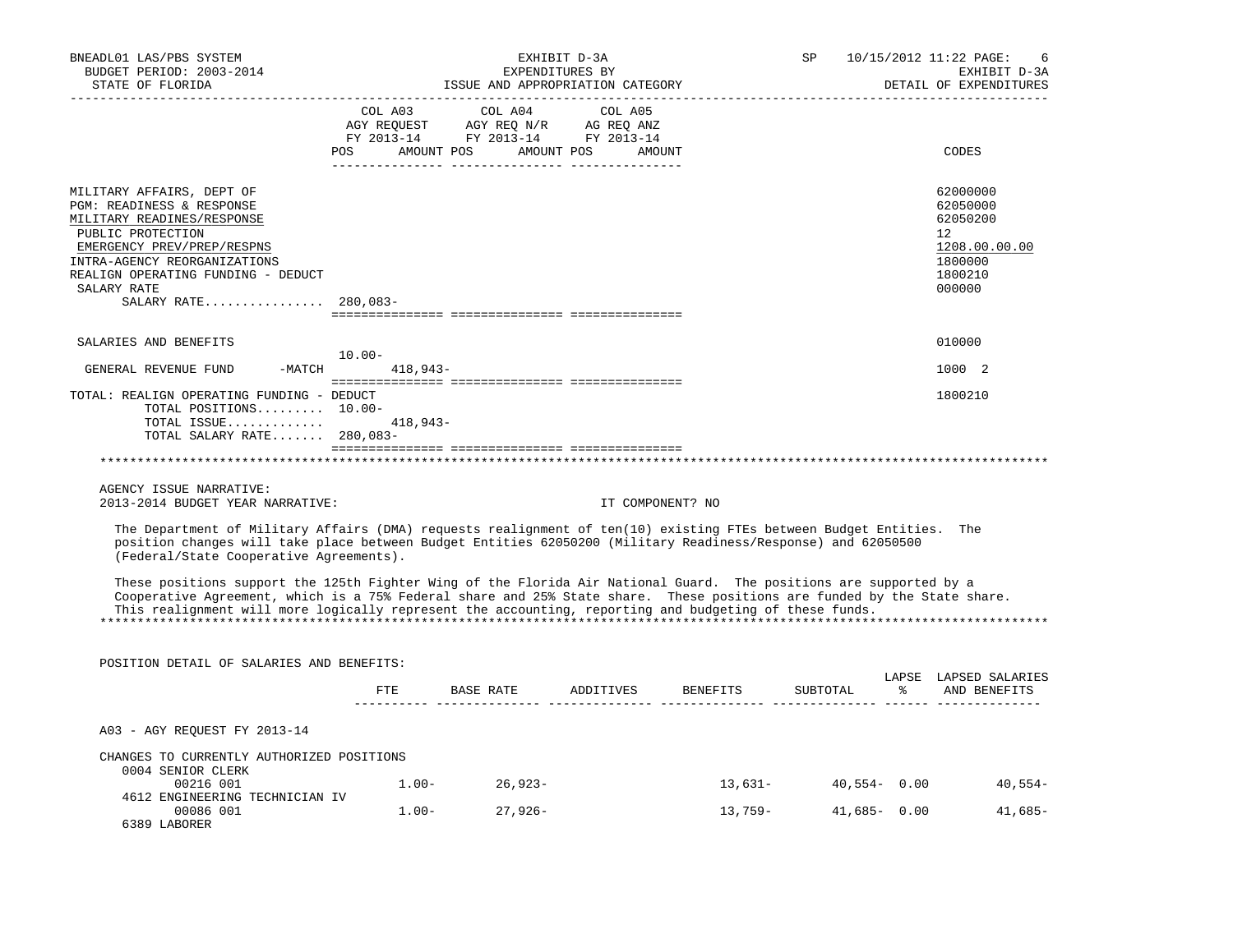BNEADL01 LAS/PBS SYSTEM | EXHIBIT D-3A | SP 10/15/2012 11:22

BUDGET PERIOD: 2003-2014 | EXPENDITURES BY | EXHIBIT D-3A

STATE OF FLORIDA | ISSUE AND APPROPRIATION CATEGORY | DETAIL OF EXPENDITURES

| | COL A03 AGY REQUEST FY 2013-14 POS AMOUNT | COL A04 AGY REQ N/R FY 2013-14 POS AMOUNT | COL A05 AG REQ ANZ FY 2013-14 POS AMOUNT | CODES |
|---|---|---|---|---|
| MILITARY AFFAIRS, DEPT OF | | | | 62000000 |
| PGM: READINESS & RESPONSE | | | | 62050000 |
| MILITARY READINES/RESPONSE | | | | 62050200 |
| PUBLIC PROTECTION | | | | 12 |
| EMERGENCY PREV/PREP/RESPNS | | | | 1208.00.00.00 |
| INTRA-AGENCY REORGANIZATIONS | | | | 1800000 |
| REALIGN OPERATING FUNDING - DEDUCT | | | | 1800210 |
| SALARY RATE | | | | 000000 |
| SALARY RATE................ | 280,083- | | | |
| SALARIES AND BENEFITS | | | | 010000 |
| GENERAL REVENUE FUND -MATCH | 10.00- 418,943- | | | 1000 2 |
| TOTAL: REALIGN OPERATING FUNDING - DEDUCT | | | | 1800210 |
| TOTAL POSITIONS......... | 10.00- | | | |
| TOTAL ISSUE............. | 418,943- | | | |
| TOTAL SALARY RATE....... | 280,083- | | | |

AGENCY ISSUE NARRATIVE:

2013-2014 BUDGET YEAR NARRATIVE: IT COMPONENT? NO

The Department of Military Affairs (DMA) requests realignment of ten(10) existing FTEs between Budget Entities. The position changes will take place between Budget Entities 62050200 (Military Readiness/Response) and 62050500 (Federal/State Cooperative Agreements).

These positions support the 125th Fighter Wing of the Florida Air National Guard. The positions are supported by a Cooperative Agreement, which is a 75% Federal share and 25% State share. These positions are funded by the State share. This realignment will more logically represent the accounting, reporting and budgeting of these funds.

POSITION DETAIL OF SALARIES AND BENEFITS:

| | FTE | BASE RATE | ADDITIVES | BENEFITS | SUBTOTAL | LAPSE % | LAPSED SALARIES AND BENEFITS |
|---|---|---|---|---|---|---|---|
| A03 - AGY REQUEST FY 2013-14 | | | | | | | |
| CHANGES TO CURRENTLY AUTHORIZED POSITIONS | | | | | | | |
| 0004 SENIOR CLERK | | | | | | | |
| 00216 001 | 1.00- | 26,923- | | 13,631- | 40,554- | 0.00 | 40,554- |
| 4612 ENGINEERING TECHNICIAN IV | | | | | | | |
| 00086 001 | 1.00- | 27,926- | | 13,759- | 41,685- | 0.00 | 41,685- |
| 6389 LABORER | | | | | | | |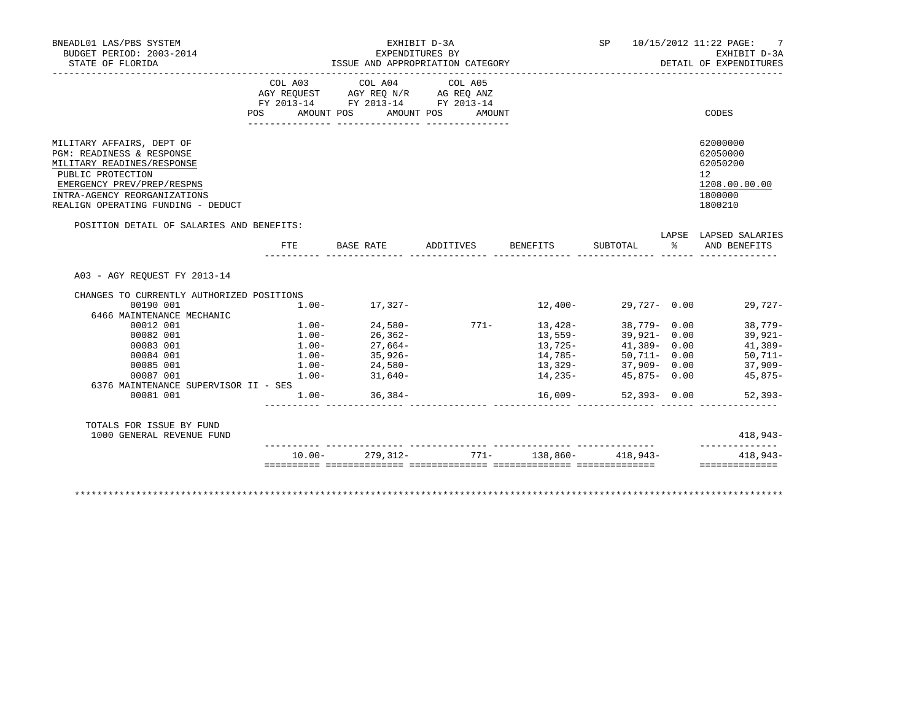BNEADL01 LAS/PBS SYSTEM
BUDGET PERIOD: 2003-2014
STATE OF FLORIDA

EXHIBIT D-3A
EXPENDITURES BY
ISSUE AND APPROPRIATION CATEGORY

SP 10/15/2012 11:22 PAGE: 7
EXHIBIT D-3A
DETAIL OF EXPENDITURES

| | COL A03 AGY REQUEST FY 2013-14 POS AMOUNT | COL A04 AGY REQ N/R FY 2013-14 POS AMOUNT | COL A05 AG REQ ANZ FY 2013-14 POS AMOUNT | CODES |
|---|---|---|---|---|
| MILITARY AFFAIRS, DEPT OF | | | | 62000000 |
| PGM: READINESS & RESPONSE | | | | 62050000 |
| MILITARY READINES/RESPONSE | | | | 62050200 |
| PUBLIC PROTECTION | | | | 12 |
| EMERGENCY PREV/PREP/RESPNS | | | | 1208.00.00.00 |
| INTRA-AGENCY REORGANIZATIONS | | | | 1800000 |
| REALIGN OPERATING FUNDING - DEDUCT | | | | 1800210 |

POSITION DETAIL OF SALARIES AND BENEFITS:

| | FTE | BASE RATE | ADDITIVES | BENEFITS | SUBTOTAL | LAPSE % | LAPSED SALARIES AND BENEFITS |
|---|---|---|---|---|---|---|---|
| A03 - AGY REQUEST FY 2013-14 | | | | | | | |
| CHANGES TO CURRENTLY AUTHORIZED POSITIONS | | | | | | | |
| 00190 001 | 1.00- | 17,327- | | 12,400- | 29,727- | 0.00 | 29,727- |
| 6466 MAINTENANCE MECHANIC | | | | | | | |
| 00012 001 | 1.00- | 24,580- | 771- | 13,428- | 38,779- | 0.00 | 38,779- |
| 00082 001 | 1.00- | 26,362- | | 13,559- | 39,921- | 0.00 | 39,921- |
| 00083 001 | 1.00- | 27,664- | | 13,725- | 41,389- | 0.00 | 41,389- |
| 00084 001 | 1.00- | 35,926- | | 14,785- | 50,711- | 0.00 | 50,711- |
| 00085 001 | 1.00- | 24,580- | | 13,329- | 37,909- | 0.00 | 37,909- |
| 00087 001 | 1.00- | 31,640- | | 14,235- | 45,875- | 0.00 | 45,875- |
| 6376 MAINTENANCE SUPERVISOR II - SES | | | | | | | |
| 00081 001 | 1.00- | 36,384- | | 16,009- | 52,393- | 0.00 | 52,393- |
| TOTALS FOR ISSUE BY FUND | | | | | | | |
| 1000 GENERAL REVENUE FUND | | | | | | | 418,943- |
| | 10.00- | 279,312- | 771- | 138,860- | 418,943- | | 418,943- |

************************************************************************************************************************************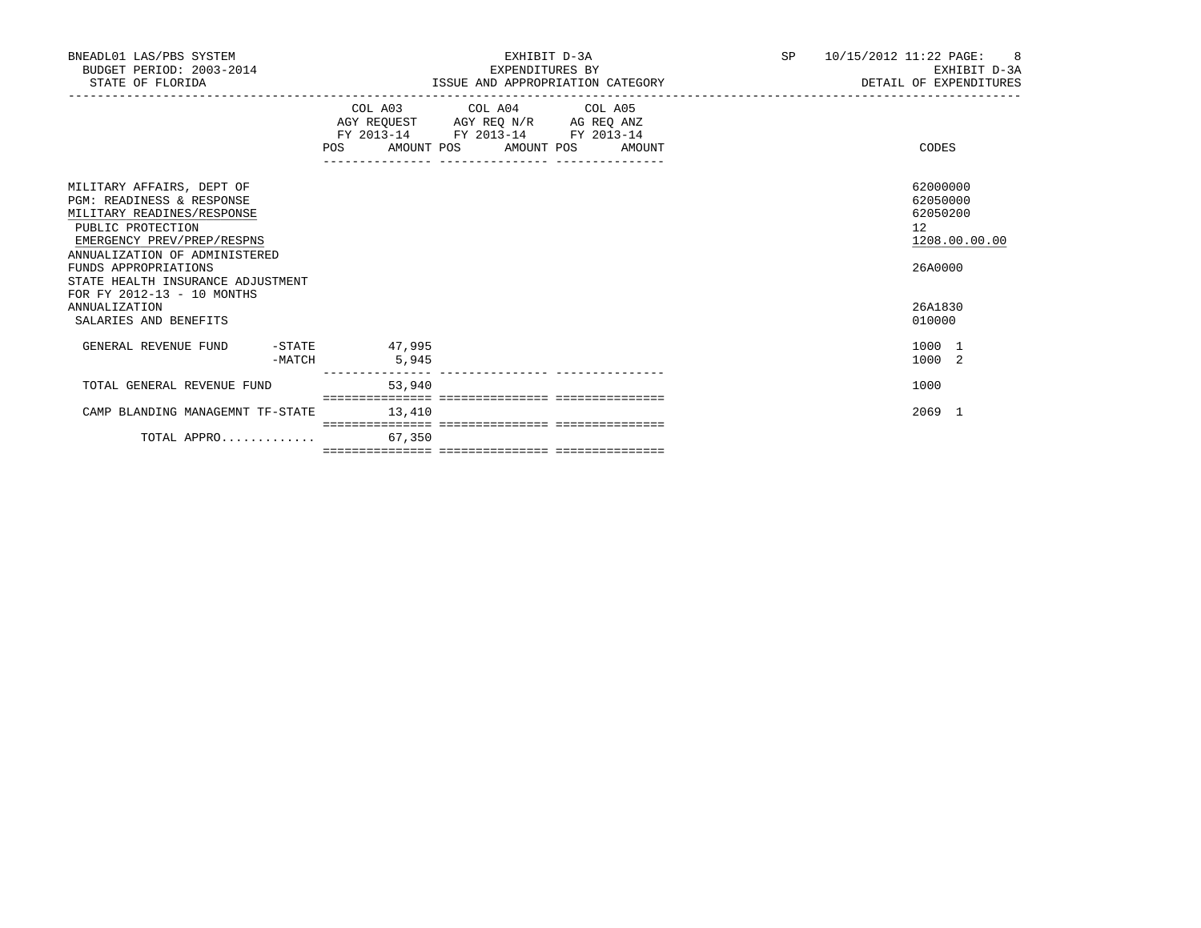BNEADL01 LAS/PBS SYSTEM
BUDGET PERIOD: 2003-2014
STATE OF FLORIDA

EXHIBIT D-3A
EXPENDITURES BY
ISSUE AND APPROPRIATION CATEGORY

SP 10/15/2012 11:22
EXHIBIT D-3A
DETAIL OF EXPENDITURES

| | COL A03 AGY REQUEST FY 2013-14 | | COL A04 AGY REQ N/R FY 2013-14 | | COL A05 AG REQ ANZ FY 2013-14 | | CODES |
|---|---|---|---|---|---|---|---|
| | POS | AMOUNT | POS | AMOUNT | POS | AMOUNT | |
| MILITARY AFFAIRS, DEPT OF | | | | | | | 62000000 |
| PGM: READINESS & RESPONSE | | | | | | | 62050000 |
| MILITARY READINES/RESPONSE | | | | | | | 62050200 |
| PUBLIC PROTECTION | | | | | | | 12 |
| EMERGENCY PREV/PREP/RESPNS | | | | | | | 1208.00.00.00 |
| ANNUALIZATION OF ADMINISTERED FUNDS APPROPRIATIONS | | | | | | | 26A0000 |
| STATE HEALTH INSURANCE ADJUSTMENT FOR FY 2012-13 - 10 MONTHS ANNUALIZATION | | | | | | | 26A1830 |
| SALARIES AND BENEFITS | | | | | | | 010000 |
| GENERAL REVENUE FUND -STATE | | 47,995 | | | | | 1000 1 |
| -MATCH | | 5,945 | | | | | 1000 2 |
| TOTAL GENERAL REVENUE FUND | | 53,940 | | | | | 1000 |
| CAMP BLANDING MANAGEMNT TF-STATE | | 13,410 | | | | | 2069 1 |
| TOTAL APPRO............. | | 67,350 | | | | | |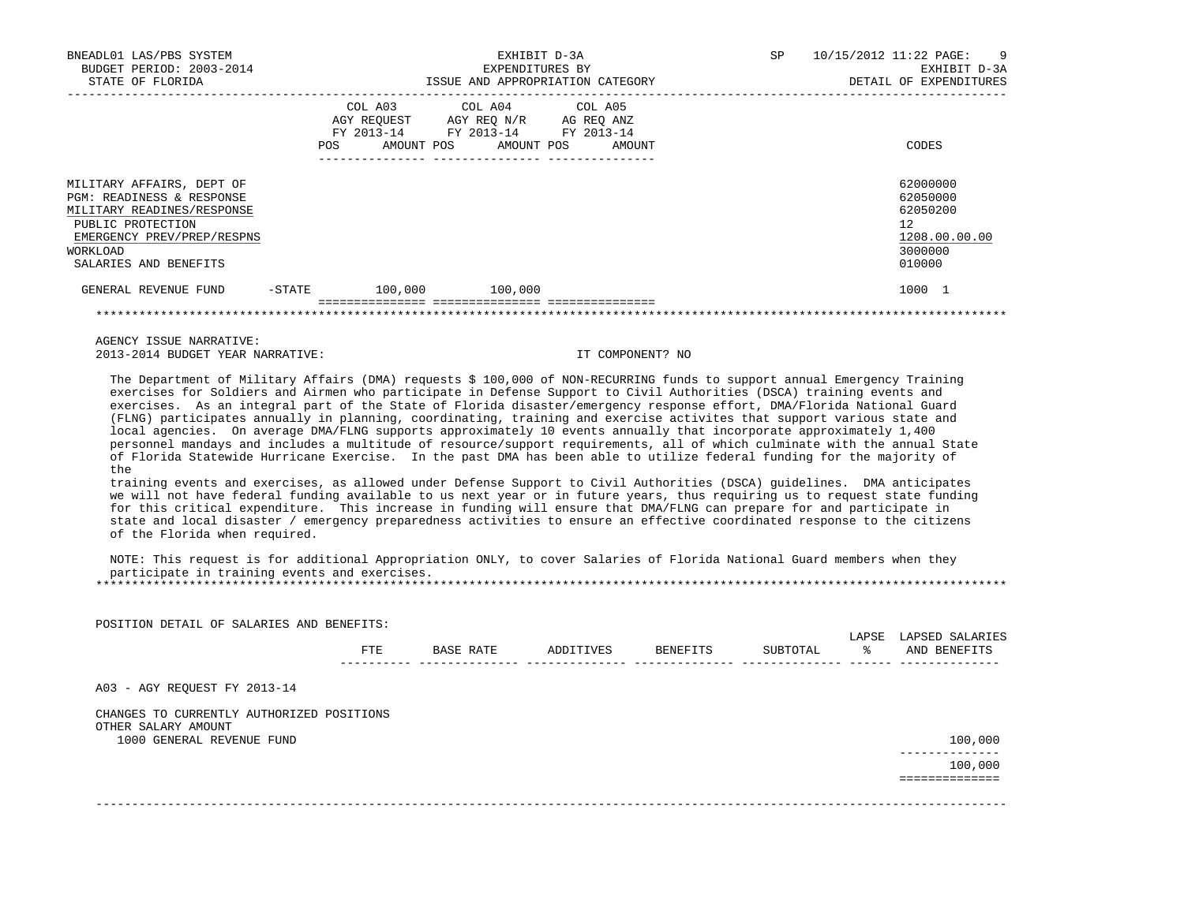| | COL A03 AGY REQUEST FY 2013-14 | | COL A04 AGY REQ N/R FY 2013-14 | | COL A05 AG REQ ANZ FY 2013-14 | | CODES |
|---|---|---|---|---|---|---|---|
| | POS | AMOUNT | POS | AMOUNT | POS | AMOUNT | |
| MILITARY AFFAIRS, DEPT OF | | | | | | | 62000000 |
| PGM: READINESS & RESPONSE | | | | | | | 62050000 |
| MILITARY READINES/RESPONSE | | | | | | | 62050200 |
| PUBLIC PROTECTION | | | | | | | 12 |
| EMERGENCY PREV/PREP/RESPNS | | | | | | | 1208.00.00.00 |
| WORKLOAD | | | | | | | 3000000 |
| SALARIES AND BENEFITS | | | | | | | 010000 |
| GENERAL REVENUE FUND -STATE | | 100,000 | | 100,000 | | | 1000 1 |

AGENCY ISSUE NARRATIVE:

2013-2014 BUDGET YEAR NARRATIVE: IT COMPONENT? NO

The Department of Military Affairs (DMA) requests $ 100,000 of NON-RECURRING funds to support annual Emergency Training exercises for Soldiers and Airmen who participate in Defense Support to Civil Authorities (DSCA) training events and exercises. As an integral part of the State of Florida disaster/emergency response effort, DMA/Florida National Guard (FLNG) participates annually in planning, coordinating, training and exercise activites that support various state and local agencies. On average DMA/FLNG supports approximately 10 events annually that incorporate approximately 1,400 personnel mandays and includes a multitude of resource/support requirements, all of which culminate with the annual State of Florida Statewide Hurricane Exercise. In the past DMA has been able to utilize federal funding for the majority of the training events and exercises, as allowed under Defense Support to Civil Authorities (DSCA) guidelines. DMA anticipates we will not have federal funding available to us next year or in future years, thus requiring us to request state funding for this critical expenditure. This increase in funding will ensure that DMA/FLNG can prepare for and participate in state and local disaster / emergency preparedness activities to ensure an effective coordinated response to the citizens of the Florida when required.

NOTE: This request is for additional Appropriation ONLY, to cover Salaries of Florida National Guard members when they participate in training events and exercises.

POSITION DETAIL OF SALARIES AND BENEFITS:

| | FTE | BASE RATE | ADDITIVES | BENEFITS | SUBTOTAL | LAPSE % | LAPSED SALARIES AND BENEFITS |
|---|---|---|---|---|---|---|---|
| A03 - AGY REQUEST FY 2013-14 | | | | | | | |
| CHANGES TO CURRENTLY AUTHORIZED POSITIONS | | | | | | | |
| OTHER SALARY AMOUNT | | | | | | | |
| 1000 GENERAL REVENUE FUND | | | | | | | 100,000 |
| | | | | | | | 100,000 |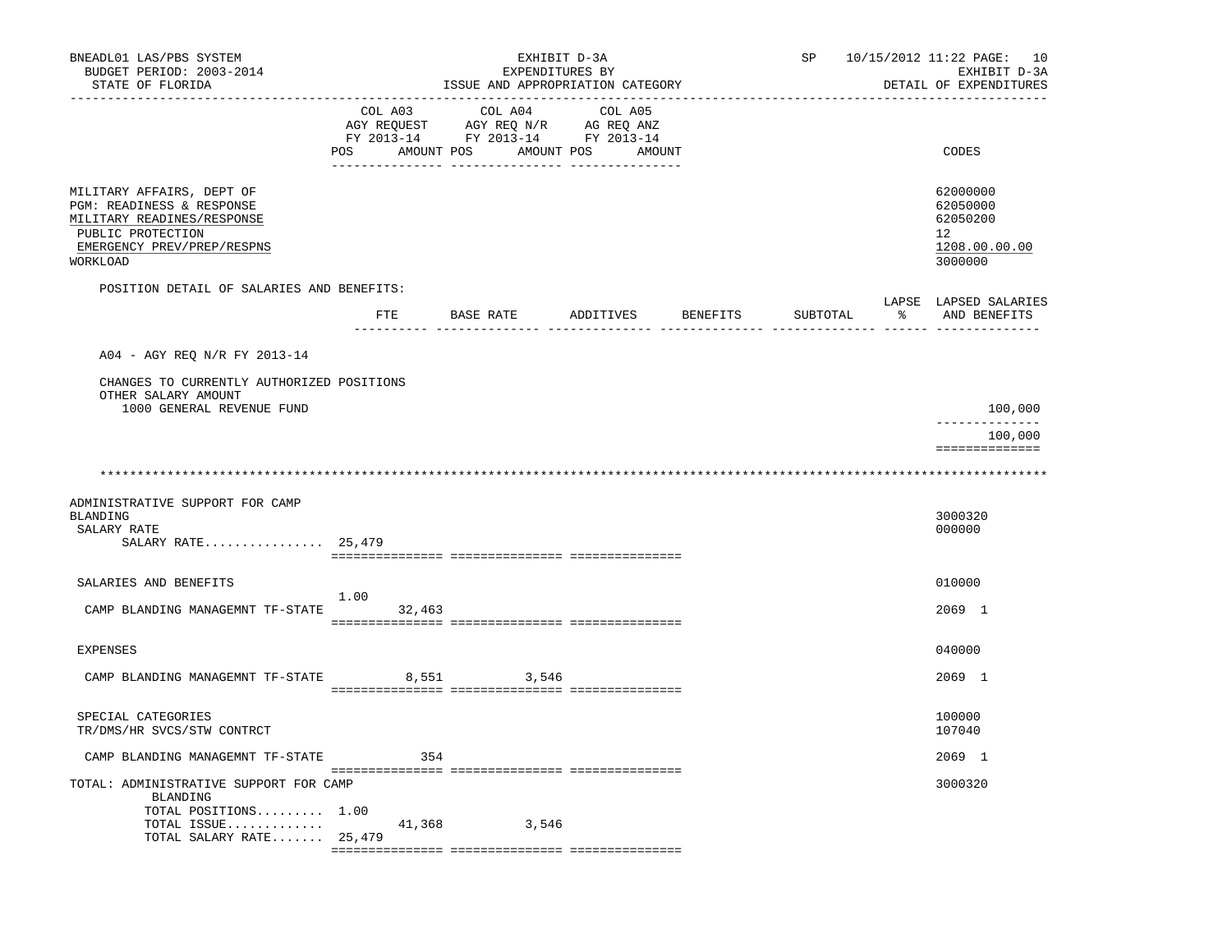BNEADL01 LAS/PBS SYSTEM — EXHIBIT D-3A — EXPENDITURES BY ISSUE AND APPROPRIATION CATEGORY — SP 10/15/2012 11:22 — EXHIBIT D-3A DETAIL OF EXPENDITURES

BUDGET PERIOD: 2003-2014

STATE OF FLORIDA

| | COL A03 AGY REQUEST FY 2013-14 POS | AMOUNT | COL A04 AGY REQ N/R FY 2013-14 POS | AMOUNT | COL A05 AG REQ ANZ FY 2013-14 POS | AMOUNT | CODES |
|---|---|---|---|---|---|---|---|
| MILITARY AFFAIRS, DEPT OF | | | | | | | 62000000 |
| PGM: READINESS & RESPONSE | | | | | | | 62050000 |
| MILITARY READINES/RESPONSE | | | | | | | 62050200 |
| PUBLIC PROTECTION | | | | | | | 12 |
| EMERGENCY PREV/PREP/RESPNS | | | | | | | 1208.00.00.00 |
| WORKLOAD | | | | | | | 3000000 |

POSITION DETAIL OF SALARIES AND BENEFITS:

| | FTE | BASE RATE | ADDITIVES | BENEFITS | SUBTOTAL | LAPSE % | LAPSED SALARIES AND BENEFITS |
|---|---|---|---|---|---|---|---|
| A04 - AGY REQ N/R FY 2013-14 | | | | | | | |
| CHANGES TO CURRENTLY AUTHORIZED POSITIONS | | | | | | | |
| OTHER SALARY AMOUNT | | | | | | | |
| 1000 GENERAL REVENUE FUND | | | | | | | 100,000 |
| | | | | | | | 100,000 |

*****************************************************************************************************************

| | COL A03 POS | AMOUNT | COL A04 POS | AMOUNT | COL A05 POS | AMOUNT | CODES |
|---|---|---|---|---|---|---|---|
| ADMINISTRATIVE SUPPORT FOR CAMP BLANDING | | | | | | | 3000320 |
| SALARY RATE | | | | | | | 000000 |
| SALARY RATE................ | 25,479 | | | | | | |
| SALARIES AND BENEFITS | | | | | | | 010000 |
| CAMP BLANDING MANAGEMNT TF-STATE | 1.00 | 32,463 | | | | | 2069 1 |
| EXPENSES | | | | | | | 040000 |
| CAMP BLANDING MANAGEMNT TF-STATE | | 8,551 | | 3,546 | | | 2069 1 |
| SPECIAL CATEGORIES | | | | | | | 100000 |
| TR/DMS/HR SVCS/STW CONTRCT | | | | | | | 107040 |
| CAMP BLANDING MANAGEMNT TF-STATE | | 354 | | | | | 2069 1 |
| TOTAL: ADMINISTRATIVE SUPPORT FOR CAMP BLANDING | | | | | | | 3000320 |
| TOTAL POSITIONS......... | 1.00 | | | | | | |
| TOTAL ISSUE............. | | 41,368 | | 3,546 | | | |
| TOTAL SALARY RATE....... | 25,479 | | | | | | |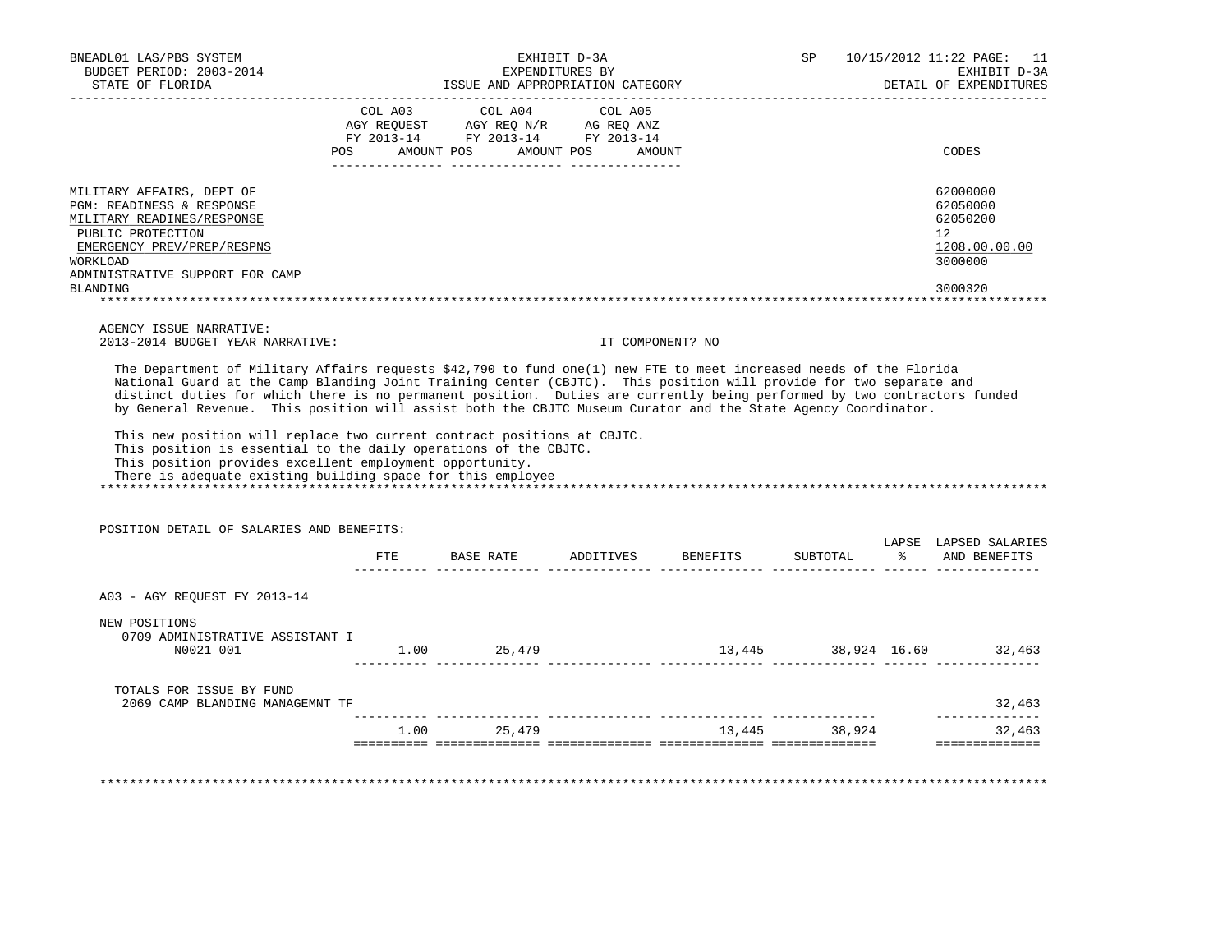BNEADL01 LAS/PBS SYSTEM
BUDGET PERIOD: 2003-2014
STATE OF FLORIDA

EXHIBIT D-3A
EXPENDITURES BY
ISSUE AND APPROPRIATION CATEGORY

SP 10/15/2012 11:22
EXHIBIT D-3A
DETAIL OF EXPENDITURES

| | COL A03 AGY REQUEST FY 2013-14 | | COL A04 AGY REQ N/R FY 2013-14 | | COL A05 AG REQ ANZ FY 2013-14 | | |
|---|---|---|---|---|---|---|---|
| | POS | AMOUNT | POS | AMOUNT | POS | AMOUNT | CODES |
| MILITARY AFFAIRS, DEPT OF | | | | | | | 62000000 |
| PGM: READINESS & RESPONSE | | | | | | | 62050000 |
| MILITARY READINES/RESPONSE | | | | | | | 62050200 |
| PUBLIC PROTECTION | | | | | | | 12 |
| EMERGENCY PREV/PREP/RESPNS | | | | | | | 1208.00.00.00 |
| WORKLOAD | | | | | | | 3000000 |
| ADMINISTRATIVE SUPPORT FOR CAMP BLANDING | | | | | | | 3000320 |

AGENCY ISSUE NARRATIVE:
2013-2014 BUDGET YEAR NARRATIVE: IT COMPONENT? NO

The Department of Military Affairs requests $42,790 to fund one(1) new FTE to meet increased needs of the Florida National Guard at the Camp Blanding Joint Training Center (CBJTC). This position will provide for two separate and distinct duties for which there is no permanent position. Duties are currently being performed by two contractors funded by General Revenue. This position will assist both the CBJTC Museum Curator and the State Agency Coordinator.

This new position will replace two current contract positions at CBJTC.
This position is essential to the daily operations of the CBJTC.
This position provides excellent employment opportunity.
There is adequate existing building space for this employee

POSITION DETAIL OF SALARIES AND BENEFITS:

| | FTE | BASE RATE | ADDITIVES | BENEFITS | SUBTOTAL | LAPSE % | LAPSED SALARIES AND BENEFITS |
|---|---|---|---|---|---|---|---|
| A03 - AGY REQUEST FY 2013-14 | | | | | | | |
| NEW POSITIONS | | | | | | | |
| 0709 ADMINISTRATIVE ASSISTANT I N0021 001 | 1.00 | 25,479 | | 13,445 | 38,924 | 16.60 | 32,463 |
| TOTALS FOR ISSUE BY FUND | | | | | | | |
| 2069 CAMP BLANDING MANAGEMNT TF | | | | | | | 32,463 |
| | 1.00 | 25,479 | | 13,445 | 38,924 | | 32,463 |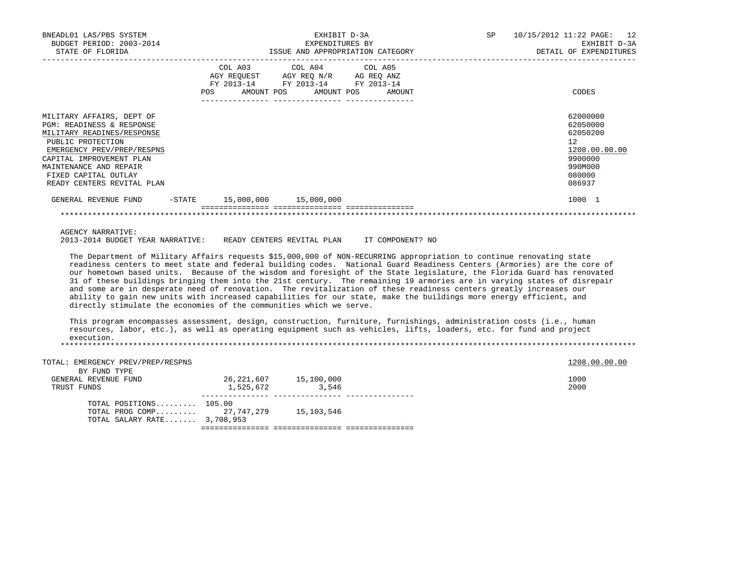BNEADL01 LAS/PBS SYSTEM — EXHIBIT D-3A — EXPENDITURES BY ISSUE AND APPROPRIATION CATEGORY — SP 10/15/2012 11:22

BUDGET PERIOD: 2003-2014 — STATE OF FLORIDA — EXHIBIT D-3A DETAIL OF EXPENDITURES

| | COL A03 AGY REQUEST FY 2013-14 POS AMOUNT | COL A04 AGY REQ N/R FY 2013-14 POS AMOUNT | COL A05 AG REQ ANZ FY 2013-14 POS AMOUNT | CODES |
|---|---|---|---|---|
| MILITARY AFFAIRS, DEPT OF | | | | 62000000 |
| PGM: READINESS & RESPONSE | | | | 62050000 |
| MILITARY READINES/RESPONSE | | | | 62050200 |
| PUBLIC PROTECTION | | | | 12 |
| EMERGENCY PREV/PREP/RESPNS | | | | 1208.00.00.00 |
| CAPITAL IMPROVEMENT PLAN | | | | 9900000 |
| MAINTENANCE AND REPAIR | | | | 990M000 |
| FIXED CAPITAL OUTLAY | | | | 080000 |
| READY CENTERS REVITAL PLAN | | | | 086937 |
| GENERAL REVENUE FUND -STATE | 15,000,000 | 15,000,000 | | 1000 1 |

AGENCY NARRATIVE:
2013-2014 BUDGET YEAR NARRATIVE: READY CENTERS REVITAL PLAN IT COMPONENT? NO

The Department of Military Affairs requests $15,000,000 of NON-RECURRING appropriation to continue renovating state readiness centers to meet state and federal building codes. National Guard Readiness Centers (Armories) are the core of our hometown based units. Because of the wisdom and foresight of the State legislature, the Florida Guard has renovated 31 of these buildings bringing them into the 21st century. The remaining 19 armories are in varying states of disrepair and some are in desperate need of renovation. The revitalization of these readiness centers greatly increases our ability to gain new units with increased capabilities for our state, make the buildings more energy efficient, and directly stimulate the economies of the communities which we serve.

This program encompasses assessment, design, construction, furniture, furnishings, administration costs (i.e., human resources, labor, etc.), as well as operating equipment such as vehicles, lifts, loaders, etc. for fund and project execution.

| TOTAL: EMERGENCY PREV/PREP/RESPNS | COL A03 | COL A04 | COL A05 | 1208.00.00.00 |
|---|---|---|---|---|
| BY FUND TYPE | | | | |
| GENERAL REVENUE FUND | 26,221,607 | 15,100,000 | | 1000 |
| TRUST FUNDS | 1,525,672 | 3,546 | | 2000 |
| TOTAL POSITIONS......... | 105.00 | | | |
| TOTAL PROG COMP......... | 27,747,279 | 15,103,546 | | |
| TOTAL SALARY RATE....... | 3,708,953 | | | |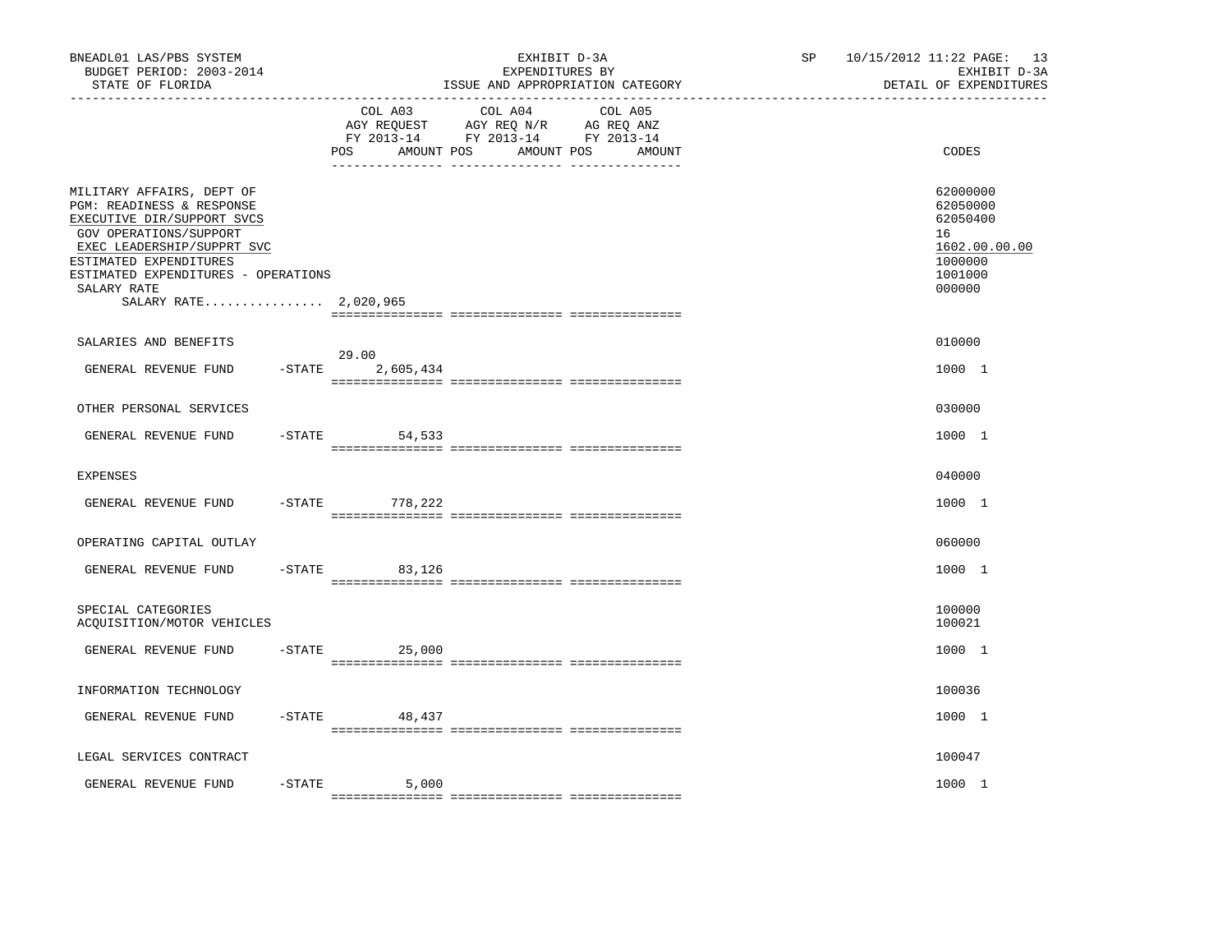BNEADL01 LAS/PBS SYSTEM — EXHIBIT D-3A — EXPENDITURES BY ISSUE AND APPROPRIATION CATEGORY
BUDGET PERIOD: 2003-2014 — STATE OF FLORIDA — SP 10/15/2012 11:22 — EXHIBIT D-3A DETAIL OF EXPENDITURES

| | COL A03 AGY REQUEST FY 2013-14 POS | AMOUNT | COL A04 AGY REQ N/R FY 2013-14 POS | AMOUNT | COL A05 AG REQ ANZ FY 2013-14 POS | AMOUNT | CODES |
|---|---|---|---|---|---|---|---|
| MILITARY AFFAIRS, DEPT OF | | | | | | | 62000000 |
| PGM: READINESS & RESPONSE | | | | | | | 62050000 |
| EXECUTIVE DIR/SUPPORT SVCS | | | | | | | 62050400 |
| GOV OPERATIONS/SUPPORT | | | | | | | 16 |
| EXEC LEADERSHIP/SUPPRT SVC | | | | | | | 1602.00.00.00 |
| ESTIMATED EXPENDITURES | | | | | | | 1000000 |
| ESTIMATED EXPENDITURES - OPERATIONS | | | | | | | 1001000 |
| SALARY RATE | | | | | | | 000000 |
| SALARY RATE................ 2,020,965 | | | | | | | |
| SALARIES AND BENEFITS | | | | | | | 010000 |
| GENERAL REVENUE FUND -STATE | 29.00 | 2,605,434 | | | | | 1000 1 |
| OTHER PERSONAL SERVICES | | | | | | | 030000 |
| GENERAL REVENUE FUND -STATE | | 54,533 | | | | | 1000 1 |
| EXPENSES | | | | | | | 040000 |
| GENERAL REVENUE FUND -STATE | | 778,222 | | | | | 1000 1 |
| OPERATING CAPITAL OUTLAY | | | | | | | 060000 |
| GENERAL REVENUE FUND -STATE | | 83,126 | | | | | 1000 1 |
| SPECIAL CATEGORIES | | | | | | | 100000 |
| ACQUISITION/MOTOR VEHICLES | | | | | | | 100021 |
| GENERAL REVENUE FUND -STATE | | 25,000 | | | | | 1000 1 |
| INFORMATION TECHNOLOGY | | | | | | | 100036 |
| GENERAL REVENUE FUND -STATE | | 48,437 | | | | | 1000 1 |
| LEGAL SERVICES CONTRACT | | | | | | | 100047 |
| GENERAL REVENUE FUND -STATE | | 5,000 | | | | | 1000 1 |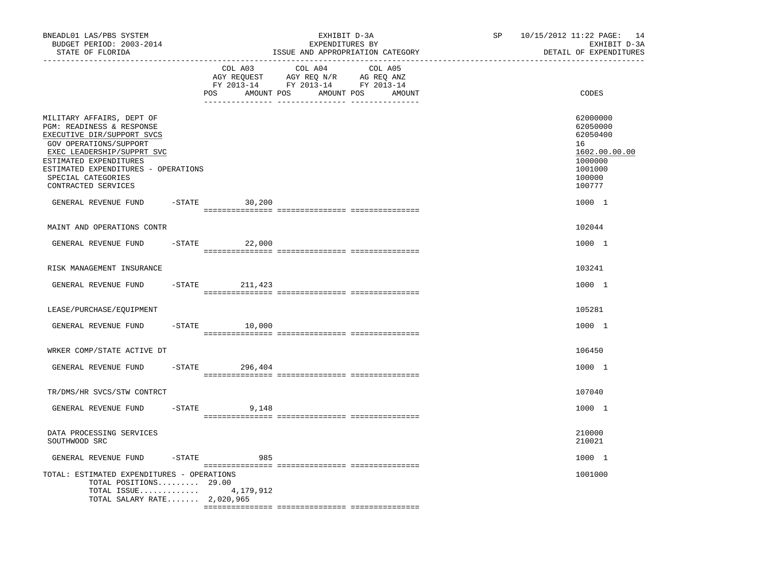BNEADL01 LAS/PBS SYSTEM
BUDGET PERIOD: 2003-2014
STATE OF FLORIDA

EXHIBIT D-3A
EXPENDITURES BY
ISSUE AND APPROPRIATION CATEGORY

SP 10/15/2012 11:22 PAGE: 14
EXHIBIT D-3A
DETAIL OF EXPENDITURES

| | COL A03 AGY REQUEST FY 2013-14 POS AMOUNT | COL A04 AGY REQ N/R FY 2013-14 POS AMOUNT | COL A05 AG REQ ANZ FY 2013-14 POS AMOUNT | CODES |
|---|---|---|---|---|
| MILITARY AFFAIRS, DEPT OF | | | | 62000000 |
| PGM: READINESS & RESPONSE | | | | 62050000 |
| EXECUTIVE DIR/SUPPORT SVCS | | | | 62050400 |
| GOV OPERATIONS/SUPPORT | | | | 16 |
| EXEC LEADERSHIP/SUPPRT SVC | | | | 1602.00.00.00 |
| ESTIMATED EXPENDITURES | | | | 1000000 |
| ESTIMATED EXPENDITURES - OPERATIONS | | | | 1001000 |
| SPECIAL CATEGORIES | | | | 100000 |
| CONTRACTED SERVICES | | | | 100777 |
| GENERAL REVENUE FUND -STATE | 30,200 | | | 1000 1 |
| MAINT AND OPERATIONS CONTR | | | | 102044 |
| GENERAL REVENUE FUND -STATE | 22,000 | | | 1000 1 |
| RISK MANAGEMENT INSURANCE | | | | 103241 |
| GENERAL REVENUE FUND -STATE | 211,423 | | | 1000 1 |
| LEASE/PURCHASE/EQUIPMENT | | | | 105281 |
| GENERAL REVENUE FUND -STATE | 10,000 | | | 1000 1 |
| WRKER COMP/STATE ACTIVE DT | | | | 106450 |
| GENERAL REVENUE FUND -STATE | 296,404 | | | 1000 1 |
| TR/DMS/HR SVCS/STW CONTRCT | | | | 107040 |
| GENERAL REVENUE FUND -STATE | 9,148 | | | 1000 1 |
| DATA PROCESSING SERVICES | | | | 210000 |
| SOUTHWOOD SRC | | | | 210021 |
| GENERAL REVENUE FUND -STATE | 985 | | | 1000 1 |
| TOTAL: ESTIMATED EXPENDITURES - OPERATIONS | | | | 1001000 |
| TOTAL POSITIONS......... | 29.00 | | | |
| TOTAL ISSUE............. | 4,179,912 | | | |
| TOTAL SALARY RATE....... | 2,020,965 | | | |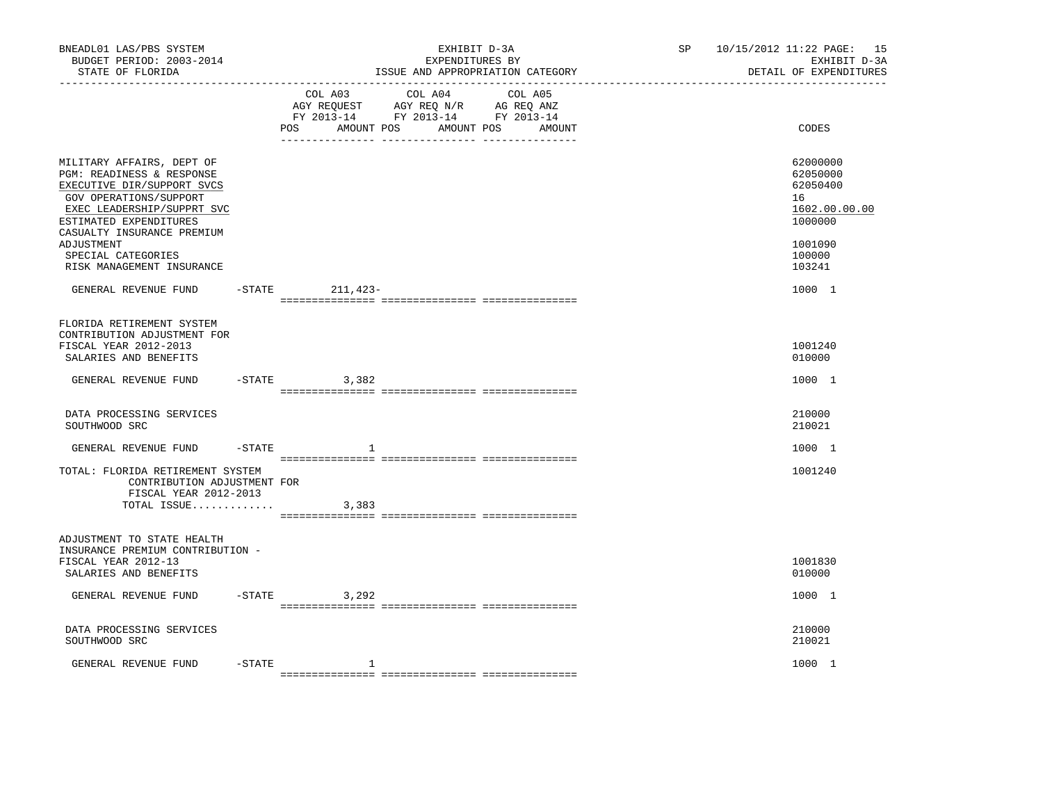BNEADL01 LAS/PBS SYSTEM — EXHIBIT D-3A — SP 10/15/2012 11:22

BUDGET PERIOD: 2003-2014 — EXPENDITURES BY — EXHIBIT D-3A

STATE OF FLORIDA — ISSUE AND APPROPRIATION CATEGORY — DETAIL OF EXPENDITURES

| | COL A03 AGY REQUEST FY 2013-14 POS AMOUNT | COL A04 AGY REQ N/R FY 2013-14 POS AMOUNT | COL A05 AG REQ ANZ FY 2013-14 POS AMOUNT | CODES |
|---|---|---|---|---|
| MILITARY AFFAIRS, DEPT OF | | | | 62000000 |
| PGM: READINESS & RESPONSE | | | | 62050000 |
| EXECUTIVE DIR/SUPPORT SVCS | | | | 62050400 |
| GOV OPERATIONS/SUPPORT | | | | 16 |
| EXEC LEADERSHIP/SUPPRT SVC | | | | 1602.00.00.00 |
| ESTIMATED EXPENDITURES | | | | 1000000 |
| CASUALTY INSURANCE PREMIUM ADJUSTMENT | | | | 1001090 |
| SPECIAL CATEGORIES | | | | 100000 |
| RISK MANAGEMENT INSURANCE | | | | 103241 |
| GENERAL REVENUE FUND -STATE | 211,423- | | | 1000 1 |
| FLORIDA RETIREMENT SYSTEM CONTRIBUTION ADJUSTMENT FOR FISCAL YEAR 2012-2013 | | | | 1001240 |
| SALARIES AND BENEFITS | | | | 010000 |
| GENERAL REVENUE FUND -STATE | 3,382 | | | 1000 1 |
| DATA PROCESSING SERVICES | | | | 210000 |
| SOUTHWOOD SRC | | | | 210021 |
| GENERAL REVENUE FUND -STATE | 1 | | | 1000 1 |
| TOTAL: FLORIDA RETIREMENT SYSTEM CONTRIBUTION ADJUSTMENT FOR FISCAL YEAR 2012-2013 | | | | 1001240 |
| TOTAL ISSUE............. | 3,383 | | | |
| ADJUSTMENT TO STATE HEALTH INSURANCE PREMIUM CONTRIBUTION - FISCAL YEAR 2012-13 | | | | 1001830 |
| SALARIES AND BENEFITS | | | | 010000 |
| GENERAL REVENUE FUND -STATE | 3,292 | | | 1000 1 |
| DATA PROCESSING SERVICES | | | | 210000 |
| SOUTHWOOD SRC | | | | 210021 |
| GENERAL REVENUE FUND -STATE | 1 | | | 1000 1 |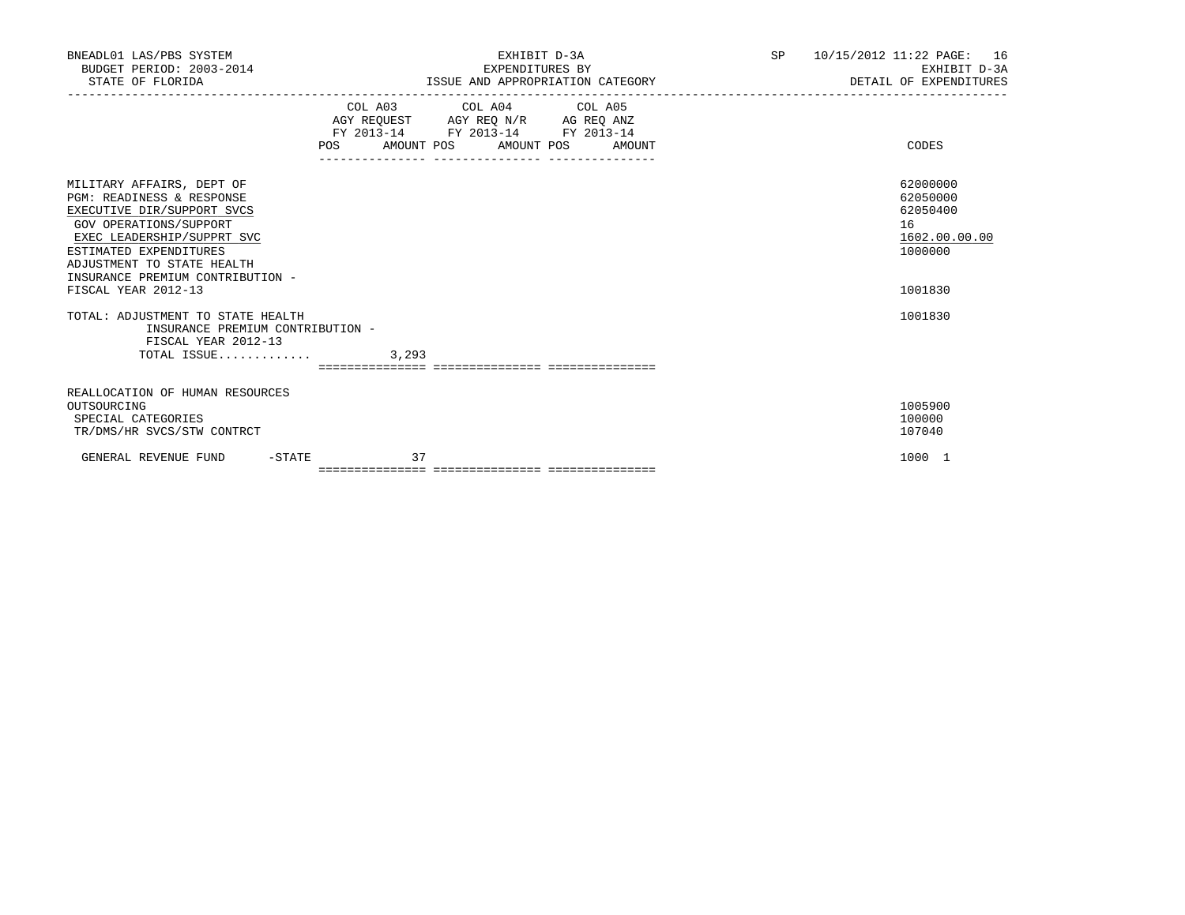BNEADL01 LAS/PBS SYSTEM
BUDGET PERIOD: 2003-2014
STATE OF FLORIDA

EXHIBIT D-3A
EXPENDITURES BY
ISSUE AND APPROPRIATION CATEGORY

SP 10/15/2012 11:22

EXHIBIT D-3A
DETAIL OF EXPENDITURES

| | COL A03 AGY REQUEST FY 2013-14 POS AMOUNT | COL A04 AGY REQ N/R FY 2013-14 POS AMOUNT | COL A05 AG REQ ANZ FY 2013-14 POS AMOUNT | CODES |
|---|---|---|---|---|
| MILITARY AFFAIRS, DEPT OF | | | | 62000000 |
| PGM: READINESS & RESPONSE | | | | 62050000 |
| EXECUTIVE DIR/SUPPORT SVCS | | | | 62050400 |
| GOV OPERATIONS/SUPPORT | | | | 16 |
| EXEC LEADERSHIP/SUPPRT SVC | | | | 1602.00.00.00 |
| ESTIMATED EXPENDITURES | | | | 1000000 |
| ADJUSTMENT TO STATE HEALTH INSURANCE PREMIUM CONTRIBUTION - FISCAL YEAR 2012-13 | | | | 1001830 |
| TOTAL: ADJUSTMENT TO STATE HEALTH INSURANCE PREMIUM CONTRIBUTION - FISCAL YEAR 2012-13 | | | | 1001830 |
| TOTAL ISSUE............. | 3,293 | | | |
| REALLOCATION OF HUMAN RESOURCES OUTSOURCING | | | | 1005900 |
| SPECIAL CATEGORIES | | | | 100000 |
| TR/DMS/HR SVCS/STW CONTRCT | | | | 107040 |
| GENERAL REVENUE FUND -STATE | 37 | | | 1000 1 |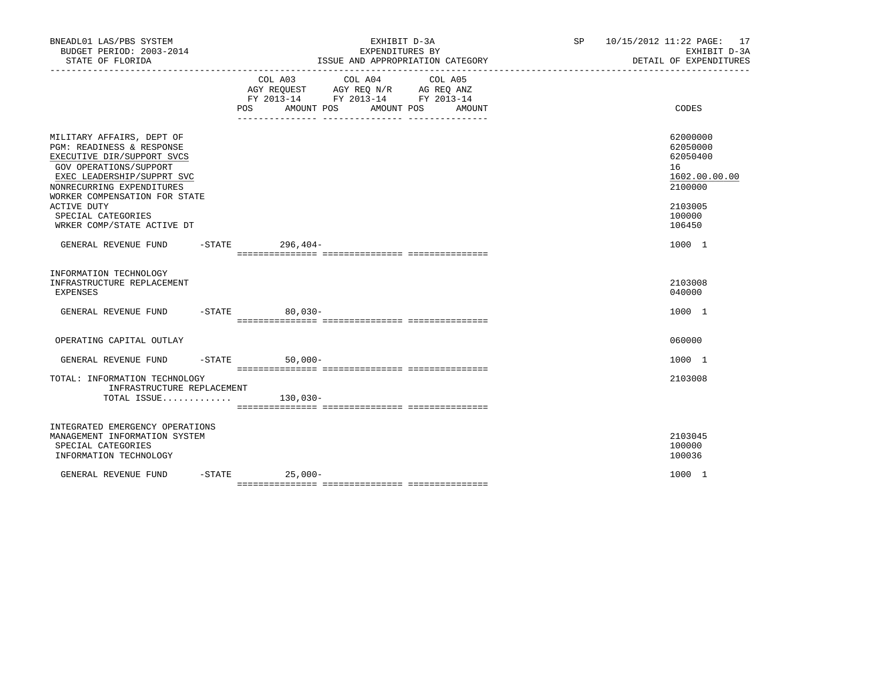BNEADL01 LAS/PBS SYSTEM
BUDGET PERIOD: 2003-2014
STATE OF FLORIDA

EXHIBIT D-3A
EXPENDITURES BY
ISSUE AND APPROPRIATION CATEGORY

SP 10/15/2012 11:22 PAGE: 17
EXHIBIT D-3A
DETAIL OF EXPENDITURES

| | COL A03 AGY REQUEST FY 2013-14 POS | AMOUNT | COL A04 AGY REQ N/R FY 2013-14 POS | AMOUNT | COL A05 AG REQ ANZ FY 2013-14 POS | AMOUNT | CODES |
|---|---|---|---|---|---|---|---|
| MILITARY AFFAIRS, DEPT OF | | | | | | | 62000000 |
| PGM: READINESS & RESPONSE | | | | | | | 62050000 |
| EXECUTIVE DIR/SUPPORT SVCS | | | | | | | 62050400 |
| GOV OPERATIONS/SUPPORT | | | | | | | 16 |
| EXEC LEADERSHIP/SUPPRT SVC | | | | | | | 1602.00.00.00 |
| NONRECURRING EXPENDITURES | | | | | | | 2100000 |
| WORKER COMPENSATION FOR STATE ACTIVE DUTY | | | | | | | 2103005 |
| SPECIAL CATEGORIES | | | | | | | 100000 |
| WRKER COMP/STATE ACTIVE DT | | | | | | | 106450 |
| GENERAL REVENUE FUND -STATE | | 296,404- | | | | | 1000 1 |
| INFORMATION TECHNOLOGY INFRASTRUCTURE REPLACEMENT | | | | | | | 2103008 |
| EXPENSES | | | | | | | 040000 |
| GENERAL REVENUE FUND -STATE | | 80,030- | | | | | 1000 1 |
| OPERATING CAPITAL OUTLAY | | | | | | | 060000 |
| GENERAL REVENUE FUND -STATE | | 50,000- | | | | | 1000 1 |
| TOTAL: INFORMATION TECHNOLOGY INFRASTRUCTURE REPLACEMENT | | | | | | | 2103008 |
| TOTAL ISSUE............. | | 130,030- | | | | | |
| INTEGRATED EMERGENCY OPERATIONS MANAGEMENT INFORMATION SYSTEM | | | | | | | 2103045 |
| SPECIAL CATEGORIES | | | | | | | 100000 |
| INFORMATION TECHNOLOGY | | | | | | | 100036 |
| GENERAL REVENUE FUND -STATE | | 25,000- | | | | | 1000 1 |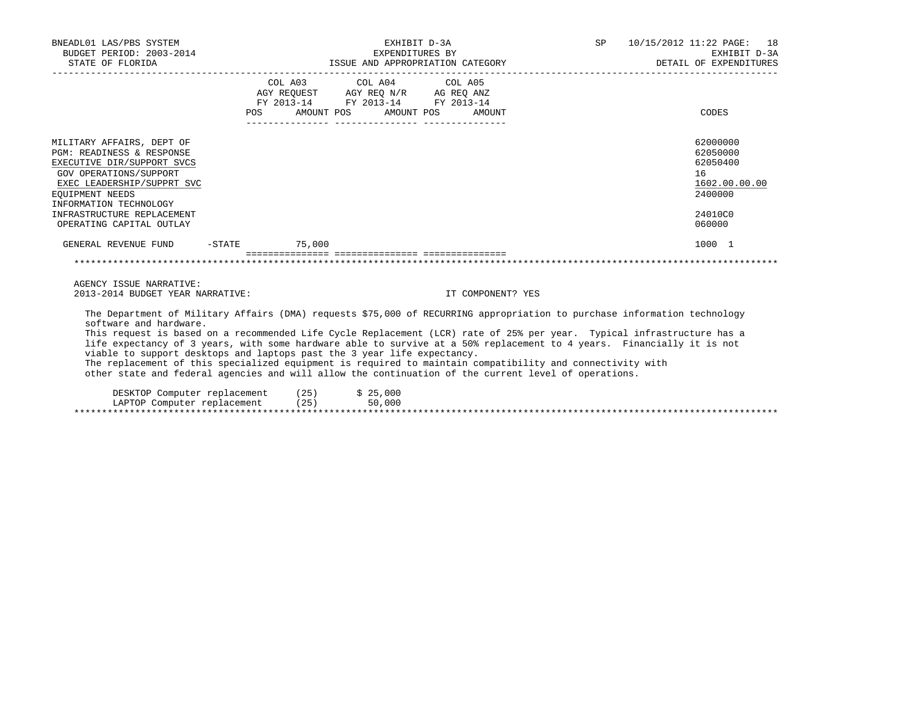| | COL A03 AGY REQUEST FY 2013-14 POS | AMOUNT | COL A04 AGY REQ N/R FY 2013-14 POS | AMOUNT | COL A05 AG REQ ANZ FY 2013-14 POS | AMOUNT | CODES |
|---|---|---|---|---|---|---|---|
| MILITARY AFFAIRS, DEPT OF | | | | | | | 62000000 |
| PGM: READINESS & RESPONSE | | | | | | | 62050000 |
| EXECUTIVE DIR/SUPPORT SVCS | | | | | | | 62050400 |
| GOV OPERATIONS/SUPPORT | | | | | | | 16 |
| EXEC LEADERSHIP/SUPPRT SVC | | | | | | | 1602.00.00.00 |
| EQUIPMENT NEEDS | | | | | | | 2400000 |
| INFORMATION TECHNOLOGY | | | | | | | |
| INFRASTRUCTURE REPLACEMENT | | | | | | | 24010C0 |
| OPERATING CAPITAL OUTLAY | | | | | | | 060000 |
| GENERAL REVENUE FUND -STATE | | 75,000 | | | | | 1000 1 |

AGENCY ISSUE NARRATIVE:
2013-2014 BUDGET YEAR NARRATIVE: IT COMPONENT? YES

The Department of Military Affairs (DMA) requests $75,000 of RECURRING appropriation to purchase information technology software and hardware.
This request is based on a recommended Life Cycle Replacement (LCR) rate of 25% per year. Typical infrastructure has a life expectancy of 3 years, with some hardware able to survive at a 50% replacement to 4 years. Financially it is not viable to support desktops and laptops past the 3 year life expectancy.
The replacement of this specialized equipment is required to maintain compatibility and connectivity with other state and federal agencies and will allow the continuation of the current level of operations.

| | | |
|---|---|---|
| DESKTOP Computer replacement | (25) | $ 25,000 |
| LAPTOP Computer replacement | (25) | 50,000 |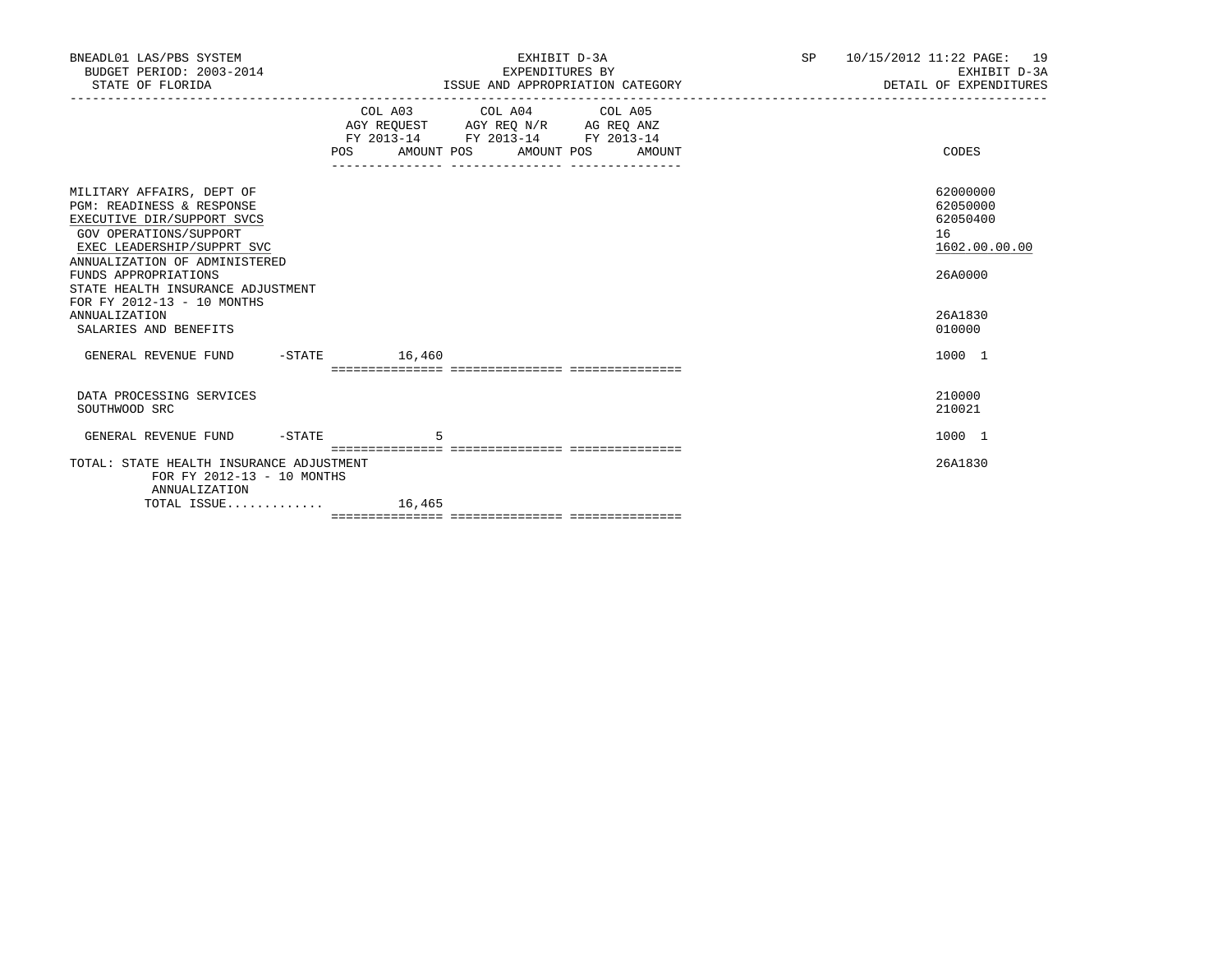BNEADL01 LAS/PBS SYSTEM | EXHIBIT D-3A | SP 10/15/2012 11:22

BUDGET PERIOD: 2003-2014 | EXPENDITURES BY | EXHIBIT D-3A

STATE OF FLORIDA | ISSUE AND APPROPRIATION CATEGORY | DETAIL OF EXPENDITURES

| | COL A03 AGY REQUEST FY 2013-14 POS | AMOUNT | COL A04 AGY REQ N/R FY 2013-14 POS | AMOUNT | COL A05 AG REQ ANZ FY 2013-14 POS | AMOUNT | CODES |
|---|---|---|---|---|---|---|---|
| MILITARY AFFAIRS, DEPT OF | | | | | | | 62000000 |
| PGM: READINESS & RESPONSE | | | | | | | 62050000 |
| EXECUTIVE DIR/SUPPORT SVCS | | | | | | | 62050400 |
| GOV OPERATIONS/SUPPORT | | | | | | | 16 |
| EXEC LEADERSHIP/SUPPRT SVC | | | | | | | 1602.00.00.00 |
| ANNUALIZATION OF ADMINISTERED FUNDS APPROPRIATIONS | | | | | | | 26A0000 |
| STATE HEALTH INSURANCE ADJUSTMENT FOR FY 2012-13 - 10 MONTHS ANNUALIZATION | | | | | | | 26A1830 |
| SALARIES AND BENEFITS | | | | | | | 010000 |
| GENERAL REVENUE FUND -STATE | | 16,460 | | | | | 1000 1 |
| DATA PROCESSING SERVICES | | | | | | | 210000 |
| SOUTHWOOD SRC | | | | | | | 210021 |
| GENERAL REVENUE FUND -STATE | | 5 | | | | | 1000 1 |
| TOTAL: STATE HEALTH INSURANCE ADJUSTMENT FOR FY 2012-13 - 10 MONTHS ANNUALIZATION | | | | | | | 26A1830 |
| TOTAL ISSUE............. | | 16,465 | | | | | |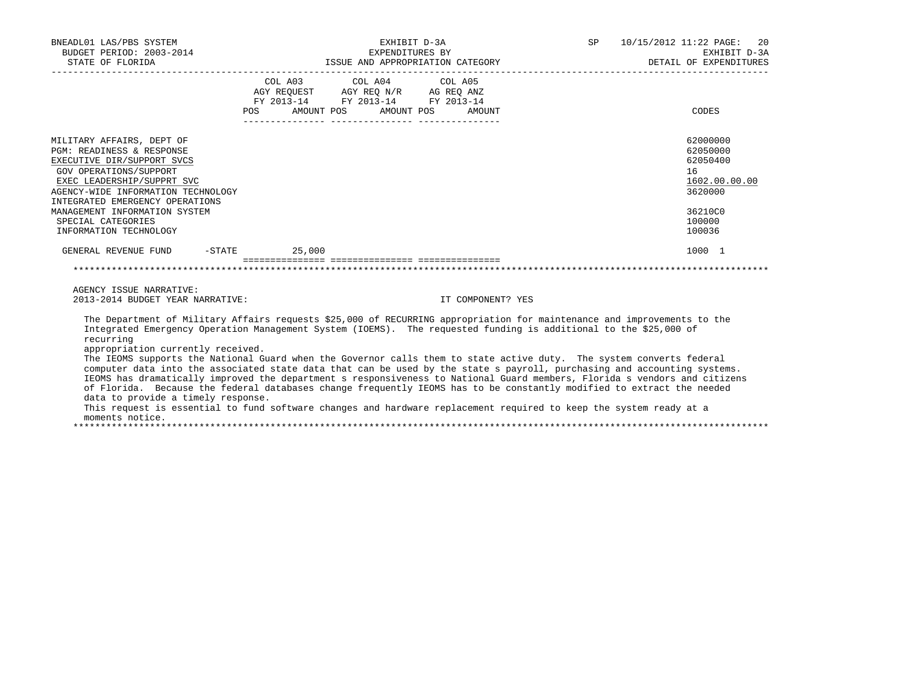BNEADL01 LAS/PBS SYSTEM
BUDGET PERIOD: 2003-2014
STATE OF FLORIDA

EXHIBIT D-3A
EXPENDITURES BY
ISSUE AND APPROPRIATION CATEGORY

SP 10/15/2012 11:22
EXHIBIT D-3A
DETAIL OF EXPENDITURES

| | COL A03 AGY REQUEST FY 2013-14 POS AMOUNT | COL A04 AGY REQ N/R FY 2013-14 POS AMOUNT | COL A05 AG REQ ANZ FY 2013-14 POS AMOUNT | CODES |
|---|---|---|---|---|
| MILITARY AFFAIRS, DEPT OF | | | | 62000000 |
| PGM: READINESS & RESPONSE | | | | 62050000 |
| EXECUTIVE DIR/SUPPORT SVCS | | | | 62050400 |
| GOV OPERATIONS/SUPPORT | | | | 16 |
| EXEC LEADERSHIP/SUPPRT SVC | | | | 1602.00.00.00 |
| AGENCY-WIDE INFORMATION TECHNOLOGY | | | | 3620000 |
| INTEGRATED EMERGENCY OPERATIONS MANAGEMENT INFORMATION SYSTEM | | | | 36210C0 |
| SPECIAL CATEGORIES | | | | 100000 |
| INFORMATION TECHNOLOGY | | | | 100036 |
| GENERAL REVENUE FUND -STATE | 25,000 | | | 1000 1 |

AGENCY ISSUE NARRATIVE:
2013-2014 BUDGET YEAR NARRATIVE: IT COMPONENT? YES

The Department of Military Affairs requests $25,000 of RECURRING appropriation for maintenance and improvements to the Integrated Emergency Operation Management System (IOEMS). The requested funding is additional to the $25,000 of recurring appropriation currently received.

The IEOMS supports the National Guard when the Governor calls them to state active duty. The system converts federal computer data into the associated state data that can be used by the state s payroll, purchasing and accounting systems. IEOMS has dramatically improved the department s responsiveness to National Guard members, Florida s vendors and citizens of Florida. Because the federal databases change frequently IEOMS has to be constantly modified to extract the needed data to provide a timely response.

This request is essential to fund software changes and hardware replacement required to keep the system ready at a moments notice.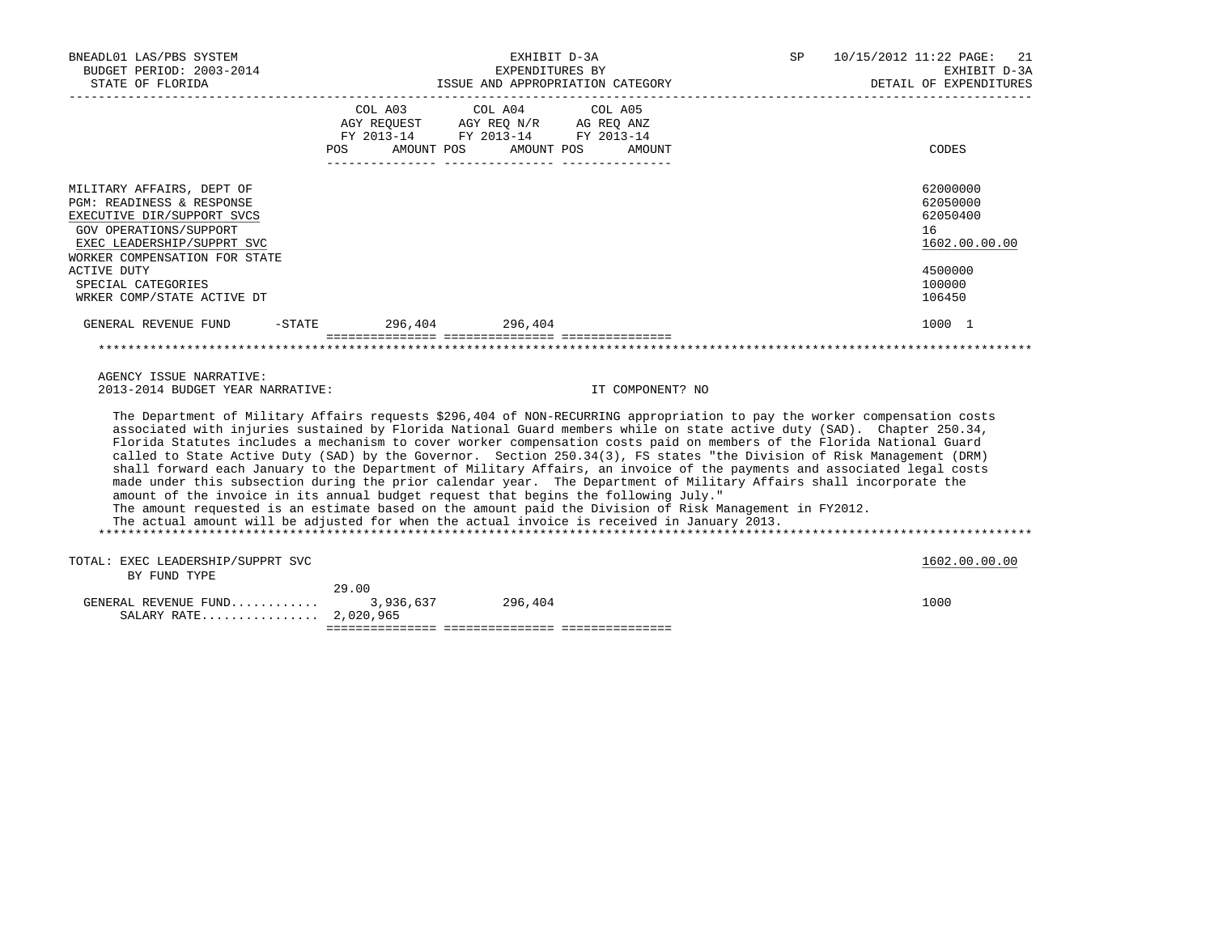BNEADL01 LAS/PBS SYSTEM
BUDGET PERIOD: 2003-2014
STATE OF FLORIDA

EXHIBIT D-3A
EXPENDITURES BY
ISSUE AND APPROPRIATION CATEGORY

SP 10/15/2012 11:22

EXHIBIT D-3A
DETAIL OF EXPENDITURES

| | COL A03 AGY REQUEST FY 2013-14 POS AMOUNT | COL A04 AGY REQ N/R FY 2013-14 POS AMOUNT | COL A05 AG REQ ANZ FY 2013-14 POS AMOUNT | CODES |
|---|---|---|---|---|
| MILITARY AFFAIRS, DEPT OF | | | | 62000000 |
| PGM: READINESS & RESPONSE | | | | 62050000 |
| EXECUTIVE DIR/SUPPORT SVCS | | | | 62050400 |
| GOV OPERATIONS/SUPPORT | | | | 16 |
| EXEC LEADERSHIP/SUPPRT SVC | | | | 1602.00.00.00 |
| WORKER COMPENSATION FOR STATE ACTIVE DUTY | | | | 4500000 |
| SPECIAL CATEGORIES | | | | 100000 |
| WRKER COMP/STATE ACTIVE DT | | | | 106450 |
| GENERAL REVENUE FUND -STATE | 296,404 | 296,404 | | 1000 1 |

AGENCY ISSUE NARRATIVE:
2013-2014 BUDGET YEAR NARRATIVE: IT COMPONENT? NO

The Department of Military Affairs requests $296,404 of NON-RECURRING appropriation to pay the worker compensation costs associated with injuries sustained by Florida National Guard members while on state active duty (SAD). Chapter 250.34, Florida Statutes includes a mechanism to cover worker compensation costs paid on members of the Florida National Guard called to State Active Duty (SAD) by the Governor. Section 250.34(3), FS states "the Division of Risk Management (DRM) shall forward each January to the Department of Military Affairs, an invoice of the payments and associated legal costs made under this subsection during the prior calendar year. The Department of Military Affairs shall incorporate the amount of the invoice in its annual budget request that begins the following July."
The amount requested is an estimate based on the amount paid the Division of Risk Management in FY2012.
The actual amount will be adjusted for when the actual invoice is received in January 2013.

| | COL A03 | COL A04 | COL A05 | CODES |
|---|---|---|---|---|
| TOTAL: EXEC LEADERSHIP/SUPPRT SVC BY FUND TYPE | | | | 1602.00.00.00 |
| GENERAL REVENUE FUND............ | 29.00 3,936,637 | 296,404 | | 1000 |
| SALARY RATE................ | 2,020,965 | | | |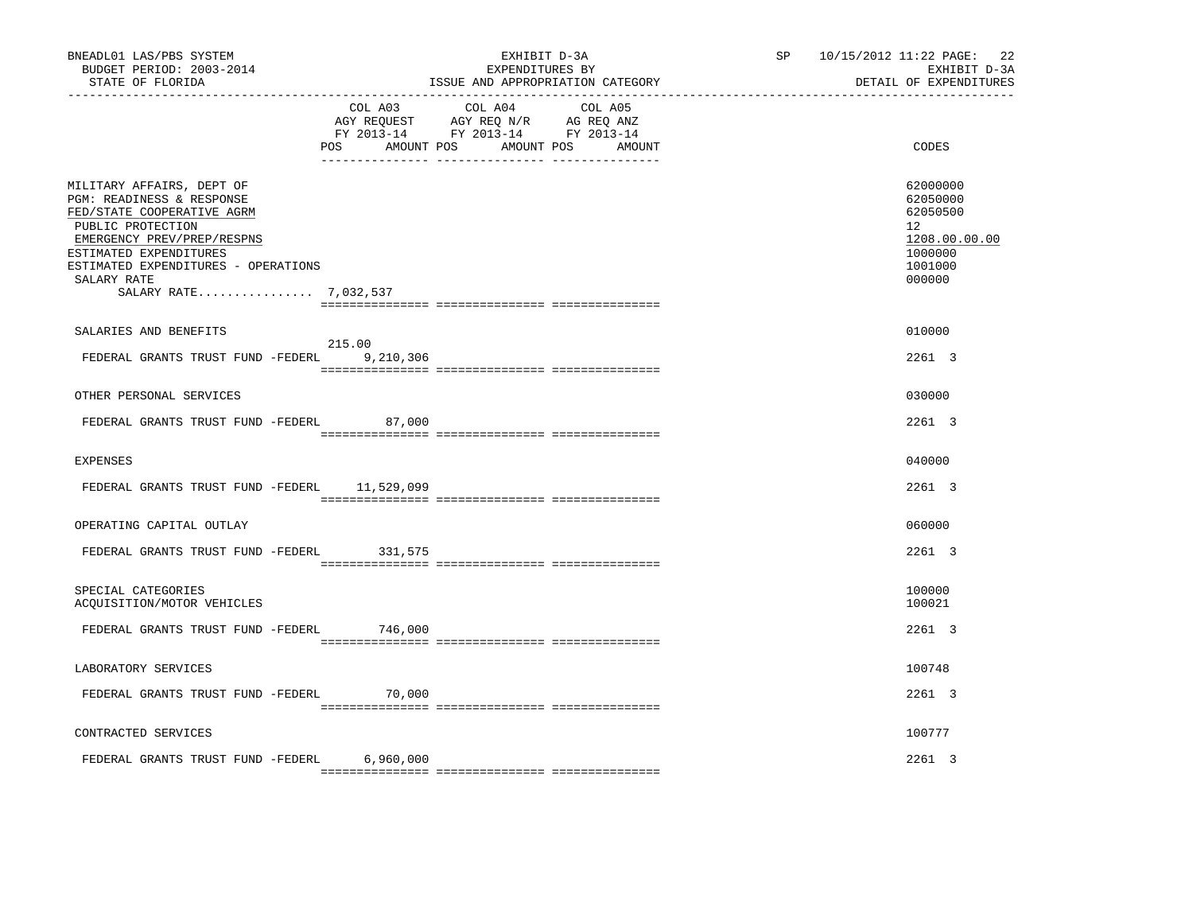BNEADL01 LAS/PBS SYSTEM — EXHIBIT D-3A — SP 10/15/2012 11:22

BUDGET PERIOD: 2003-2014 — EXPENDITURES BY — EXHIBIT D-3A

STATE OF FLORIDA — ISSUE AND APPROPRIATION CATEGORY — DETAIL OF EXPENDITURES

| | COL A03 AGY REQUEST FY 2013-14 POS | AMOUNT | COL A04 AGY REQ N/R FY 2013-14 POS | AMOUNT | COL A05 AG REQ ANZ FY 2013-14 POS | AMOUNT | CODES |
|---|---|---|---|---|---|---|---|
| MILITARY AFFAIRS, DEPT OF | | | | | | | 62000000 |
| PGM: READINESS & RESPONSE | | | | | | | 62050000 |
| FED/STATE COOPERATIVE AGRM | | | | | | | 62050500 |
| PUBLIC PROTECTION | | | | | | | 12 |
| EMERGENCY PREV/PREP/RESPNS | | | | | | | 1208.00.00.00 |
| ESTIMATED EXPENDITURES | | | | | | | 1000000 |
| ESTIMATED EXPENDITURES - OPERATIONS | | | | | | | 1001000 |
| SALARY RATE | | | | | | | 000000 |
| SALARY RATE................ 7,032,537 | | | | | | | |
| SALARIES AND BENEFITS | | | | | | | 010000 |
| FEDERAL GRANTS TRUST FUND -FEDERL | 215.00 | 9,210,306 | | | | | 2261 3 |
| OTHER PERSONAL SERVICES | | | | | | | 030000 |
| FEDERAL GRANTS TRUST FUND -FEDERL | | 87,000 | | | | | 2261 3 |
| EXPENSES | | | | | | | 040000 |
| FEDERAL GRANTS TRUST FUND -FEDERL | | 11,529,099 | | | | | 2261 3 |
| OPERATING CAPITAL OUTLAY | | | | | | | 060000 |
| FEDERAL GRANTS TRUST FUND -FEDERL | | 331,575 | | | | | 2261 3 |
| SPECIAL CATEGORIES | | | | | | | 100000 |
| ACQUISITION/MOTOR VEHICLES | | | | | | | 100021 |
| FEDERAL GRANTS TRUST FUND -FEDERL | | 746,000 | | | | | 2261 3 |
| LABORATORY SERVICES | | | | | | | 100748 |
| FEDERAL GRANTS TRUST FUND -FEDERL | | 70,000 | | | | | 2261 3 |
| CONTRACTED SERVICES | | | | | | | 100777 |
| FEDERAL GRANTS TRUST FUND -FEDERL | | 6,960,000 | | | | | 2261 3 |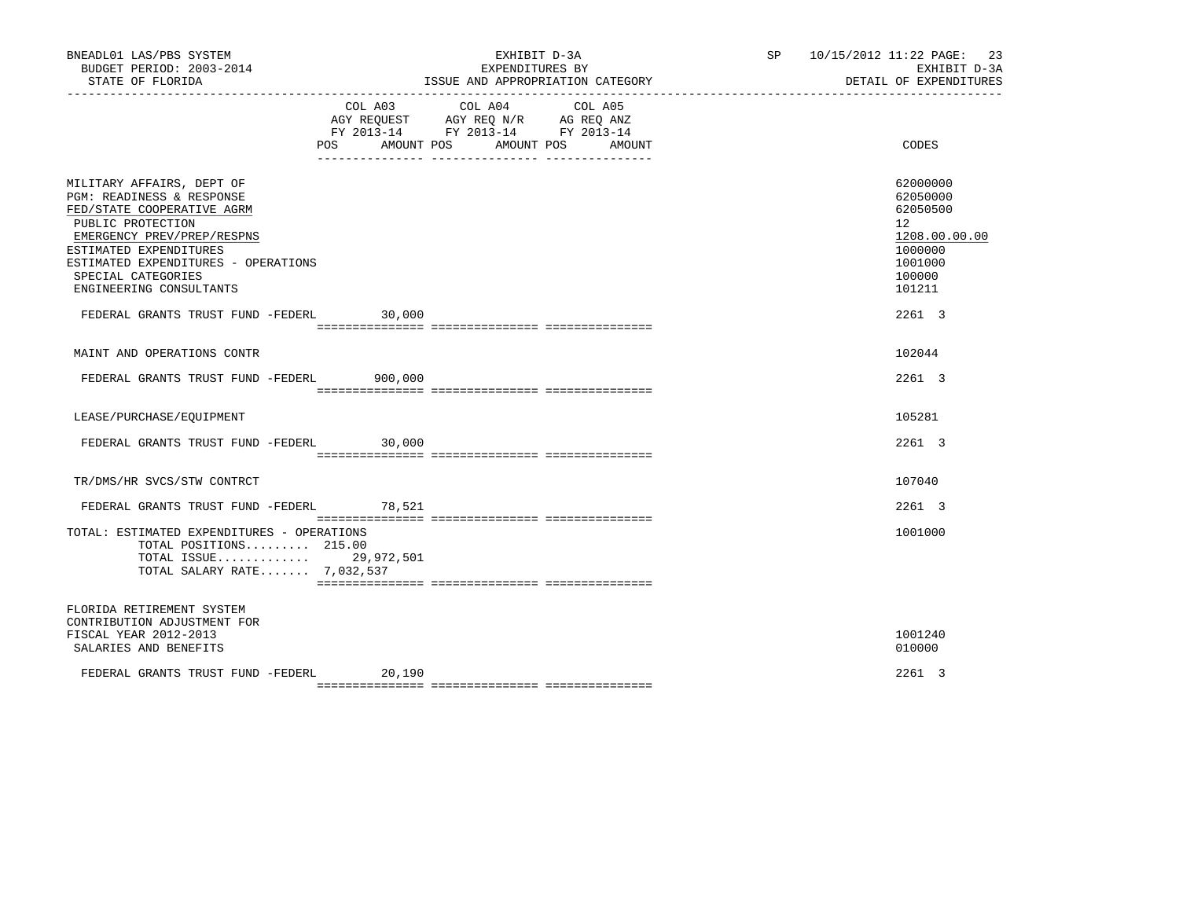BNEADL01 LAS/PBS SYSTEM | EXHIBIT D-3A | SP 10/15/2012 11:22
BUDGET PERIOD: 2003-2014 | EXPENDITURES BY | EXHIBIT D-3A
STATE OF FLORIDA | ISSUE AND APPROPRIATION CATEGORY | DETAIL OF EXPENDITURES

| | COL A03 AGY REQUEST FY 2013-14 POS | AMOUNT | COL A04 AGY REQ N/R FY 2013-14 POS | AMOUNT | COL A05 AG REQ ANZ FY 2013-14 POS | AMOUNT | CODES |
|---|---|---|---|---|---|---|---|
| MILITARY AFFAIRS, DEPT OF | | | | | | | 62000000 |
| PGM: READINESS & RESPONSE | | | | | | | 62050000 |
| FED/STATE COOPERATIVE AGRM | | | | | | | 62050500 |
| PUBLIC PROTECTION | | | | | | | 12 |
| EMERGENCY PREV/PREP/RESPNS | | | | | | | 1208.00.00.00 |
| ESTIMATED EXPENDITURES | | | | | | | 1000000 |
| ESTIMATED EXPENDITURES - OPERATIONS | | | | | | | 1001000 |
| SPECIAL CATEGORIES | | | | | | | 100000 |
| ENGINEERING CONSULTANTS | | | | | | | 101211 |
| FEDERAL GRANTS TRUST FUND -FEDERL | | 30,000 | | | | | 2261 3 |
| MAINT AND OPERATIONS CONTR | | | | | | | 102044 |
| FEDERAL GRANTS TRUST FUND -FEDERL | | 900,000 | | | | | 2261 3 |
| LEASE/PURCHASE/EQUIPMENT | | | | | | | 105281 |
| FEDERAL GRANTS TRUST FUND -FEDERL | | 30,000 | | | | | 2261 3 |
| TR/DMS/HR SVCS/STW CONTRCT | | | | | | | 107040 |
| FEDERAL GRANTS TRUST FUND -FEDERL | | 78,521 | | | | | 2261 3 |
| TOTAL: ESTIMATED EXPENDITURES - OPERATIONS | | | | | | | 1001000 |
| TOTAL POSITIONS......... 215.00 | | | | | | | |
| TOTAL ISSUE............ | | 29,972,501 | | | | | |
| TOTAL SALARY RATE....... 7,032,537 | | | | | | | |
| FLORIDA RETIREMENT SYSTEM CONTRIBUTION ADJUSTMENT FOR FISCAL YEAR 2012-2013 | | | | | | | 1001240 |
| SALARIES AND BENEFITS | | | | | | | 010000 |
| FEDERAL GRANTS TRUST FUND -FEDERL | | 20,190 | | | | | 2261 3 |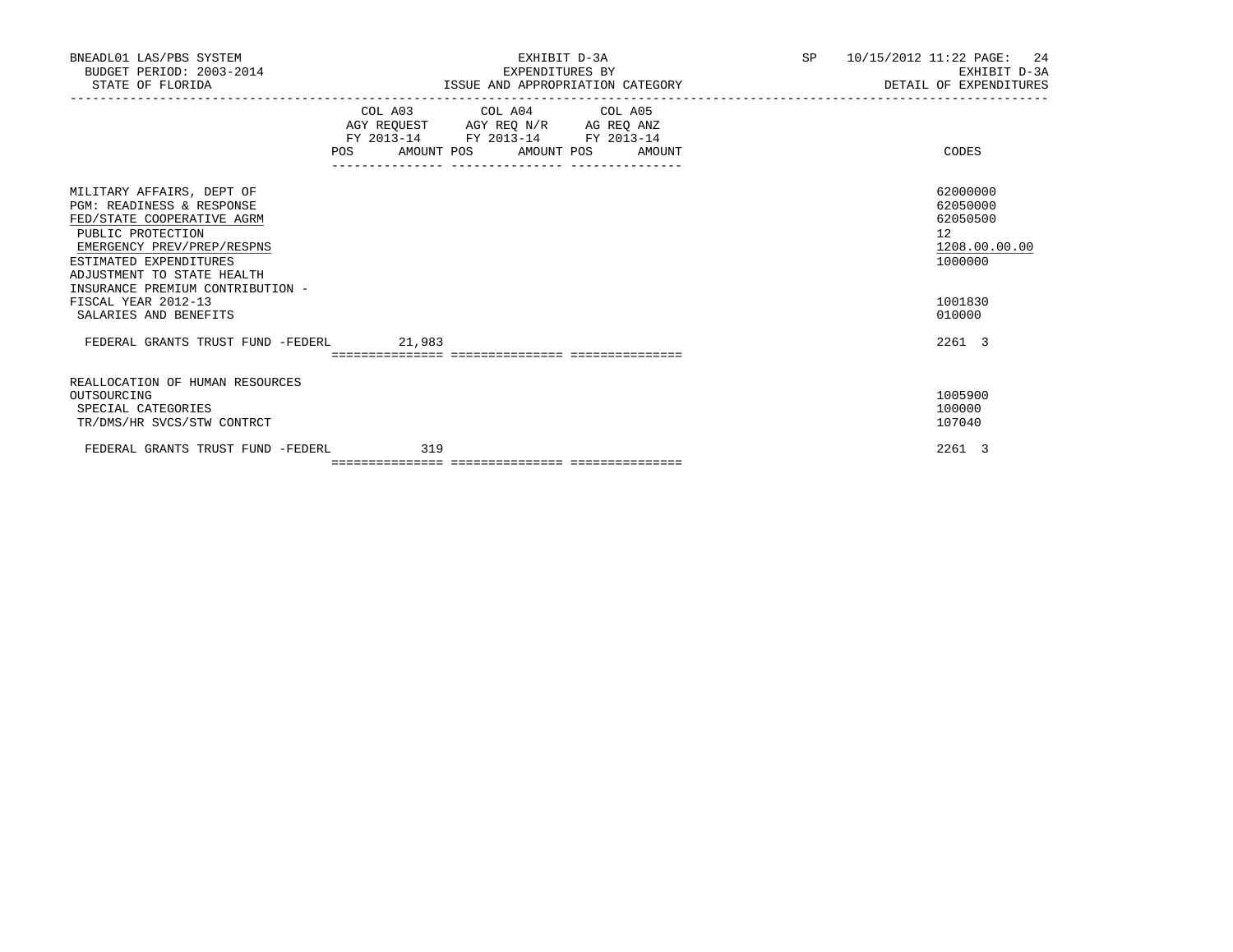BNEADL01 LAS/PBS SYSTEM | EXHIBIT D-3A | SP 10/15/2012 11:22
BUDGET PERIOD: 2003-2014 | EXPENDITURES BY | EXHIBIT D-3A
STATE OF FLORIDA | ISSUE AND APPROPRIATION CATEGORY | DETAIL OF EXPENDITURES

| | COL A03 AGY REQUEST FY 2013-14 POS AMOUNT | COL A04 AGY REQ N/R FY 2013-14 POS AMOUNT | COL A05 AG REQ ANZ FY 2013-14 POS AMOUNT | CODES |
|---|---|---|---|---|
| MILITARY AFFAIRS, DEPT OF | | | | 62000000 |
| PGM: READINESS & RESPONSE | | | | 62050000 |
| FED/STATE COOPERATIVE AGRM | | | | 62050500 |
| PUBLIC PROTECTION | | | | 12 |
| EMERGENCY PREV/PREP/RESPNS | | | | 1208.00.00.00 |
| ESTIMATED EXPENDITURES | | | | 1000000 |
| ADJUSTMENT TO STATE HEALTH INSURANCE PREMIUM CONTRIBUTION - FISCAL YEAR 2012-13 | | | | 1001830 |
| SALARIES AND BENEFITS | | | | 010000 |
| FEDERAL GRANTS TRUST FUND -FEDERL | 21,983 | | | 2261 3 |
| REALLOCATION OF HUMAN RESOURCES OUTSOURCING | | | | 1005900 |
| SPECIAL CATEGORIES | | | | 100000 |
| TR/DMS/HR SVCS/STW CONTRCT | | | | 107040 |
| FEDERAL GRANTS TRUST FUND -FEDERL | 319 | | | 2261 3 |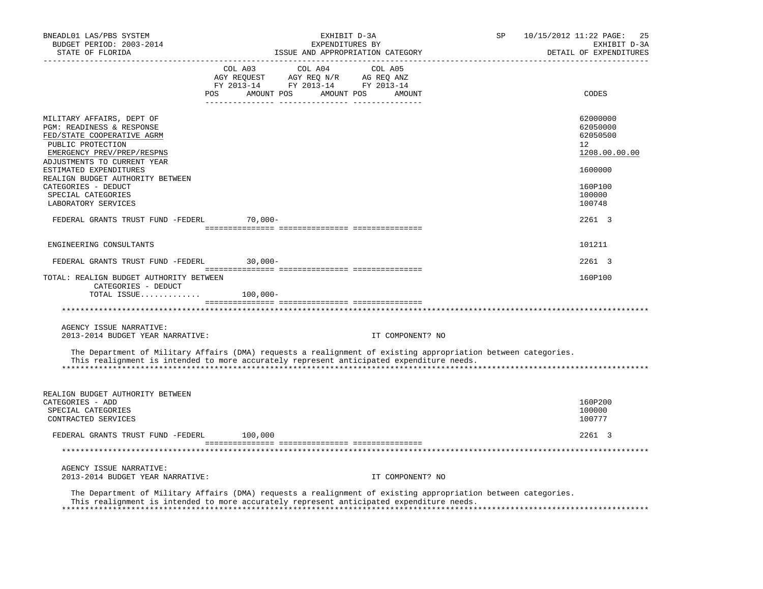| | COL A03 AGY REQUEST FY 2013-14 POS AMOUNT | COL A04 AGY REQ N/R FY 2013-14 POS AMOUNT | COL A05 AG REQ ANZ FY 2013-14 POS AMOUNT | CODES |
|---|---|---|---|---|
| MILITARY AFFAIRS, DEPT OF | | | | 62000000 |
| PGM: READINESS & RESPONSE | | | | 62050000 |
| FED/STATE COOPERATIVE AGRM | | | | 62050500 |
| PUBLIC PROTECTION | | | | 12 |
| EMERGENCY PREV/PREP/RESPNS | | | | 1208.00.00.00 |
| ADJUSTMENTS TO CURRENT YEAR ESTIMATED EXPENDITURES | | | | 1600000 |
| REALIGN BUDGET AUTHORITY BETWEEN CATEGORIES - DEDUCT | | | | 160P100 |
| SPECIAL CATEGORIES | | | | 100000 |
| LABORATORY SERVICES | | | | 100748 |
| FEDERAL GRANTS TRUST FUND -FEDERL | 70,000- | | | 2261 3 |
| ENGINEERING CONSULTANTS | | | | 101211 |
| FEDERAL GRANTS TRUST FUND -FEDERL | 30,000- | | | 2261 3 |
| TOTAL: REALIGN BUDGET AUTHORITY BETWEEN CATEGORIES - DEDUCT | | | | 160P100 |
| TOTAL ISSUE............ | 100,000- | | | |

AGENCY ISSUE NARRATIVE:
2013-2014 BUDGET YEAR NARRATIVE: IT COMPONENT? NO

The Department of Military Affairs (DMA) requests a realignment of existing appropriation between categories. This realignment is intended to more accurately represent anticipated expenditure needs.

| | COL A03 | COL A04 | COL A05 | CODES |
|---|---|---|---|---|
| REALIGN BUDGET AUTHORITY BETWEEN CATEGORIES - ADD | | | | 160P200 |
| SPECIAL CATEGORIES | | | | 100000 |
| CONTRACTED SERVICES | | | | 100777 |
| FEDERAL GRANTS TRUST FUND -FEDERL | 100,000 | | | 2261 3 |

AGENCY ISSUE NARRATIVE:
2013-2014 BUDGET YEAR NARRATIVE: IT COMPONENT? NO

The Department of Military Affairs (DMA) requests a realignment of existing appropriation between categories. This realignment is intended to more accurately represent anticipated expenditure needs.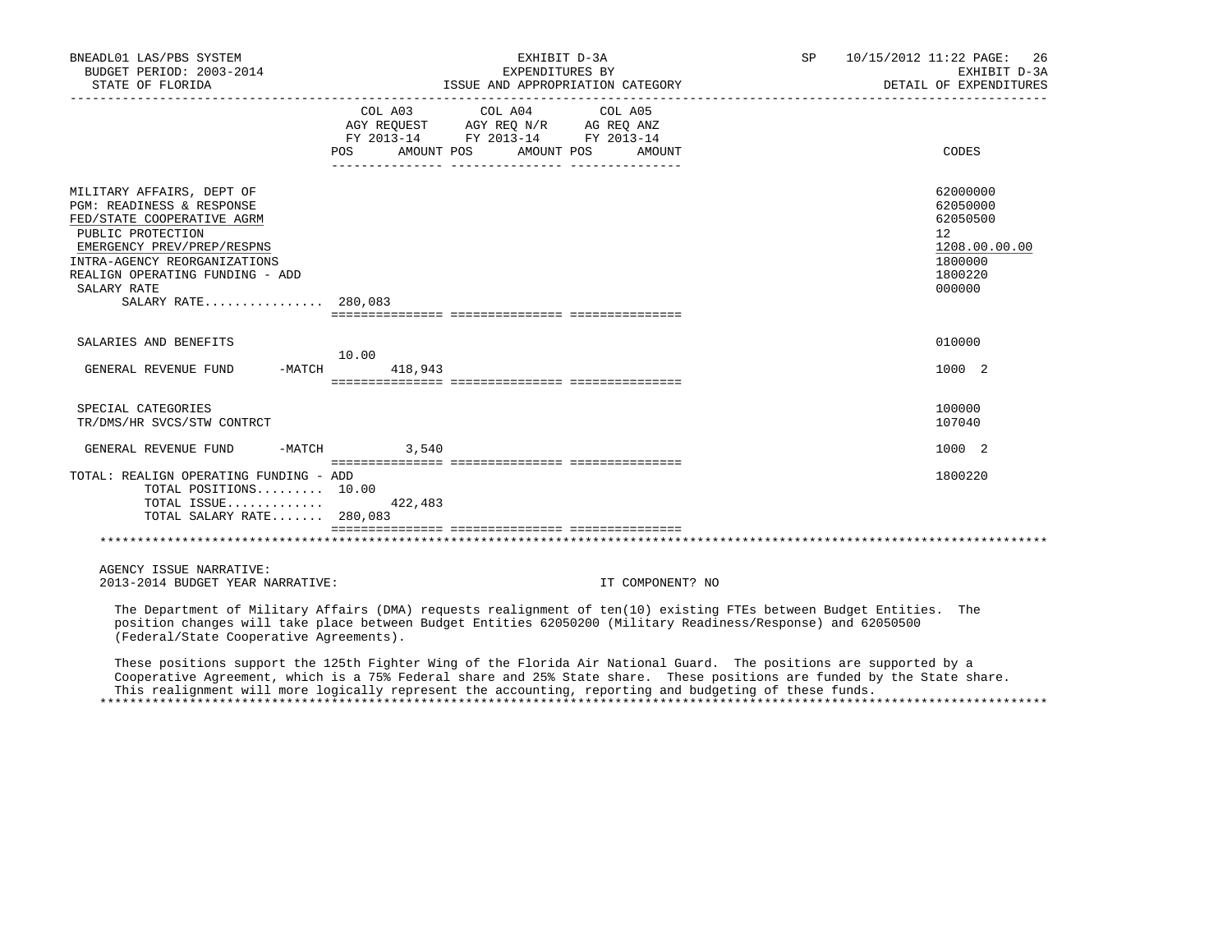| | COL A03 AGY REQUEST FY 2013-14 POS | AMOUNT | COL A04 AGY REQ N/R FY 2013-14 POS | AMOUNT | COL A05 AG REQ ANZ FY 2013-14 POS | AMOUNT | CODES |
|---|---|---|---|---|---|---|---|
| MILITARY AFFAIRS, DEPT OF | | | | | | | 62000000 |
| PGM: READINESS & RESPONSE | | | | | | | 62050000 |
| FED/STATE COOPERATIVE AGRM | | | | | | | 62050500 |
| PUBLIC PROTECTION | | | | | | | 12 |
| EMERGENCY PREV/PREP/RESPNS | | | | | | | 1208.00.00.00 |
| INTRA-AGENCY REORGANIZATIONS | | | | | | | 1800000 |
| REALIGN OPERATING FUNDING - ADD | | | | | | | 1800220 |
| SALARY RATE | | | | | | | 000000 |
| SALARY RATE................ | 280,083 | | | | | | |
| SALARIES AND BENEFITS | | | | | | | 010000 |
| GENERAL REVENUE FUND -MATCH | 10.00 | 418,943 | | | | | 1000 2 |
| SPECIAL CATEGORIES | | | | | | | 100000 |
| TR/DMS/HR SVCS/STW CONTRCT | | | | | | | 107040 |
| GENERAL REVENUE FUND -MATCH | | 3,540 | | | | | 1000 2 |
| TOTAL: REALIGN OPERATING FUNDING - ADD | | | | | | | 1800220 |
| TOTAL POSITIONS......... | 10.00 | | | | | | |
| TOTAL ISSUE............. | | 422,483 | | | | | |
| TOTAL SALARY RATE....... | 280,083 | | | | | | |

AGENCY ISSUE NARRATIVE:

2013-2014 BUDGET YEAR NARRATIVE: IT COMPONENT? NO

The Department of Military Affairs (DMA) requests realignment of ten(10) existing FTEs between Budget Entities. The position changes will take place between Budget Entities 62050200 (Military Readiness/Response) and 62050500 (Federal/State Cooperative Agreements).

These positions support the 125th Fighter Wing of the Florida Air National Guard. The positions are supported by a Cooperative Agreement, which is a 75% Federal share and 25% State share. These positions are funded by the State share. This realignment will more logically represent the accounting, reporting and budgeting of these funds.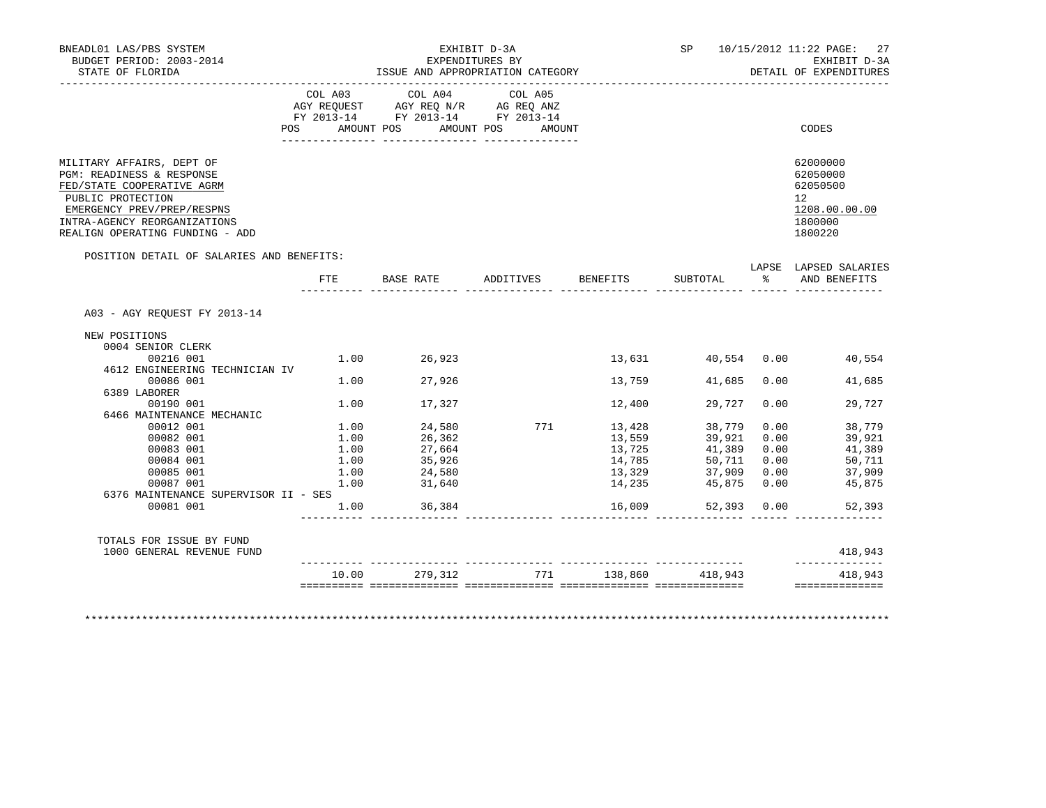BNEADL01 LAS/PBS SYSTEM
BUDGET PERIOD: 2003-2014
STATE OF FLORIDA

EXHIBIT D-3A
EXPENDITURES BY
ISSUE AND APPROPRIATION CATEGORY

SP 10/15/2012 11:22

EXHIBIT D-3A
DETAIL OF EXPENDITURES

| | COL A03 AGY REQUEST FY 2013-14 POS AMOUNT | COL A04 AGY REQ N/R FY 2013-14 POS AMOUNT | COL A05 AG REQ ANZ FY 2013-14 POS AMOUNT | CODES |
|---|---|---|---|---|
| MILITARY AFFAIRS, DEPT OF | | | | 62000000 |
| PGM: READINESS & RESPONSE | | | | 62050000 |
| FED/STATE COOPERATIVE AGRM | | | | 62050500 |
| PUBLIC PROTECTION | | | | 12 |
| EMERGENCY PREV/PREP/RESPNS | | | | 1208.00.00.00 |
| INTRA-AGENCY REORGANIZATIONS | | | | 1800000 |
| REALIGN OPERATING FUNDING - ADD | | | | 1800220 |

POSITION DETAIL OF SALARIES AND BENEFITS:

| | FTE | BASE RATE | ADDITIVES | BENEFITS | SUBTOTAL | LAPSE % | LAPSED SALARIES AND BENEFITS |
|---|---|---|---|---|---|---|---|
| A03 - AGY REQUEST FY 2013-14 | | | | | | | |
| NEW POSITIONS | | | | | | | |
| 0004 SENIOR CLERK | | | | | | | |
| 00216 001 | 1.00 | 26,923 | | 13,631 | 40,554 | 0.00 | 40,554 |
| 4612 ENGINEERING TECHNICIAN IV | | | | | | | |
| 00086 001 | 1.00 | 27,926 | | 13,759 | 41,685 | 0.00 | 41,685 |
| 6389 LABORER | | | | | | | |
| 00190 001 | 1.00 | 17,327 | | 12,400 | 29,727 | 0.00 | 29,727 |
| 6466 MAINTENANCE MECHANIC | | | | | | | |
| 00012 001 | 1.00 | 24,580 | 771 | 13,428 | 38,779 | 0.00 | 38,779 |
| 00082 001 | 1.00 | 26,362 | | 13,559 | 39,921 | 0.00 | 39,921 |
| 00083 001 | 1.00 | 27,664 | | 13,725 | 41,389 | 0.00 | 41,389 |
| 00084 001 | 1.00 | 35,926 | | 14,785 | 50,711 | 0.00 | 50,711 |
| 00085 001 | 1.00 | 24,580 | | 13,329 | 37,909 | 0.00 | 37,909 |
| 00087 001 | 1.00 | 31,640 | | 14,235 | 45,875 | 0.00 | 45,875 |
| 6376 MAINTENANCE SUPERVISOR II - SES | | | | | | | |
| 00081 001 | 1.00 | 36,384 | | 16,009 | 52,393 | 0.00 | 52,393 |
| TOTALS FOR ISSUE BY FUND | | | | | | | |
| 1000 GENERAL REVENUE FUND | | | | | | | 418,943 |
| | 10.00 | 279,312 | 771 | 138,860 | 418,943 | | 418,943 |

***************************************************************************************************************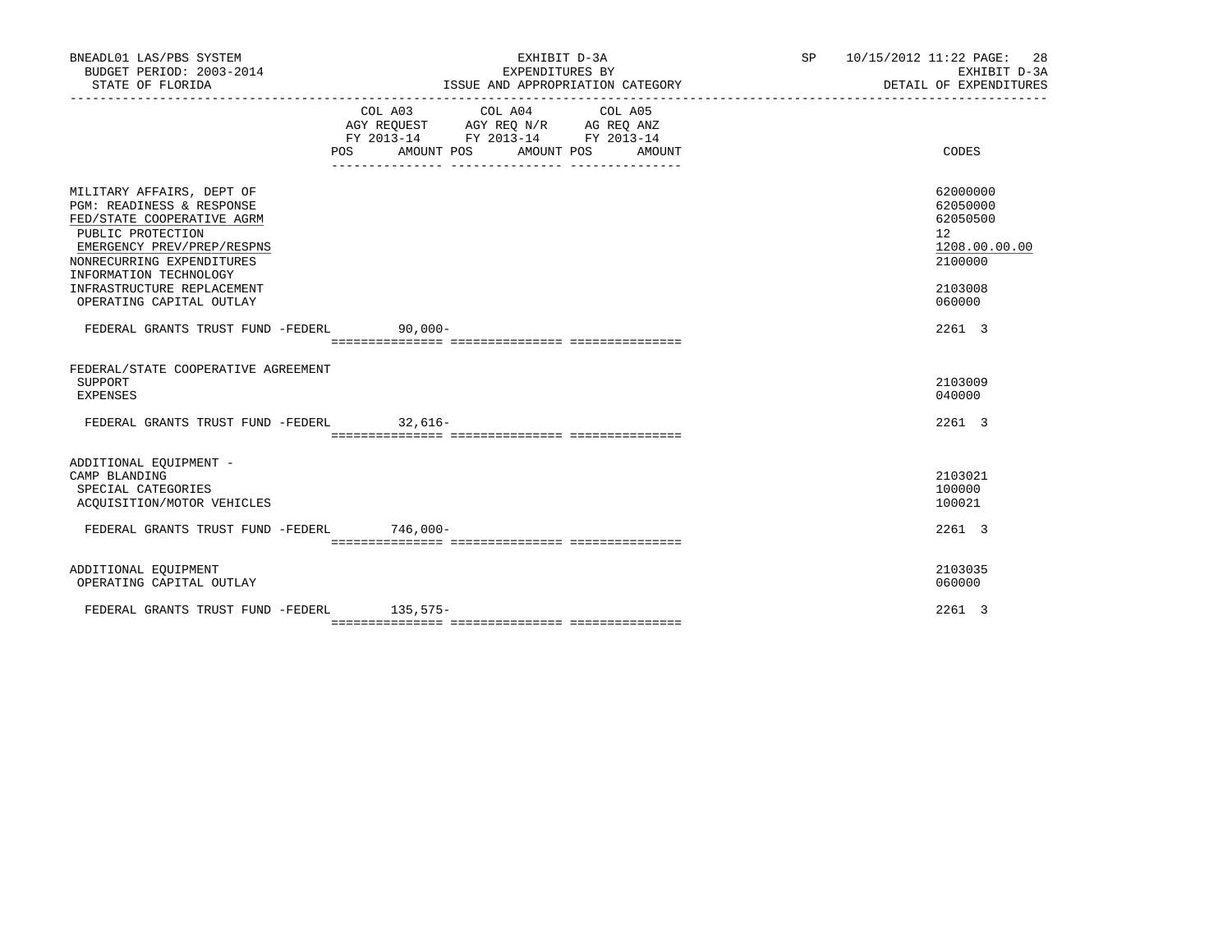BNEADL01 LAS/PBS SYSTEM | EXHIBIT D-3A | SP 10/15/2012 11:22 PAGE: 28
BUDGET PERIOD: 2003-2014 | EXPENDITURES BY | EXHIBIT D-3A
STATE OF FLORIDA | ISSUE AND APPROPRIATION CATEGORY | DETAIL OF EXPENDITURES

| | COL A03 AGY REQUEST FY 2013-14 POS AMOUNT | COL A04 AGY REQ N/R FY 2013-14 POS AMOUNT | COL A05 AG REQ ANZ FY 2013-14 POS AMOUNT | CODES |
|---|---|---|---|---|
| MILITARY AFFAIRS, DEPT OF | | | | 62000000 |
| PGM: READINESS & RESPONSE | | | | 62050000 |
| FED/STATE COOPERATIVE AGRM | | | | 62050500 |
| PUBLIC PROTECTION | | | | 12 |
| EMERGENCY PREV/PREP/RESPNS | | | | 1208.00.00.00 |
| NONRECURRING EXPENDITURES | | | | 2100000 |
| INFORMATION TECHNOLOGY INFRASTRUCTURE REPLACEMENT | | | | 2103008 |
| OPERATING CAPITAL OUTLAY | | | | 060000 |
| FEDERAL GRANTS TRUST FUND -FEDERL | 90,000- | | | 2261 3 |
| FEDERAL/STATE COOPERATIVE AGREEMENT SUPPORT | | | | 2103009 |
| EXPENSES | | | | 040000 |
| FEDERAL GRANTS TRUST FUND -FEDERL | 32,616- | | | 2261 3 |
| ADDITIONAL EQUIPMENT - CAMP BLANDING | | | | 2103021 |
| SPECIAL CATEGORIES | | | | 100000 |
| ACQUISITION/MOTOR VEHICLES | | | | 100021 |
| FEDERAL GRANTS TRUST FUND -FEDERL | 746,000- | | | 2261 3 |
| ADDITIONAL EQUIPMENT | | | | 2103035 |
| OPERATING CAPITAL OUTLAY | | | | 060000 |
| FEDERAL GRANTS TRUST FUND -FEDERL | 135,575- | | | 2261 3 |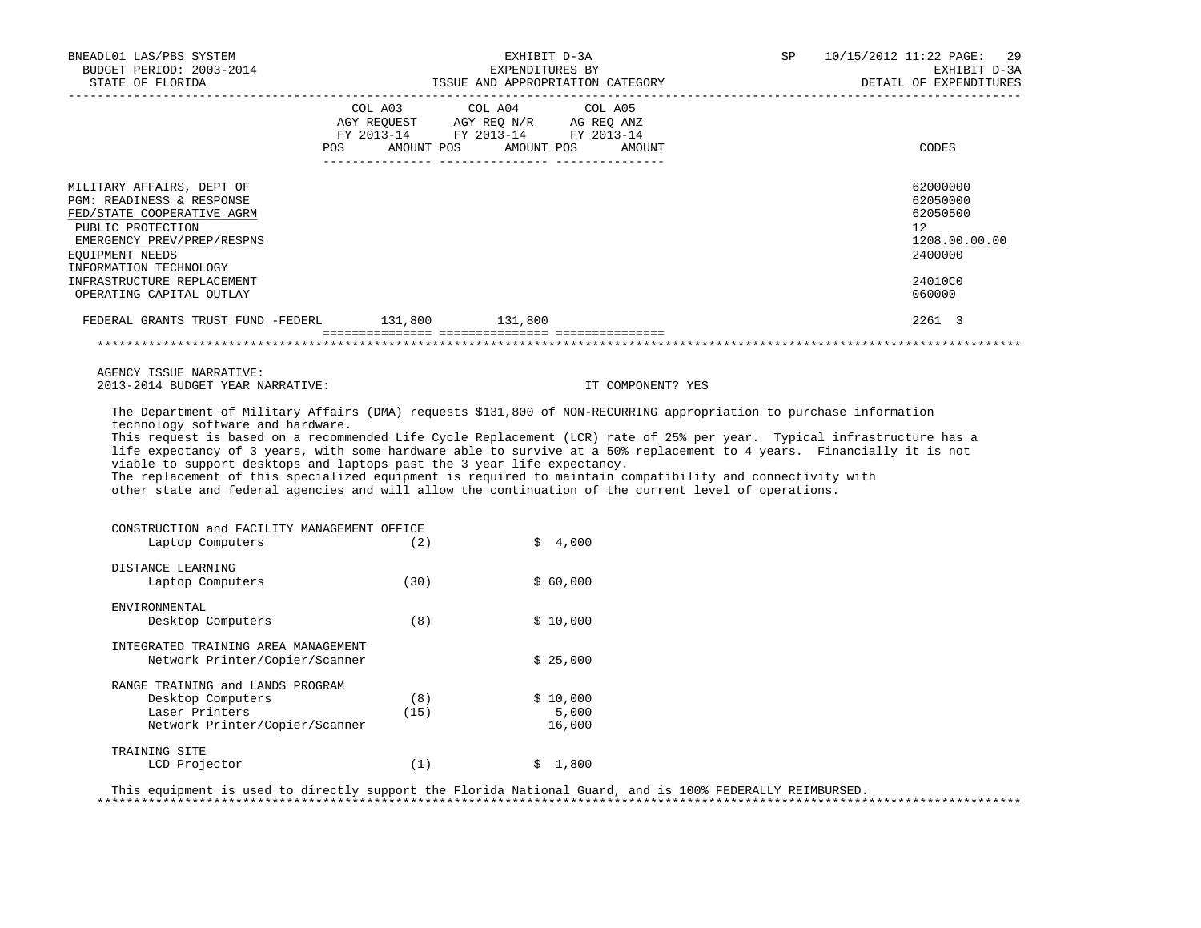BNEADL01 LAS/PBS SYSTEM — BUDGET PERIOD: 2003-2014 — STATE OF FLORIDA

EXHIBIT D-3A
EXPENDITURES BY
ISSUE AND APPROPRIATION CATEGORY

SP 10/15/2012 11:22 — EXHIBIT D-3A — DETAIL OF EXPENDITURES

| | COL A03 AGY REQUEST FY 2013-14 POS AMOUNT | COL A04 AGY REQ N/R FY 2013-14 POS AMOUNT | COL A05 AG REQ ANZ FY 2013-14 POS AMOUNT | CODES |
|---|---|---|---|---|
| MILITARY AFFAIRS, DEPT OF | | | | 62000000 |
| PGM: READINESS & RESPONSE | | | | 62050000 |
| FED/STATE COOPERATIVE AGRM | | | | 62050500 |
| PUBLIC PROTECTION | | | | 12 |
| EMERGENCY PREV/PREP/RESPNS | | | | 1208.00.00.00 |
| EQUIPMENT NEEDS | | | | 2400000 |
| INFORMATION TECHNOLOGY | | | | |
| INFRASTRUCTURE REPLACEMENT | | | | 24010C0 |
| OPERATING CAPITAL OUTLAY | | | | 060000 |
| FEDERAL GRANTS TRUST FUND -FEDERL | 131,800 | 131,800 | | 2261 3 |

AGENCY ISSUE NARRATIVE:
2013-2014 BUDGET YEAR NARRATIVE: IT COMPONENT? YES

The Department of Military Affairs (DMA) requests $131,800 of NON-RECURRING appropriation to purchase information technology software and hardware.
This request is based on a recommended Life Cycle Replacement (LCR) rate of 25% per year. Typical infrastructure has a life expectancy of 3 years, with some hardware able to survive at a 50% replacement to 4 years. Financially it is not viable to support desktops and laptops past the 3 year life expectancy.
The replacement of this specialized equipment is required to maintain compatibility and connectivity with other state and federal agencies and will allow the continuation of the current level of operations.

| | | |
|---|---|---|
| **CONSTRUCTION and FACILITY MANAGEMENT OFFICE** | | |
| Laptop Computers | (2) | $ 4,000 |
| **DISTANCE LEARNING** | | |
| Laptop Computers | (30) | $ 60,000 |
| **ENVIRONMENTAL** | | |
| Desktop Computers | (8) | $ 10,000 |
| **INTEGRATED TRAINING AREA MANAGEMENT** | | |
| Network Printer/Copier/Scanner | | $ 25,000 |
| **RANGE TRAINING and LANDS PROGRAM** | | |
| Desktop Computers | (8) | $ 10,000 |
| Laser Printers | (15) | 5,000 |
| Network Printer/Copier/Scanner | | 16,000 |
| **TRAINING SITE** | | |
| LCD Projector | (1) | $ 1,800 |

This equipment is used to directly support the Florida National Guard, and is 100% FEDERALLY REIMBURSED.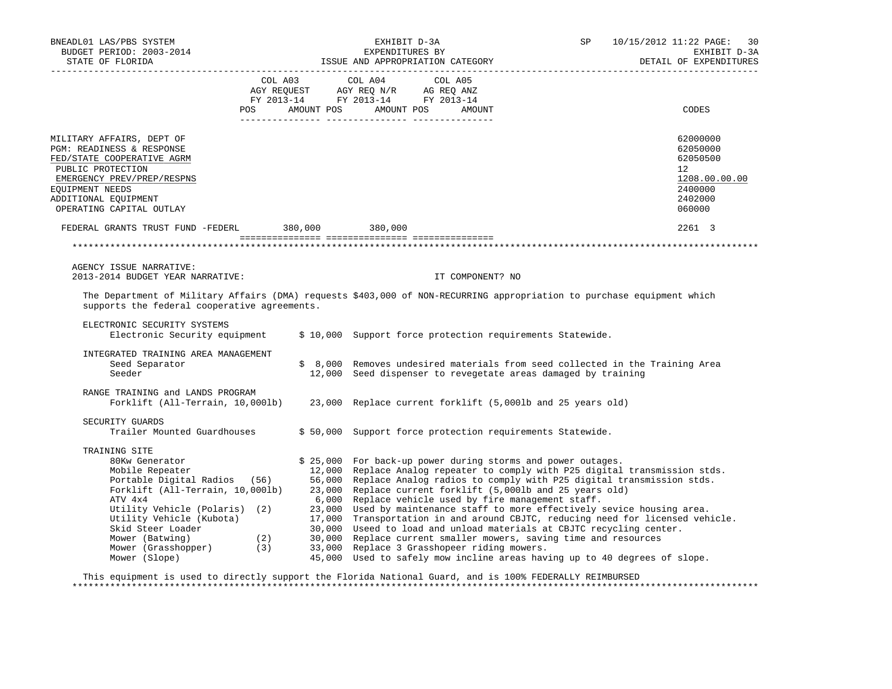BNEADL01 LAS/PBS SYSTEM — EXHIBIT D-3A — EXPENDITURES BY ISSUE AND APPROPRIATION CATEGORY — BUDGET PERIOD: 2003-2014 — STATE OF FLORIDA — SP 10/15/2012 11:22 — EXHIBIT D-3A DETAIL OF EXPENDITURES

| | COL A03 AGY REQUEST FY 2013-14 POS AMOUNT | COL A04 AGY REQ N/R FY 2013-14 POS AMOUNT | COL A05 AG REQ ANZ FY 2013-14 POS AMOUNT | CODES |
|---|---|---|---|---|
| MILITARY AFFAIRS, DEPT OF | | | | 62000000 |
| PGM: READINESS & RESPONSE | | | | 62050000 |
| FED/STATE COOPERATIVE AGRM | | | | 62050500 |
| PUBLIC PROTECTION | | | | 12 |
| EMERGENCY PREV/PREP/RESPNS | | | | 1208.00.00.00 |
| EQUIPMENT NEEDS | | | | 2400000 |
| ADDITIONAL EQUIPMENT | | | | 2402000 |
| OPERATING CAPITAL OUTLAY | | | | 060000 |
| FEDERAL GRANTS TRUST FUND -FEDERL | 380,000 | 380,000 | | 2261 3 |

AGENCY ISSUE NARRATIVE:

2013-2014 BUDGET YEAR NARRATIVE: IT COMPONENT? NO

The Department of Military Affairs (DMA) requests $403,000 of NON-RECURRING appropriation to purchase equipment which supports the federal cooperative agreements.

ELECTRONIC SECURITY SYSTEMS

| Item | Amount | Description |
|---|---|---|
| Electronic Security equipment | $ 10,000 | Support force protection requirements Statewide. |

INTEGRATED TRAINING AREA MANAGEMENT

| Item | Amount | Description |
|---|---|---|
| Seed Separator | $ 8,000 | Removes undesired materials from seed collected in the Training Area |
| Seeder | 12,000 | Seed dispenser to revegetate areas damaged by training |

RANGE TRAINING and LANDS PROGRAM

| Item | Amount | Description |
|---|---|---|
| Forklift (All-Terrain, 10,000lb) | 23,000 | Replace current forklift (5,000lb and 25 years old) |

SECURITY GUARDS

| Item | Amount | Description |
|---|---|---|
| Trailer Mounted Guardhouses | $ 50,000 | Support force protection requirements Statewide. |

TRAINING SITE

| Item | Amount | Description |
|---|---|---|
| 80Kw Generator | $ 25,000 | For back-up power during storms and power outages. |
| Mobile Repeater | 12,000 | Replace Analog repeater to comply with P25 digital transmission stds. |
| Portable Digital Radios (56) | 56,000 | Replace Analog radios to comply with P25 digital transmission stds. |
| Forklift (All-Terrain, 10,000lb) | 23,000 | Replace current forklift (5,000lb and 25 years old) |
| ATV 4x4 | 6,000 | Replace vehicle used by fire management staff. |
| Utility Vehicle (Polaris) (2) | 23,000 | Used by maintenance staff to more effectively sevice housing area. |
| Utility Vehicle (Kubota) | 17,000 | Transportation in and around CBJTC, reducing need for licensed vehicle. |
| Skid Steer Loader | 30,000 | Useed to load and unload materials at CBJTC recycling center. |
| Mower (Batwing) (2) | 30,000 | Replace current smaller mowers, saving time and resources |
| Mower (Grasshopper) (3) | 33,000 | Replace 3 Grasshopeer riding mowers. |
| Mower (Slope) | 45,000 | Used to safely mow incline areas having up to 40 degrees of slope. |

This equipment is used to directly support the Florida National Guard, and is 100% FEDERALLY REIMBURSED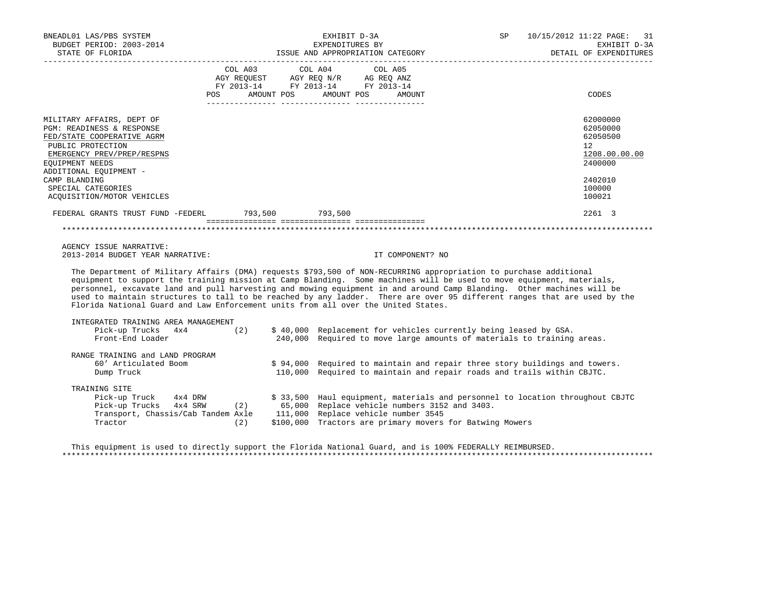BNEADL01 LAS/PBS SYSTEM — BUDGET PERIOD: 2003-2014 — STATE OF FLORIDA

EXHIBIT D-3A — EXPENDITURES BY ISSUE AND APPROPRIATION CATEGORY

SP 10/15/2012 11:22 — EXHIBIT D-3A — DETAIL OF EXPENDITURES

| | COL A03 AGY REQUEST FY 2013-14 POS | AMOUNT | COL A04 AGY REQ N/R FY 2013-14 POS | AMOUNT | COL A05 AG REQ ANZ FY 2013-14 POS | AMOUNT | CODES |
|---|---|---|---|---|---|---|---|
| MILITARY AFFAIRS, DEPT OF | | | | | | | 62000000 |
| PGM: READINESS & RESPONSE | | | | | | | 62050000 |
| FED/STATE COOPERATIVE AGRM | | | | | | | 62050500 |
| PUBLIC PROTECTION | | | | | | | 12 |
| EMERGENCY PREV/PREP/RESPNS | | | | | | | 1208.00.00.00 |
| EQUIPMENT NEEDS | | | | | | | 2400000 |
| ADDITIONAL EQUIPMENT - CAMP BLANDING | | | | | | | 2402010 |
| SPECIAL CATEGORIES | | | | | | | 100000 |
| ACQUISITION/MOTOR VEHICLES | | | | | | | 100021 |
| FEDERAL GRANTS TRUST FUND -FEDERL | | 793,500 | | 793,500 | | | 2261 3 |

AGENCY ISSUE NARRATIVE:

2013-2014 BUDGET YEAR NARRATIVE: IT COMPONENT? NO

The Department of Military Affairs (DMA) requests $793,500 of NON-RECURRING appropriation to purchase additional equipment to support the training mission at Camp Blanding. Some machines will be used to move equipment, materials, personnel, excavate land and pull harvesting and mowing equipment in and around Camp Blanding. Other machines will be used to maintain structures to tall to be reached by any ladder. There are over 95 different ranges that are used by the Florida National Guard and Law Enforcement units from all over the United States.

INTEGRATED TRAINING AREA MANAGEMENT

| Item | Qty | Amount | Justification |
|---|---|---|---|
| Pick-up Trucks 4x4 | (2) | $ 40,000 | Replacement for vehicles currently being leased by GSA. |
| Front-End Loader | | 240,000 | Required to move large amounts of materials to training areas. |

RANGE TRAINING and LAND PROGRAM

| Item | Qty | Amount | Justification |
|---|---|---|---|
| 60' Articulated Boom | | $ 94,000 | Required to maintain and repair three story buildings and towers. |
| Dump Truck | | 110,000 | Required to maintain and repair roads and trails within CBJTC. |

TRAINING SITE

| Item | Qty | Amount | Justification |
|---|---|---|---|
| Pick-up Truck 4x4 DRW | | $ 33,500 | Haul equipment, materials and personnel to location throughout CBJTC |
| Pick-up Trucks 4x4 SRW | (2) | 65,000 | Replace vehicle numbers 3152 and 3403. |
| Transport, Chassis/Cab Tandem Axle | | 111,000 | Replace vehicle number 3545 |
| Tractor | (2) | $100,000 | Tractors are primary movers for Batwing Mowers |

This equipment is used to directly support the Florida National Guard, and is 100% FEDERALLY REIMBURSED.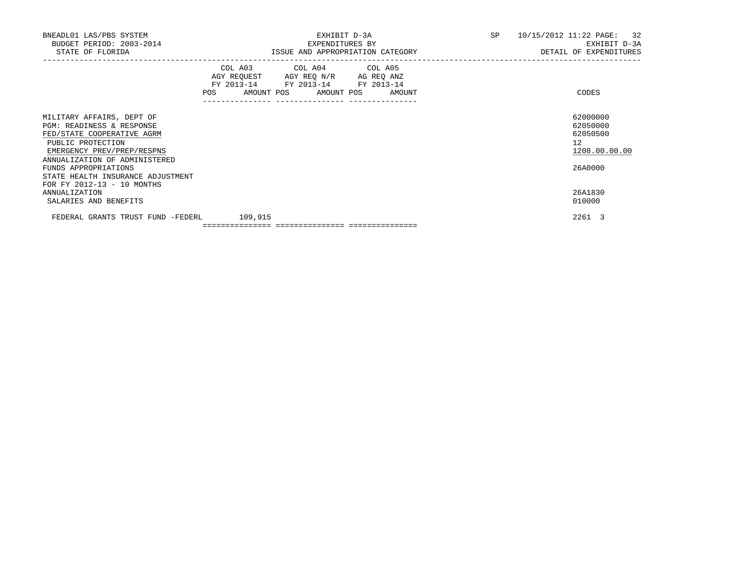BNEADL01 LAS/PBS SYSTEM — EXHIBIT D-3A — SP 10/15/2012 11:22

BUDGET PERIOD: 2003-2014 — EXPENDITURES BY — EXHIBIT D-3A

STATE OF FLORIDA — ISSUE AND APPROPRIATION CATEGORY — DETAIL OF EXPENDITURES

| | COL A03 AGY REQUEST FY 2013-14 | | COL A04 AGY REQ N/R FY 2013-14 | | COL A05 AG REQ ANZ FY 2013-14 | | |
|---|---|---|---|---|---|---|---|
| | POS | AMOUNT | POS | AMOUNT | POS | AMOUNT | CODES |
| MILITARY AFFAIRS, DEPT OF | | | | | | | 62000000 |
| PGM: READINESS & RESPONSE | | | | | | | 62050000 |
| FED/STATE COOPERATIVE AGRM | | | | | | | 62050500 |
| PUBLIC PROTECTION | | | | | | | 12 |
| EMERGENCY PREV/PREP/RESPNS | | | | | | | 1208.00.00.00 |
| ANNUALIZATION OF ADMINISTERED FUNDS APPROPRIATIONS | | | | | | | 26A0000 |
| STATE HEALTH INSURANCE ADJUSTMENT FOR FY 2012-13 - 10 MONTHS ANNUALIZATION | | | | | | | 26A1830 |
| SALARIES AND BENEFITS | | | | | | | 010000 |
| FEDERAL GRANTS TRUST FUND -FEDERL | | 109,915 | | | | | 2261 3 |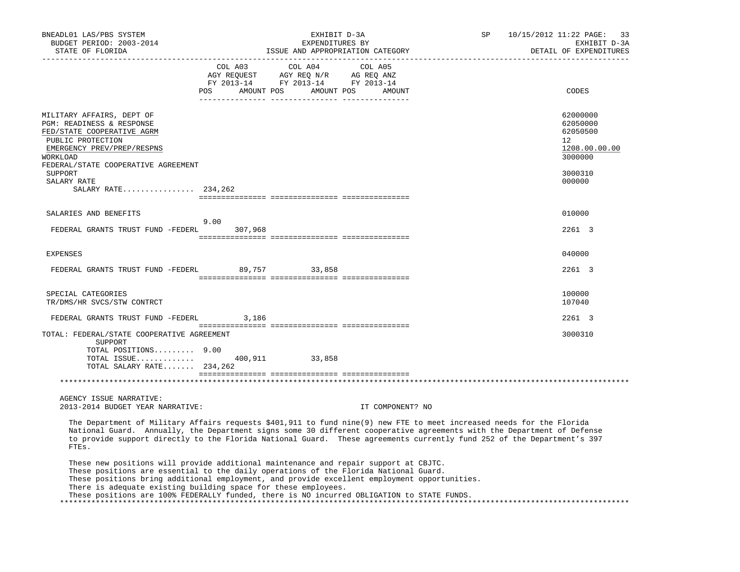BNEADL01 LAS/PBS SYSTEM
BUDGET PERIOD: 2003-2014
STATE OF FLORIDA

EXHIBIT D-3A
EXPENDITURES BY
ISSUE AND APPROPRIATION CATEGORY

SP 10/15/2012 11:22

EXHIBIT D-3A
DETAIL OF EXPENDITURES

| | COL A03 AGY REQUEST FY 2013-14 POS | AMOUNT | COL A04 AGY REQ N/R FY 2013-14 POS | AMOUNT | COL A05 AG REQ ANZ FY 2013-14 POS | AMOUNT | CODES |
|---|---|---|---|---|---|---|---|
| MILITARY AFFAIRS, DEPT OF | | | | | | | 62000000 |
| PGM: READINESS & RESPONSE | | | | | | | 62050000 |
| FED/STATE COOPERATIVE AGRM | | | | | | | 62050500 |
| PUBLIC PROTECTION | | | | | | | 12 |
| EMERGENCY PREV/PREP/RESPNS | | | | | | | 1208.00.00.00 |
| WORKLOAD | | | | | | | 3000000 |
| FEDERAL/STATE COOPERATIVE AGREEMENT SUPPORT | | | | | | | 3000310 |
| SALARY RATE | | | | | | | 000000 |
| SALARY RATE................ | 234,262 | | | | | | |
| SALARIES AND BENEFITS | | | | | | | 010000 |
| FEDERAL GRANTS TRUST FUND -FEDERL | 9.00 | 307,968 | | | | | 2261 3 |
| EXPENSES | | | | | | | 040000 |
| FEDERAL GRANTS TRUST FUND -FEDERL | | 89,757 | | 33,858 | | | 2261 3 |
| SPECIAL CATEGORIES | | | | | | | 100000 |
| TR/DMS/HR SVCS/STW CONTRCT | | | | | | | 107040 |
| FEDERAL GRANTS TRUST FUND -FEDERL | | 3,186 | | | | | 2261 3 |
| TOTAL: FEDERAL/STATE COOPERATIVE AGREEMENT SUPPORT | | | | | | | 3000310 |
| TOTAL POSITIONS......... | 9.00 | | | | | | |
| TOTAL ISSUE............. | | 400,911 | | 33,858 | | | |
| TOTAL SALARY RATE....... | 234,262 | | | | | | |

AGENCY ISSUE NARRATIVE:
2013-2014 BUDGET YEAR NARRATIVE: IT COMPONENT? NO

The Department of Military Affairs requests $401,911 to fund nine(9) new FTE to meet increased needs for the Florida National Guard. Annually, the Department signs some 30 different cooperative agreements with the Department of Defense to provide support directly to the Florida National Guard. These agreements currently fund 252 of the Department's 397 FTEs.

These new positions will provide additional maintenance and repair support at CBJTC.
These positions are essential to the daily operations of the Florida National Guard.
These positions bring additional employment, and provide excellent employment opportunities.
There is adequate existing building space for these employees.
These positions are 100% FEDERALLY funded, there is NO incurred OBLIGATION to STATE FUNDS.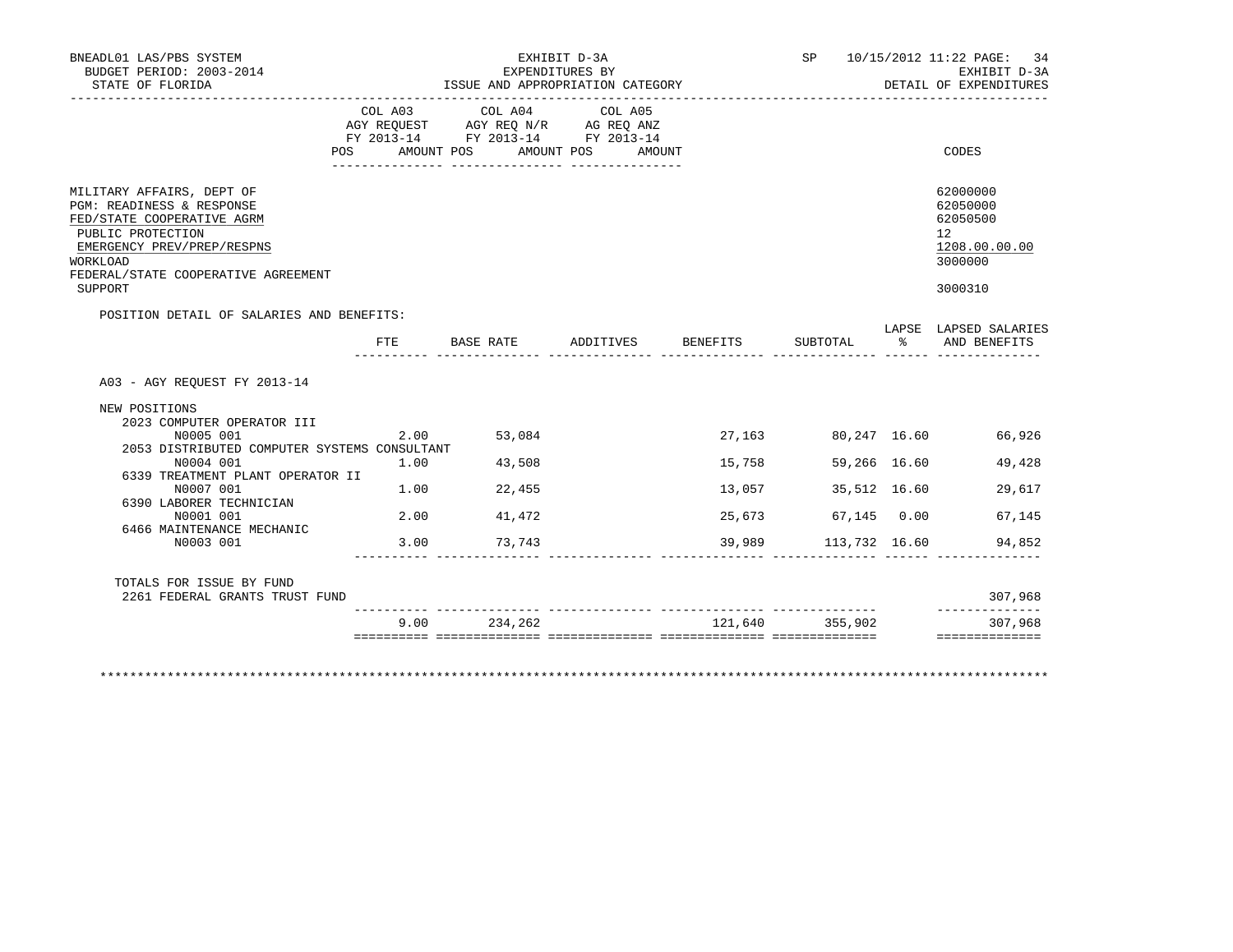BNEADL01 LAS/PBS SYSTEM
BUDGET PERIOD: 2003-2014
STATE OF FLORIDA

EXHIBIT D-3A
EXPENDITURES BY
ISSUE AND APPROPRIATION CATEGORY

SP 10/15/2012 11:22

EXHIBIT D-3A
DETAIL OF EXPENDITURES

| | COL A03 AGY REQUEST FY 2013-14 POS AMOUNT | COL A04 AGY REQ N/R FY 2013-14 POS AMOUNT | COL A05 AG REQ ANZ FY 2013-14 POS AMOUNT | CODES |
|---|---|---|---|---|
| MILITARY AFFAIRS, DEPT OF | | | | 62000000 |
| PGM: READINESS & RESPONSE | | | | 62050000 |
| FED/STATE COOPERATIVE AGRM | | | | 62050500 |
| PUBLIC PROTECTION | | | | 12 |
| EMERGENCY PREV/PREP/RESPNS | | | | 1208.00.00.00 |
| WORKLOAD | | | | 3000000 |
| FEDERAL/STATE COOPERATIVE AGREEMENT SUPPORT | | | | 3000310 |

POSITION DETAIL OF SALARIES AND BENEFITS:

| | FTE | BASE RATE | ADDITIVES | BENEFITS | SUBTOTAL | LAPSE % | LAPSED SALARIES AND BENEFITS |
|---|---|---|---|---|---|---|---|
| A03 - AGY REQUEST FY 2013-14 | | | | | | | |
| NEW POSITIONS | | | | | | | |
| 2023 COMPUTER OPERATOR III | | | | | | | |
| N0005 001 | 2.00 | 53,084 | | 27,163 | 80,247 | 16.60 | 66,926 |
| 2053 DISTRIBUTED COMPUTER SYSTEMS CONSULTANT | | | | | | | |
| N0004 001 | 1.00 | 43,508 | | 15,758 | 59,266 | 16.60 | 49,428 |
| 6339 TREATMENT PLANT OPERATOR II | | | | | | | |
| N0007 001 | 1.00 | 22,455 | | 13,057 | 35,512 | 16.60 | 29,617 |
| 6390 LABORER TECHNICIAN | | | | | | | |
| N0001 001 | 2.00 | 41,472 | | 25,673 | 67,145 | 0.00 | 67,145 |
| 6466 MAINTENANCE MECHANIC | | | | | | | |
| N0003 001 | 3.00 | 73,743 | | 39,989 | 113,732 | 16.60 | 94,852 |
| TOTALS FOR ISSUE BY FUND | | | | | | | |
| 2261 FEDERAL GRANTS TRUST FUND | | | | | | | 307,968 |
| | 9.00 | 234,262 | | 121,640 | 355,902 | | 307,968 |

*****************************************************************************************************************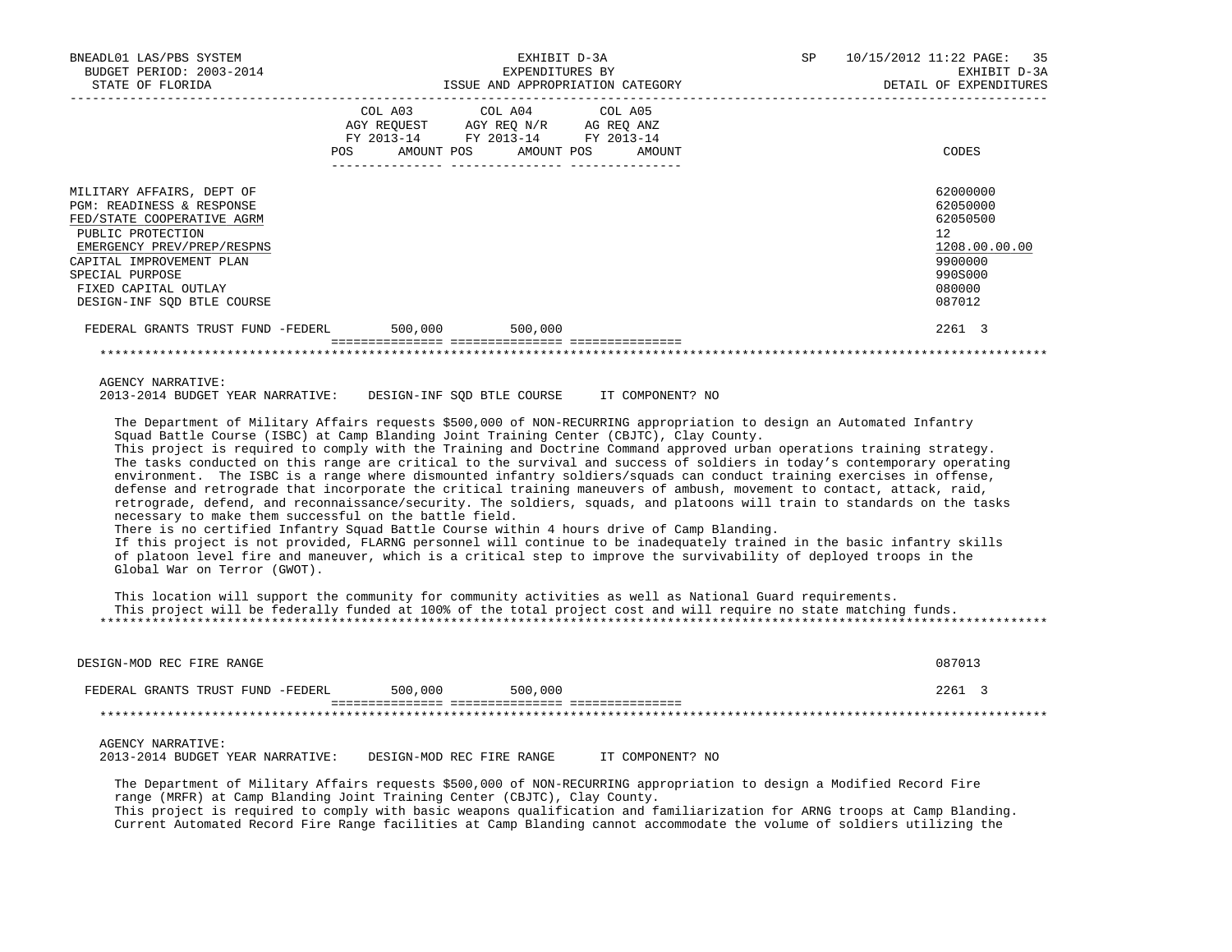BNEADL01 LAS/PBS SYSTEM — EXHIBIT D-3A — EXPENDITURES BY ISSUE AND APPROPRIATION CATEGORY
BUDGET PERIOD: 2003-2014 — SP 10/15/2012 11:22 — EXHIBIT D-3A
STATE OF FLORIDA — DETAIL OF EXPENDITURES

| | COL A03 AGY REQUEST FY 2013-14 POS AMOUNT | COL A04 AGY REQ N/R FY 2013-14 POS AMOUNT | COL A05 AG REQ ANZ FY 2013-14 POS AMOUNT | CODES |
|---|---|---|---|---|
| MILITARY AFFAIRS, DEPT OF | | | | 62000000 |
| PGM: READINESS & RESPONSE | | | | 62050000 |
| FED/STATE COOPERATIVE AGRM | | | | 62050500 |
| PUBLIC PROTECTION | | | | 12 |
| EMERGENCY PREV/PREP/RESPNS | | | | 1208.00.00.00 |
| CAPITAL IMPROVEMENT PLAN | | | | 9900000 |
| SPECIAL PURPOSE | | | | 990S000 |
| FIXED CAPITAL OUTLAY | | | | 080000 |
| DESIGN-INF SQD BTLE COURSE | | | | 087012 |
| FEDERAL GRANTS TRUST FUND -FEDERL | 500,000 | 500,000 | | 2261 3 |

AGENCY NARRATIVE:
2013-2014 BUDGET YEAR NARRATIVE: DESIGN-INF SQD BTLE COURSE IT COMPONENT? NO

The Department of Military Affairs requests $500,000 of NON-RECURRING appropriation to design an Automated Infantry Squad Battle Course (ISBC) at Camp Blanding Joint Training Center (CBJTC), Clay County.
This project is required to comply with the Training and Doctrine Command approved urban operations training strategy. The tasks conducted on this range are critical to the survival and success of soldiers in today's contemporary operating environment. The ISBC is a range where dismounted infantry soldiers/squads can conduct training exercises in offense, defense and retrograde that incorporate the critical training maneuvers of ambush, movement to contact, attack, raid, retrograde, defend, and reconnaissance/security. The soldiers, squads, and platoons will train to standards on the tasks necessary to make them successful on the battle field.
There is no certified Infantry Squad Battle Course within 4 hours drive of Camp Blanding.
If this project is not provided, FLARNG personnel will continue to be inadequately trained in the basic infantry skills of platoon level fire and maneuver, which is a critical step to improve the survivability of deployed troops in the Global War on Terror (GWOT).

This location will support the community for community activities as well as National Guard requirements.
This project will be federally funded at 100% of the total project cost and will require no state matching funds.

| | COL A03 | COL A04 | COL A05 | CODES |
|---|---|---|---|---|
| DESIGN-MOD REC FIRE RANGE | | | | 087013 |
| FEDERAL GRANTS TRUST FUND -FEDERL | 500,000 | 500,000 | | 2261 3 |

AGENCY NARRATIVE:
2013-2014 BUDGET YEAR NARRATIVE: DESIGN-MOD REC FIRE RANGE IT COMPONENT? NO

The Department of Military Affairs requests $500,000 of NON-RECURRING appropriation to design a Modified Record Fire range (MRFR) at Camp Blanding Joint Training Center (CBJTC), Clay County.
This project is required to comply with basic weapons qualification and familiarization for ARNG troops at Camp Blanding. Current Automated Record Fire Range facilities at Camp Blanding cannot accommodate the volume of soldiers utilizing the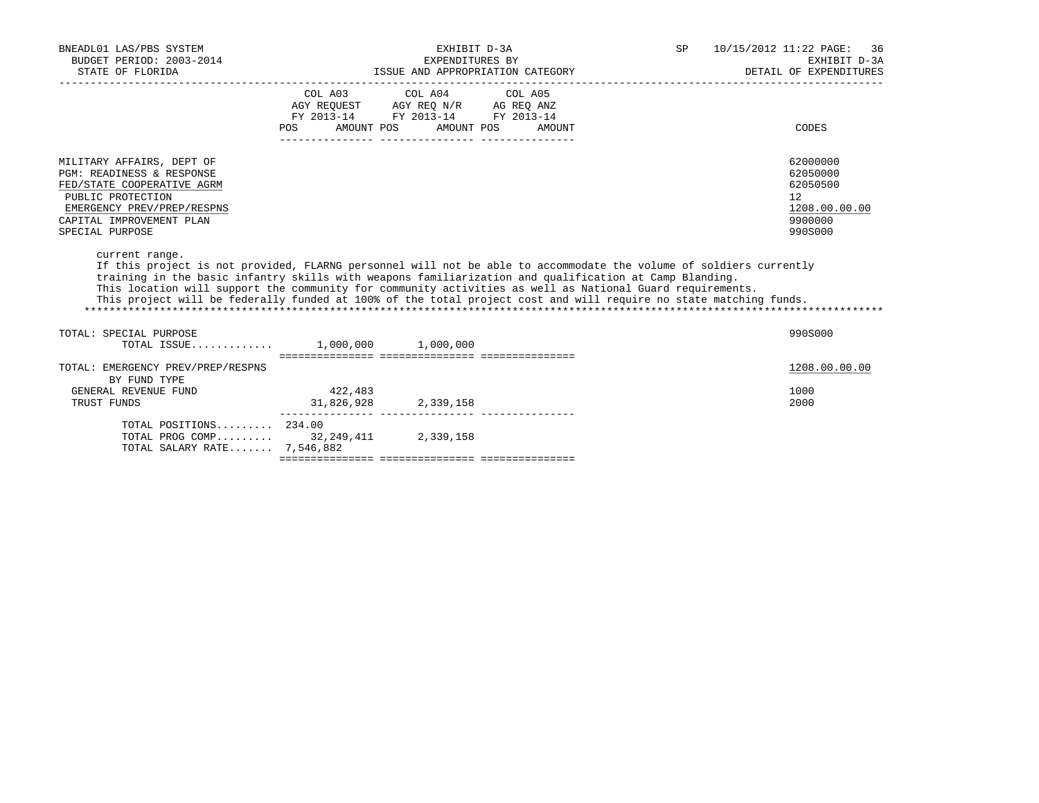BNEADL01 LAS/PBS SYSTEM — EXHIBIT D-3A — EXPENDITURES BY ISSUE AND APPROPRIATION CATEGORY
BUDGET PERIOD: 2003-2014 — STATE OF FLORIDA — SP 10/15/2012 11:22 — DETAIL OF EXPENDITURES

| | COL A03 AGY REQUEST FY 2013-14 POS AMOUNT | COL A04 AGY REQ N/R FY 2013-14 POS AMOUNT | COL A05 AG REQ ANZ FY 2013-14 POS AMOUNT | CODES |
|---|---|---|---|---|
| MILITARY AFFAIRS, DEPT OF | | | | 62000000 |
| PGM: READINESS & RESPONSE | | | | 62050000 |
| FED/STATE COOPERATIVE AGRM | | | | 62050500 |
| PUBLIC PROTECTION | | | | 12 |
| EMERGENCY PREV/PREP/RESPNS | | | | 1208.00.00.00 |
| CAPITAL IMPROVEMENT PLAN | | | | 9900000 |
| SPECIAL PURPOSE | | | | 990S000 |

current range.
If this project is not provided, FLARNG personnel will not be able to accommodate the volume of soldiers currently training in the basic infantry skills with weapons familiarization and qualification at Camp Blanding.
This location will support the community for community activities as well as National Guard requirements.
This project will be federally funded at 100% of the total project cost and will require no state matching funds.

| | COL A03 | COL A04 | COL A05 | CODES |
|---|---|---|---|---|
| TOTAL: SPECIAL PURPOSE | | | | 990S000 |
| TOTAL ISSUE............ | 1,000,000 | 1,000,000 | | |
| TOTAL: EMERGENCY PREV/PREP/RESPNS | | | | 1208.00.00.00 |
| BY FUND TYPE | | | | |
| GENERAL REVENUE FUND | 422,483 | | | 1000 |
| TRUST FUNDS | 31,826,928 | 2,339,158 | | 2000 |
| TOTAL POSITIONS......... | 234.00 | | | |
| TOTAL PROG COMP......... | 32,249,411 | 2,339,158 | | |
| TOTAL SALARY RATE....... | 7,546,882 | | | |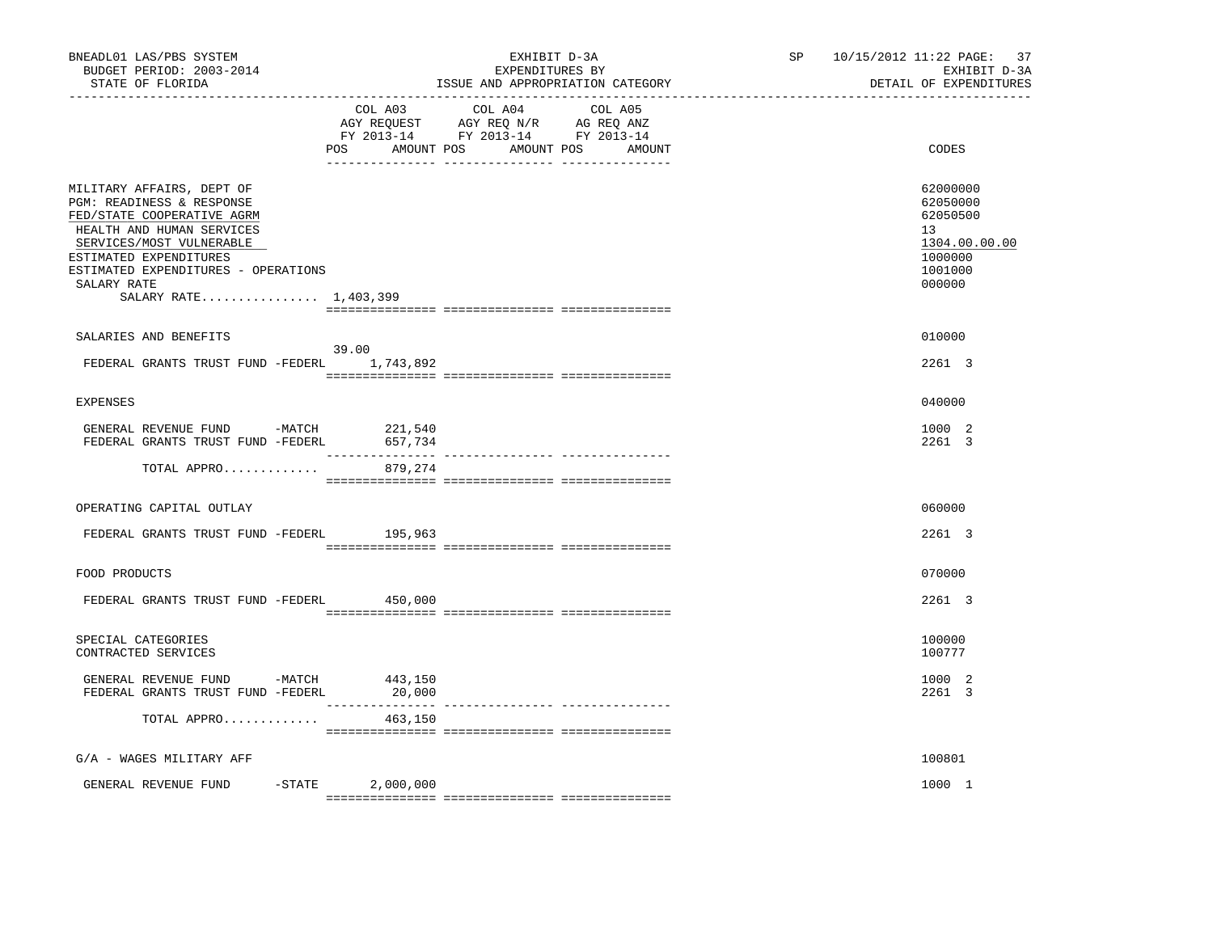BNEADL01 LAS/PBS SYSTEM — EXHIBIT D-3A — SP 10/15/2012 11:22
BUDGET PERIOD: 2003-2014 — EXPENDITURES BY — EXHIBIT D-3A
STATE OF FLORIDA — ISSUE AND APPROPRIATION CATEGORY — DETAIL OF EXPENDITURES

| | COL A03 AGY REQUEST FY 2013-14 POS | AMOUNT | COL A04 AGY REQ N/R FY 2013-14 POS | AMOUNT | COL A05 AG REQ ANZ FY 2013-14 POS | AMOUNT | CODES |
|---|---|---|---|---|---|---|---|
| MILITARY AFFAIRS, DEPT OF | | | | | | | 62000000 |
| PGM: READINESS & RESPONSE | | | | | | | 62050000 |
| FED/STATE COOPERATIVE AGRM | | | | | | | 62050500 |
| HEALTH AND HUMAN SERVICES | | | | | | | 13 |
| SERVICES/MOST VULNERABLE | | | | | | | 1304.00.00.00 |
| ESTIMATED EXPENDITURES | | | | | | | 1000000 |
| ESTIMATED EXPENDITURES - OPERATIONS | | | | | | | 1001000 |
| SALARY RATE | | | | | | | 000000 |
| SALARY RATE................ 1,403,399 | | | | | | | |
| SALARIES AND BENEFITS | | | | | | | 010000 |
| FEDERAL GRANTS TRUST FUND -FEDERL | 39.00 | 1,743,892 | | | | | 2261 3 |
| EXPENSES | | | | | | | 040000 |
| GENERAL REVENUE FUND -MATCH | | 221,540 | | | | | 1000 2 |
| FEDERAL GRANTS TRUST FUND -FEDERL | | 657,734 | | | | | 2261 3 |
| TOTAL APPRO............. | | 879,274 | | | | | |
| OPERATING CAPITAL OUTLAY | | | | | | | 060000 |
| FEDERAL GRANTS TRUST FUND -FEDERL | | 195,963 | | | | | 2261 3 |
| FOOD PRODUCTS | | | | | | | 070000 |
| FEDERAL GRANTS TRUST FUND -FEDERL | | 450,000 | | | | | 2261 3 |
| SPECIAL CATEGORIES | | | | | | | 100000 |
| CONTRACTED SERVICES | | | | | | | 100777 |
| GENERAL REVENUE FUND -MATCH | | 443,150 | | | | | 1000 2 |
| FEDERAL GRANTS TRUST FUND -FEDERL | | 20,000 | | | | | 2261 3 |
| TOTAL APPRO............. | | 463,150 | | | | | |
| G/A - WAGES MILITARY AFF | | | | | | | 100801 |
| GENERAL REVENUE FUND -STATE | | 2,000,000 | | | | | 1000 1 |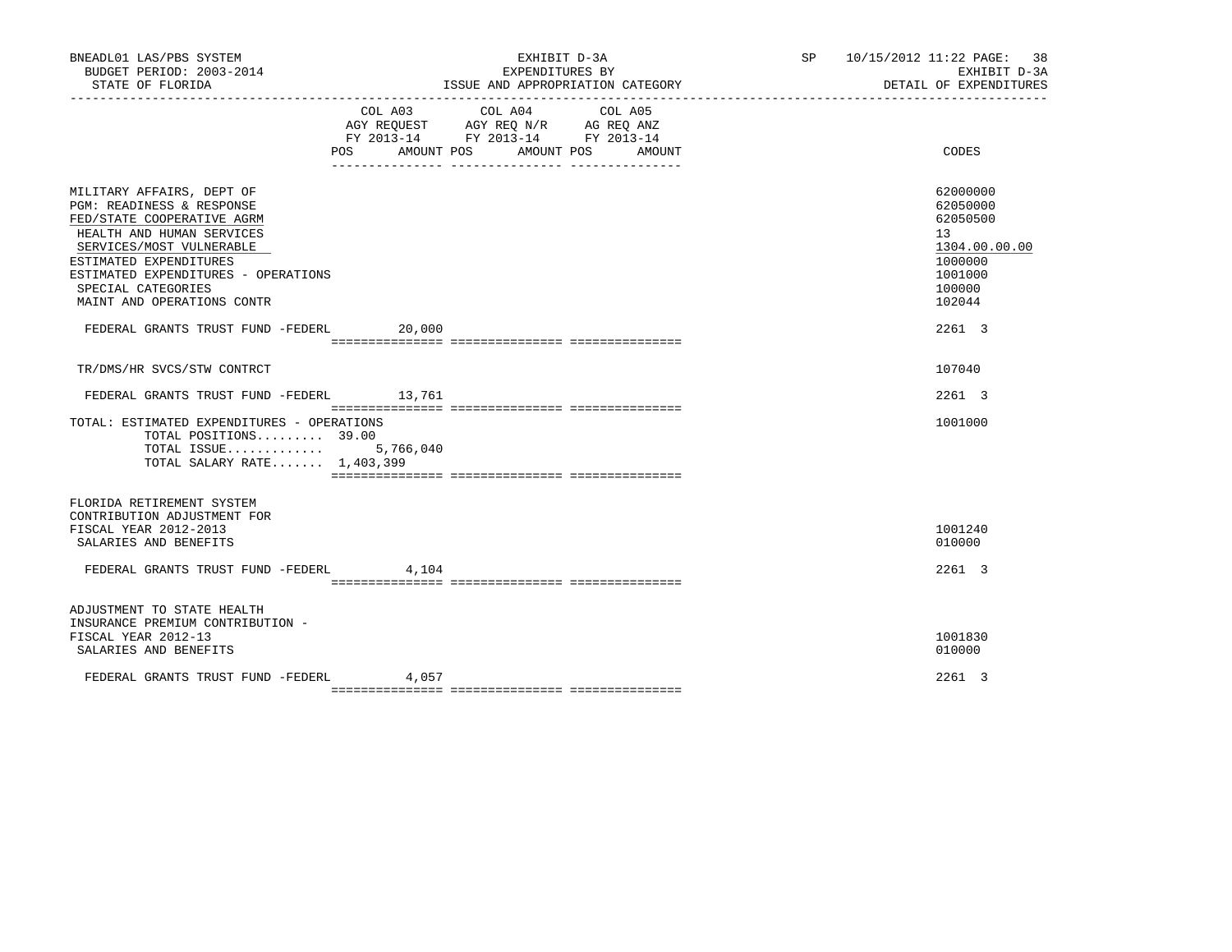BNEADL01 LAS/PBS SYSTEM — EXHIBIT D-3A — SP 10/15/2012 11:22
BUDGET PERIOD: 2003-2014 — EXPENDITURES BY — EXHIBIT D-3A
STATE OF FLORIDA — ISSUE AND APPROPRIATION CATEGORY — DETAIL OF EXPENDITURES

| | COL A03 AGY REQUEST FY 2013-14 POS | AMOUNT | COL A04 AGY REQ N/R FY 2013-14 POS | AMOUNT | COL A05 AG REQ ANZ FY 2013-14 POS | AMOUNT | CODES |
|---|---|---|---|---|---|---|---|
| MILITARY AFFAIRS, DEPT OF | | | | | | | 62000000 |
| PGM: READINESS & RESPONSE | | | | | | | 62050000 |
| FED/STATE COOPERATIVE AGRM | | | | | | | 62050500 |
| HEALTH AND HUMAN SERVICES | | | | | | | 13 |
| SERVICES/MOST VULNERABLE | | | | | | | 1304.00.00.00 |
| ESTIMATED EXPENDITURES | | | | | | | 1000000 |
| ESTIMATED EXPENDITURES - OPERATIONS | | | | | | | 1001000 |
| SPECIAL CATEGORIES | | | | | | | 100000 |
| MAINT AND OPERATIONS CONTR | | | | | | | 102044 |
| FEDERAL GRANTS TRUST FUND -FEDERL | | 20,000 | | | | | 2261 3 |
| TR/DMS/HR SVCS/STW CONTRCT | | | | | | | 107040 |
| FEDERAL GRANTS TRUST FUND -FEDERL | | 13,761 | | | | | 2261 3 |
| TOTAL: ESTIMATED EXPENDITURES - OPERATIONS | | | | | | | 1001000 |
| TOTAL POSITIONS......... 39.00 | | | | | | | |
| TOTAL ISSUE............ | | 5,766,040 | | | | | |
| TOTAL SALARY RATE....... 1,403,399 | | | | | | | |
| FLORIDA RETIREMENT SYSTEM CONTRIBUTION ADJUSTMENT FOR FISCAL YEAR 2012-2013 | | | | | | | 1001240 |
| SALARIES AND BENEFITS | | | | | | | 010000 |
| FEDERAL GRANTS TRUST FUND -FEDERL | | 4,104 | | | | | 2261 3 |
| ADJUSTMENT TO STATE HEALTH INSURANCE PREMIUM CONTRIBUTION - FISCAL YEAR 2012-13 | | | | | | | 1001830 |
| SALARIES AND BENEFITS | | | | | | | 010000 |
| FEDERAL GRANTS TRUST FUND -FEDERL | | 4,057 | | | | | 2261 3 |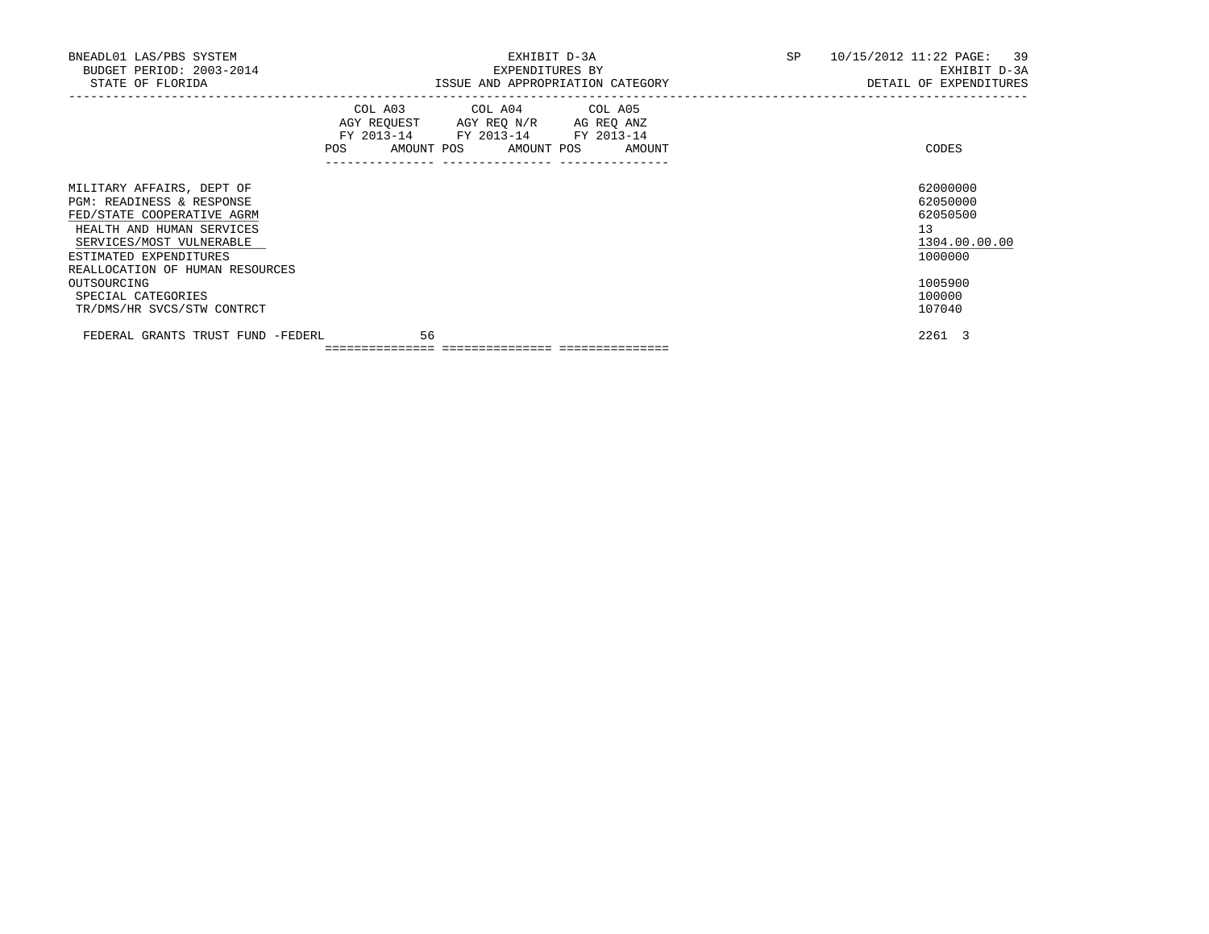BNEADL01 LAS/PBS SYSTEM | EXHIBIT D-3A | SP 10/15/2012 11:22
BUDGET PERIOD: 2003-2014 | EXPENDITURES BY | EXHIBIT D-3A
STATE OF FLORIDA | ISSUE AND APPROPRIATION CATEGORY | DETAIL OF EXPENDITURES

| | COL A03 AGY REQUEST FY 2013-14 POS | AMOUNT | COL A04 AGY REQ N/R FY 2013-14 POS | AMOUNT | COL A05 AG REQ ANZ FY 2013-14 POS | AMOUNT | CODES |
|---|---|---|---|---|---|---|---|
| MILITARY AFFAIRS, DEPT OF | | | | | | | 62000000 |
| PGM: READINESS & RESPONSE | | | | | | | 62050000 |
| FED/STATE COOPERATIVE AGRM | | | | | | | 62050500 |
| HEALTH AND HUMAN SERVICES | | | | | | | 13 |
| SERVICES/MOST VULNERABLE | | | | | | | 1304.00.00.00 |
| ESTIMATED EXPENDITURES | | | | | | | 1000000 |
| REALLOCATION OF HUMAN RESOURCES OUTSOURCING | | | | | | | 1005900 |
| SPECIAL CATEGORIES | | | | | | | 100000 |
| TR/DMS/HR SVCS/STW CONTRCT | | | | | | | 107040 |
| FEDERAL GRANTS TRUST FUND -FEDERL | | 56 | | | | | 2261 3 |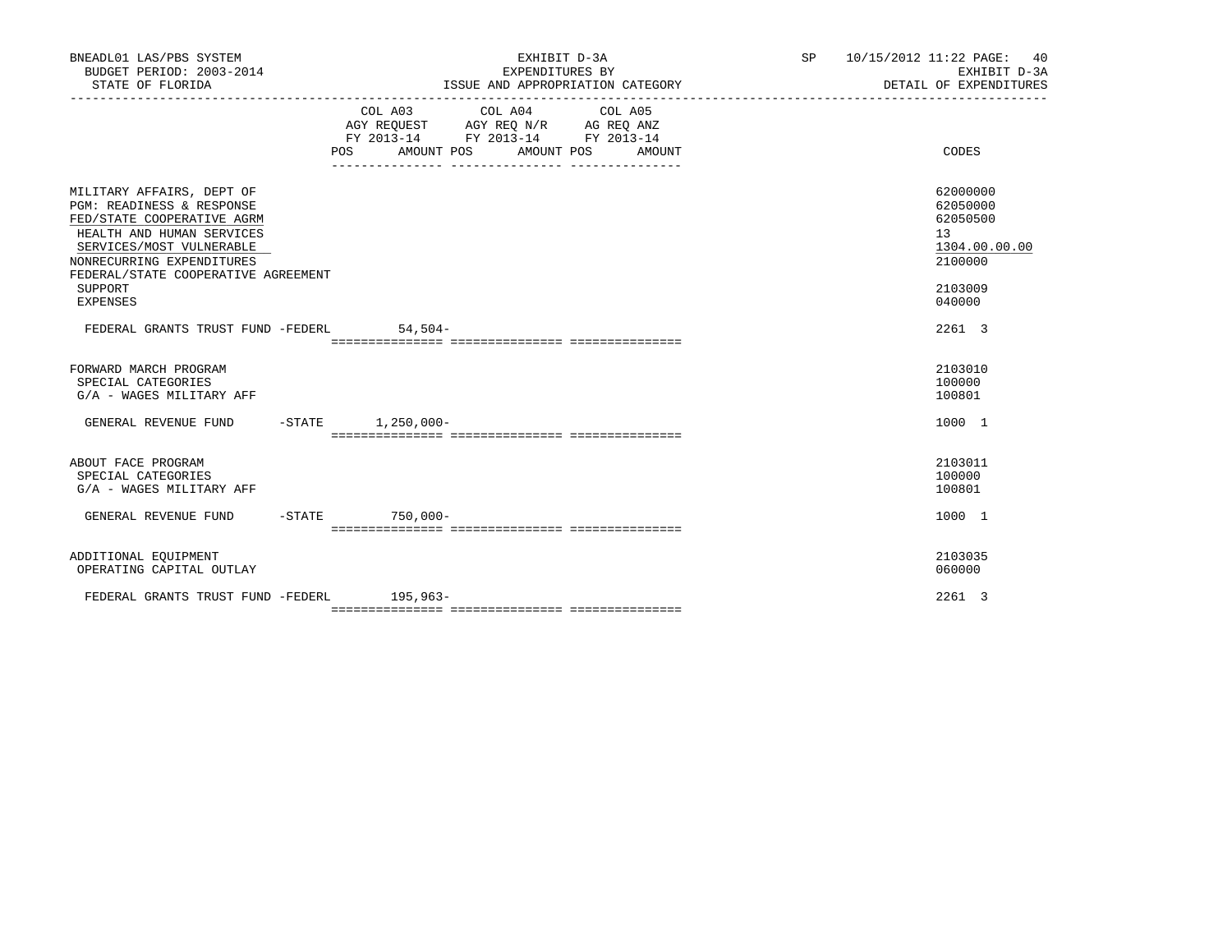BNEADL01 LAS/PBS SYSTEM
BUDGET PERIOD: 2003-2014
STATE OF FLORIDA

EXHIBIT D-3A
EXPENDITURES BY
ISSUE AND APPROPRIATION CATEGORY

SP 10/15/2012 11:22 PAGE: 40
EXHIBIT D-3A
DETAIL OF EXPENDITURES

| | COL A03 AGY REQUEST FY 2013-14 POS | AMOUNT | COL A04 AGY REQ N/R FY 2013-14 POS | AMOUNT | COL A05 AG REQ ANZ FY 2013-14 POS | AMOUNT | CODES |
|---|---|---|---|---|---|---|---|
| MILITARY AFFAIRS, DEPT OF | | | | | | | 62000000 |
| PGM: READINESS & RESPONSE | | | | | | | 62050000 |
| FED/STATE COOPERATIVE AGRM | | | | | | | 62050500 |
| HEALTH AND HUMAN SERVICES | | | | | | | 13 |
| SERVICES/MOST VULNERABLE | | | | | | | 1304.00.00.00 |
| NONRECURRING EXPENDITURES | | | | | | | 2100000 |
| FEDERAL/STATE COOPERATIVE AGREEMENT SUPPORT | | | | | | | 2103009 |
| EXPENSES | | | | | | | 040000 |
| FEDERAL GRANTS TRUST FUND -FEDERL | | 54,504- | | | | | 2261 3 |
| FORWARD MARCH PROGRAM | | | | | | | 2103010 |
| SPECIAL CATEGORIES | | | | | | | 100000 |
| G/A - WAGES MILITARY AFF | | | | | | | 100801 |
| GENERAL REVENUE FUND -STATE | | 1,250,000- | | | | | 1000 1 |
| ABOUT FACE PROGRAM | | | | | | | 2103011 |
| SPECIAL CATEGORIES | | | | | | | 100000 |
| G/A - WAGES MILITARY AFF | | | | | | | 100801 |
| GENERAL REVENUE FUND -STATE | | 750,000- | | | | | 1000 1 |
| ADDITIONAL EQUIPMENT | | | | | | | 2103035 |
| OPERATING CAPITAL OUTLAY | | | | | | | 060000 |
| FEDERAL GRANTS TRUST FUND -FEDERL | | 195,963- | | | | | 2261 3 |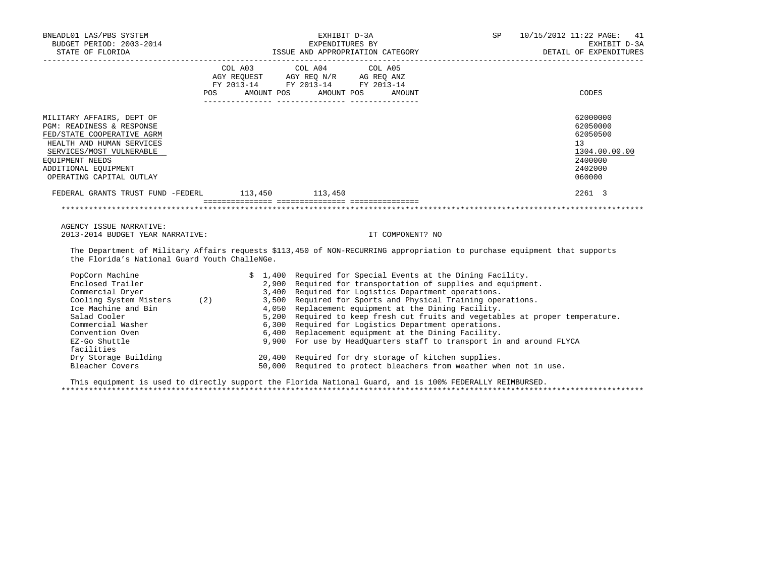BNEADL01 LAS/PBS SYSTEM
BUDGET PERIOD: 2003-2014
STATE OF FLORIDA

EXHIBIT D-3A
EXPENDITURES BY
ISSUE AND APPROPRIATION CATEGORY

SP 10/15/2012 11:22 PAGE: 41
EXHIBIT D-3A
DETAIL OF EXPENDITURES

| | COL A03 AGY REQUEST FY 2013-14 POS AMOUNT | COL A04 AGY REQ N/R FY 2013-14 POS AMOUNT | COL A05 AG REQ ANZ FY 2013-14 POS AMOUNT | CODES |
|---|---|---|---|---|
| MILITARY AFFAIRS, DEPT OF | | | | 62000000 |
| PGM: READINESS & RESPONSE | | | | 62050000 |
| FED/STATE COOPERATIVE AGRM | | | | 62050500 |
| HEALTH AND HUMAN SERVICES | | | | 13 |
| SERVICES/MOST VULNERABLE | | | | 1304.00.00.00 |
| EQUIPMENT NEEDS | | | | 2400000 |
| ADDITIONAL EQUIPMENT | | | | 2402000 |
| OPERATING CAPITAL OUTLAY | | | | 060000 |
| FEDERAL GRANTS TRUST FUND -FEDERL | 113,450 | 113,450 | | 2261 3 |

AGENCY ISSUE NARRATIVE:
2013-2014 BUDGET YEAR NARRATIVE: IT COMPONENT? NO

The Department of Military Affairs requests $113,450 of NON-RECURRING appropriation to purchase equipment that supports the Florida's National Guard Youth ChalleNGe.

| Item | Amount | Justification |
|---|---|---|
| PopCorn Machine | $ 1,400 | Required for Special Events at the Dining Facility. |
| Enclosed Trailer | 2,900 | Required for transportation of supplies and equipment. |
| Commercial Dryer | 3,400 | Required for Logistics Department operations. |
| Cooling System Misters (2) | 3,500 | Required for Sports and Physical Training operations. |
| Ice Machine and Bin | 4,050 | Replacement equipment at the Dining Facility. |
| Salad Cooler | 5,200 | Required to keep fresh cut fruits and vegetables at proper temperature. |
| Commercial Washer | 6,300 | Required for Logistics Department operations. |
| Convention Oven | 6,400 | Replacement equipment at the Dining Facility. |
| EZ-Go Shuttle | 9,900 | For use by HeadQuarters staff to transport in and around FLYCA facilities |
| Dry Storage Building | 20,400 | Required for dry storage of kitchen supplies. |
| Bleacher Covers | 50,000 | Required to protect bleachers from weather when not in use. |

This equipment is used to directly support the Florida National Guard, and is 100% FEDERALLY REIMBURSED.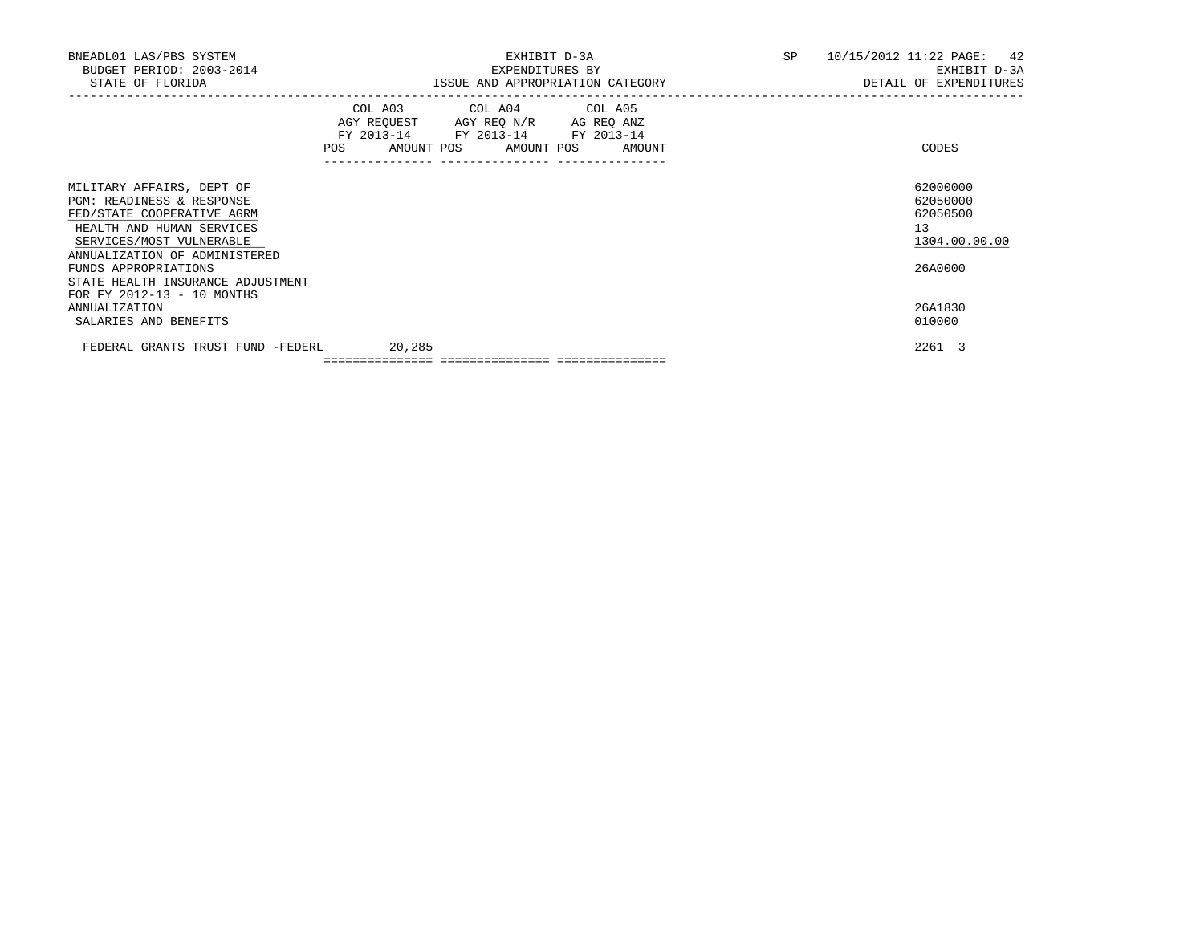BNEADL01 LAS/PBS SYSTEM — EXHIBIT D-3A — SP 10/15/2012 11:22

BUDGET PERIOD: 2003-2014 — EXPENDITURES BY — EXHIBIT D-3A

STATE OF FLORIDA — ISSUE AND APPROPRIATION CATEGORY — DETAIL OF EXPENDITURES

| | COL A03 AGY REQUEST FY 2013-14 | | COL A04 AGY REQ N/R FY 2013-14 | | COL A05 AG REQ ANZ FY 2013-14 | | CODES |
|---|---|---|---|---|---|---|---|
| | POS | AMOUNT | POS | AMOUNT | POS | AMOUNT | |
| MILITARY AFFAIRS, DEPT OF | | | | | | | 62000000 |
| PGM: READINESS & RESPONSE | | | | | | | 62050000 |
| FED/STATE COOPERATIVE AGRM | | | | | | | 62050500 |
| HEALTH AND HUMAN SERVICES | | | | | | | 13 |
| SERVICES/MOST VULNERABLE | | | | | | | 1304.00.00.00 |
| ANNUALIZATION OF ADMINISTERED FUNDS APPROPRIATIONS | | | | | | | 26A0000 |
| STATE HEALTH INSURANCE ADJUSTMENT FOR FY 2012-13 - 10 MONTHS ANNUALIZATION | | | | | | | 26A1830 |
| SALARIES AND BENEFITS | | | | | | | 010000 |
| FEDERAL GRANTS TRUST FUND -FEDERL | | 20,285 | | | | | 2261 3 |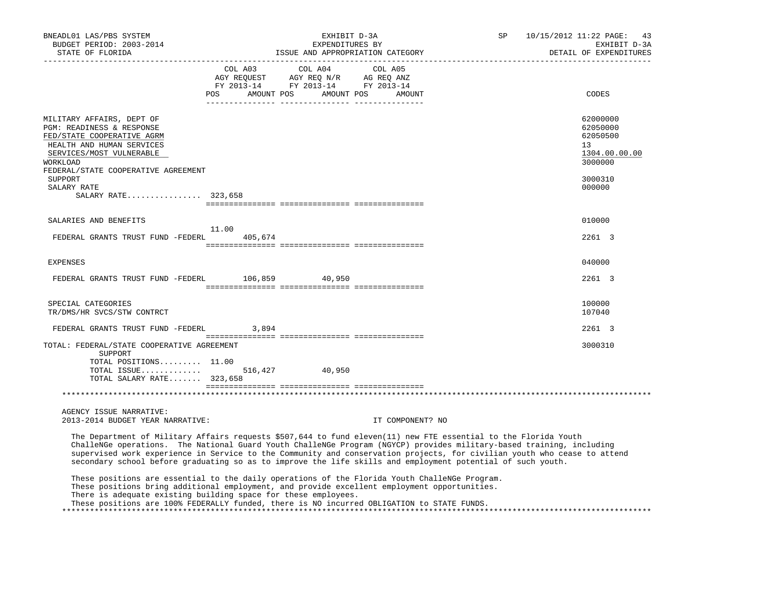BNEADL01 LAS/PBS SYSTEM — EXHIBIT D-3A — SP 10/15/2012 11:22 PAGE: 43
BUDGET PERIOD: 2003-2014 — EXPENDITURES BY — EXHIBIT D-3A
STATE OF FLORIDA — ISSUE AND APPROPRIATION CATEGORY — DETAIL OF EXPENDITURES

| | COL A03 AGY REQUEST FY 2013-14 POS | AMOUNT | COL A04 AGY REQ N/R FY 2013-14 POS | AMOUNT | COL A05 AG REQ ANZ FY 2013-14 POS | AMOUNT | CODES |
|---|---|---|---|---|---|---|---|
| MILITARY AFFAIRS, DEPT OF | | | | | | | 62000000 |
| PGM: READINESS & RESPONSE | | | | | | | 62050000 |
| FED/STATE COOPERATIVE AGRM | | | | | | | 62050500 |
| HEALTH AND HUMAN SERVICES | | | | | | | 13 |
| SERVICES/MOST VULNERABLE | | | | | | | 1304.00.00.00 |
| WORKLOAD | | | | | | | 3000000 |
| FEDERAL/STATE COOPERATIVE AGREEMENT SUPPORT | | | | | | | 3000310 |
| SALARY RATE | | | | | | | 000000 |
| SALARY RATE................ 323,658 | | | | | | | |
| SALARIES AND BENEFITS | | | | | | | 010000 |
| FEDERAL GRANTS TRUST FUND -FEDERL | 11.00 | 405,674 | | | | | 2261 3 |
| EXPENSES | | | | | | | 040000 |
| FEDERAL GRANTS TRUST FUND -FEDERL | | 106,859 | | 40,950 | | | 2261 3 |
| SPECIAL CATEGORIES | | | | | | | 100000 |
| TR/DMS/HR SVCS/STW CONTRCT | | | | | | | 107040 |
| FEDERAL GRANTS TRUST FUND -FEDERL | | 3,894 | | | | | 2261 3 |
| TOTAL: FEDERAL/STATE COOPERATIVE AGREEMENT SUPPORT | | | | | | | 3000310 |
| TOTAL POSITIONS......... | 11.00 | | | | | | |
| TOTAL ISSUE............. | | 516,427 | | 40,950 | | | |
| TOTAL SALARY RATE....... 323,658 | | | | | | | |

AGENCY ISSUE NARRATIVE:
2013-2014 BUDGET YEAR NARRATIVE: IT COMPONENT? NO

The Department of Military Affairs requests $507,644 to fund eleven(11) new FTE essential to the Florida Youth ChalleNGe operations. The National Guard Youth ChalleNGe Program (NGYCP) provides military-based training, including supervised work experience in Service to the Community and conservation projects, for civilian youth who cease to attend secondary school before graduating so as to improve the life skills and employment potential of such youth.

These positions are essential to the daily operations of the Florida Youth ChalleNGe Program.
These positions bring additional employment, and provide excellent employment opportunities.
There is adequate existing building space for these employees.
These positions are 100% FEDERALLY funded, there is NO incurred OBLIGATION to STATE FUNDS.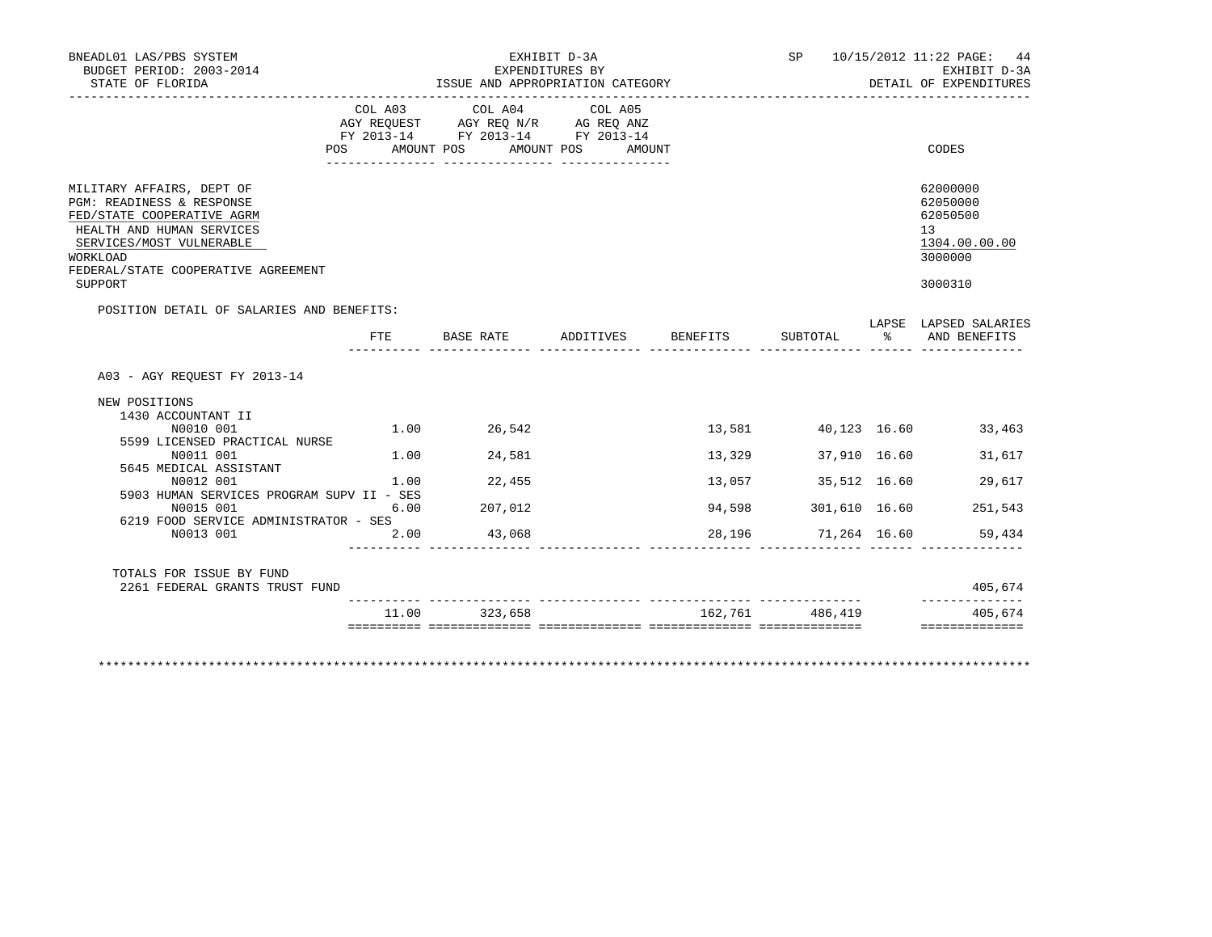BNEADL01 LAS/PBS SYSTEM
BUDGET PERIOD: 2003-2014
STATE OF FLORIDA

EXHIBIT D-3A
EXPENDITURES BY
ISSUE AND APPROPRIATION CATEGORY

SP 10/15/2012 11:22 PAGE: 44
EXHIBIT D-3A
DETAIL OF EXPENDITURES

| | COL A03 AGY REQUEST FY 2013-14 | | COL A04 AGY REQ N/R FY 2013-14 | | COL A05 AG REQ ANZ FY 2013-14 | | CODES |
|---|---|---|---|---|---|---|---|
| | POS | AMOUNT | POS | AMOUNT | POS | AMOUNT | |
| MILITARY AFFAIRS, DEPT OF | | | | | | | 62000000 |
| PGM: READINESS & RESPONSE | | | | | | | 62050000 |
| FED/STATE COOPERATIVE AGRM | | | | | | | 62050500 |
| HEALTH AND HUMAN SERVICES | | | | | | | 13 |
| SERVICES/MOST VULNERABLE | | | | | | | 1304.00.00.00 |
| WORKLOAD | | | | | | | 3000000 |
| FEDERAL/STATE COOPERATIVE AGREEMENT SUPPORT | | | | | | | 3000310 |

POSITION DETAIL OF SALARIES AND BENEFITS:

| | FTE | BASE RATE | ADDITIVES | BENEFITS | SUBTOTAL | LAPSE % | LAPSED SALARIES AND BENEFITS |
|---|---|---|---|---|---|---|---|
| A03 - AGY REQUEST FY 2013-14 | | | | | | | |
| NEW POSITIONS | | | | | | | |
| 1430 ACCOUNTANT II | | | | | | | |
| N0010 001 | 1.00 | 26,542 | | 13,581 | 40,123 | 16.60 | 33,463 |
| 5599 LICENSED PRACTICAL NURSE | | | | | | | |
| N0011 001 | 1.00 | 24,581 | | 13,329 | 37,910 | 16.60 | 31,617 |
| 5645 MEDICAL ASSISTANT | | | | | | | |
| N0012 001 | 1.00 | 22,455 | | 13,057 | 35,512 | 16.60 | 29,617 |
| 5903 HUMAN SERVICES PROGRAM SUPV II - SES | | | | | | | |
| N0015 001 | 6.00 | 207,012 | | 94,598 | 301,610 | 16.60 | 251,543 |
| 6219 FOOD SERVICE ADMINISTRATOR - SES | | | | | | | |
| N0013 001 | 2.00 | 43,068 | | 28,196 | 71,264 | 16.60 | 59,434 |
| TOTALS FOR ISSUE BY FUND | | | | | | | |
| 2261 FEDERAL GRANTS TRUST FUND | | | | | | | 405,674 |
| | 11.00 | 323,658 | | 162,761 | 486,419 | | 405,674 |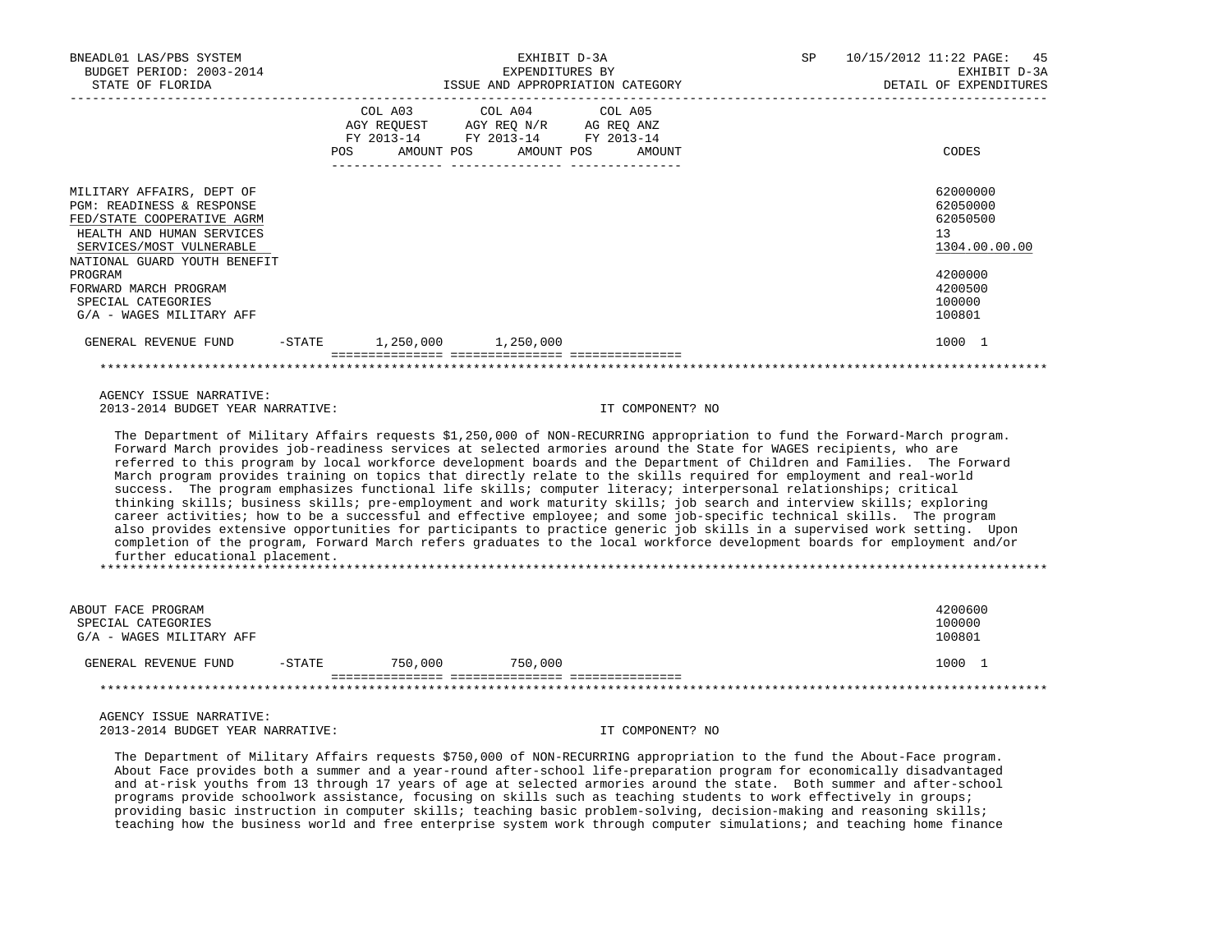BNEADL01 LAS/PBS SYSTEM
BUDGET PERIOD: 2003-2014
STATE OF FLORIDA

EXHIBIT D-3A
EXPENDITURES BY
ISSUE AND APPROPRIATION CATEGORY

SP 10/15/2012 11:22
EXHIBIT D-3A
DETAIL OF EXPENDITURES

| | COL A03 AGY REQUEST FY 2013-14 POS AMOUNT | COL A04 AGY REQ N/R FY 2013-14 POS AMOUNT | COL A05 AG REQ ANZ FY 2013-14 POS AMOUNT | CODES |
|---|---|---|---|---|
| MILITARY AFFAIRS, DEPT OF | | | | 62000000 |
| PGM: READINESS & RESPONSE | | | | 62050000 |
| FED/STATE COOPERATIVE AGRM | | | | 62050500 |
| HEALTH AND HUMAN SERVICES | | | | 13 |
| SERVICES/MOST VULNERABLE | | | | 1304.00.00.00 |
| NATIONAL GUARD YOUTH BENEFIT PROGRAM | | | | 4200000 |
| FORWARD MARCH PROGRAM | | | | 4200500 |
| SPECIAL CATEGORIES | | | | 100000 |
| G/A - WAGES MILITARY AFF | | | | 100801 |
| GENERAL REVENUE FUND -STATE | 1,250,000 | 1,250,000 | | 1000 1 |

AGENCY ISSUE NARRATIVE:
2013-2014 BUDGET YEAR NARRATIVE: IT COMPONENT? NO

The Department of Military Affairs requests $1,250,000 of NON-RECURRING appropriation to fund the Forward-March program. Forward March provides job-readiness services at selected armories around the State for WAGES recipients, who are referred to this program by local workforce development boards and the Department of Children and Families. The Forward March program provides training on topics that directly relate to the skills required for employment and real-world success. The program emphasizes functional life skills; computer literacy; interpersonal relationships; critical thinking skills; business skills; pre-employment and work maturity skills; job search and interview skills; exploring career activities; how to be a successful and effective employee; and some job-specific technical skills. The program also provides extensive opportunities for participants to practice generic job skills in a supervised work setting. Upon completion of the program, Forward March refers graduates to the local workforce development boards for employment and/or further educational placement.

| | COL A03 | COL A04 | COL A05 | CODES |
|---|---|---|---|---|
| ABOUT FACE PROGRAM | | | | 4200600 |
| SPECIAL CATEGORIES | | | | 100000 |
| G/A - WAGES MILITARY AFF | | | | 100801 |
| GENERAL REVENUE FUND -STATE | 750,000 | 750,000 | | 1000 1 |

AGENCY ISSUE NARRATIVE:
2013-2014 BUDGET YEAR NARRATIVE: IT COMPONENT? NO

The Department of Military Affairs requests $750,000 of NON-RECURRING appropriation to the fund the About-Face program. About Face provides both a summer and a year-round after-school life-preparation program for economically disadvantaged and at-risk youths from 13 through 17 years of age at selected armories around the state. Both summer and after-school programs provide schoolwork assistance, focusing on skills such as teaching students to work effectively in groups; providing basic instruction in computer skills; teaching basic problem-solving, decision-making and reasoning skills; teaching how the business world and free enterprise system work through computer simulations; and teaching home finance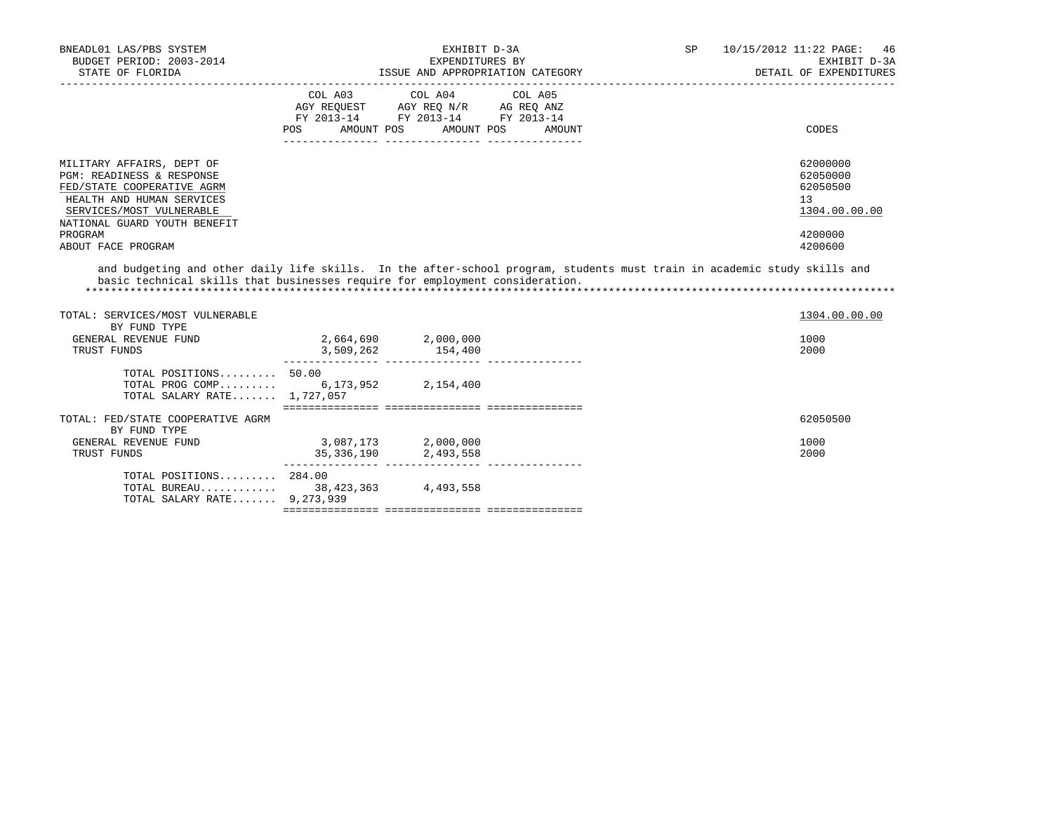| | COL A03 AGY REQUEST FY 2013-14 POS AMOUNT | COL A04 AGY REQ N/R FY 2013-14 POS AMOUNT | COL A05 AG REQ ANZ FY 2013-14 POS AMOUNT | CODES |
|---|---|---|---|---|
| MILITARY AFFAIRS, DEPT OF | | | | 62000000 |
| PGM: READINESS & RESPONSE | | | | 62050000 |
| FED/STATE COOPERATIVE AGRM | | | | 62050500 |
| HEALTH AND HUMAN SERVICES | | | | 13 |
| SERVICES/MOST VULNERABLE | | | | 1304.00.00.00 |
| NATIONAL GUARD YOUTH BENEFIT PROGRAM | | | | 4200000 |
| ABOUT FACE PROGRAM | | | | 4200600 |

and budgeting and other daily life skills. In the after-school program, students must train in academic study skills and basic technical skills that businesses require for employment consideration.

*****************************************************************************************************************************

| | COL A03 | COL A04 | COL A05 | CODES |
|---|---|---|---|---|
| TOTAL: SERVICES/MOST VULNERABLE | | | | 1304.00.00.00 |
| BY FUND TYPE | | | | |
| GENERAL REVENUE FUND | 2,664,690 | 2,000,000 | | 1000 |
| TRUST FUNDS | 3,509,262 | 154,400 | | 2000 |
| TOTAL POSITIONS......... | 50.00 | | | |
| TOTAL PROG COMP......... | 6,173,952 | 2,154,400 | | |
| TOTAL SALARY RATE....... | 1,727,057 | | | |
| TOTAL: FED/STATE COOPERATIVE AGRM | | | | 62050500 |
| BY FUND TYPE | | | | |
| GENERAL REVENUE FUND | 3,087,173 | 2,000,000 | | 1000 |
| TRUST FUNDS | 35,336,190 | 2,493,558 | | 2000 |
| TOTAL POSITIONS......... | 284.00 | | | |
| TOTAL BUREAU............ | 38,423,363 | 4,493,558 | | |
| TOTAL SALARY RATE....... | 9,273,939 | | | |